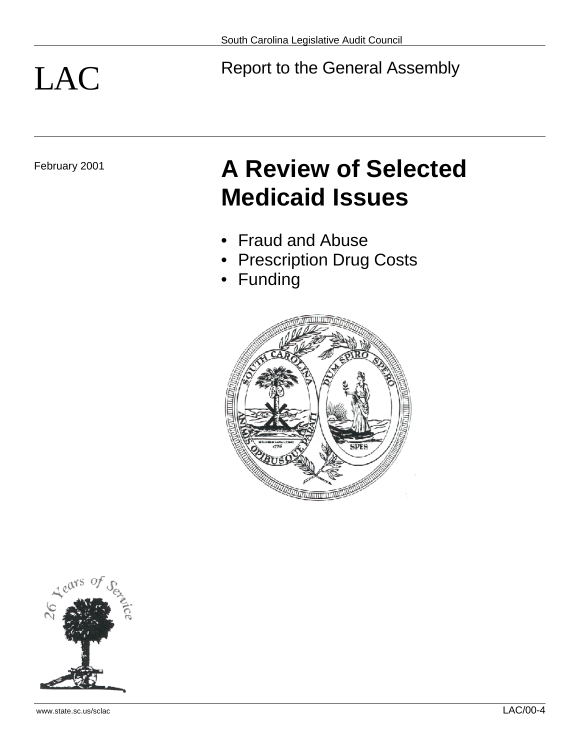South Carolina Legislative Audit Council

LAC

Report to the General Assembly

February 2001

# A Review of Selected Medicaid Issues

- Fraud and Abuse
- Prescription Drug Costs
- Funding

www.state.sc.us/sclac

LAC/00-4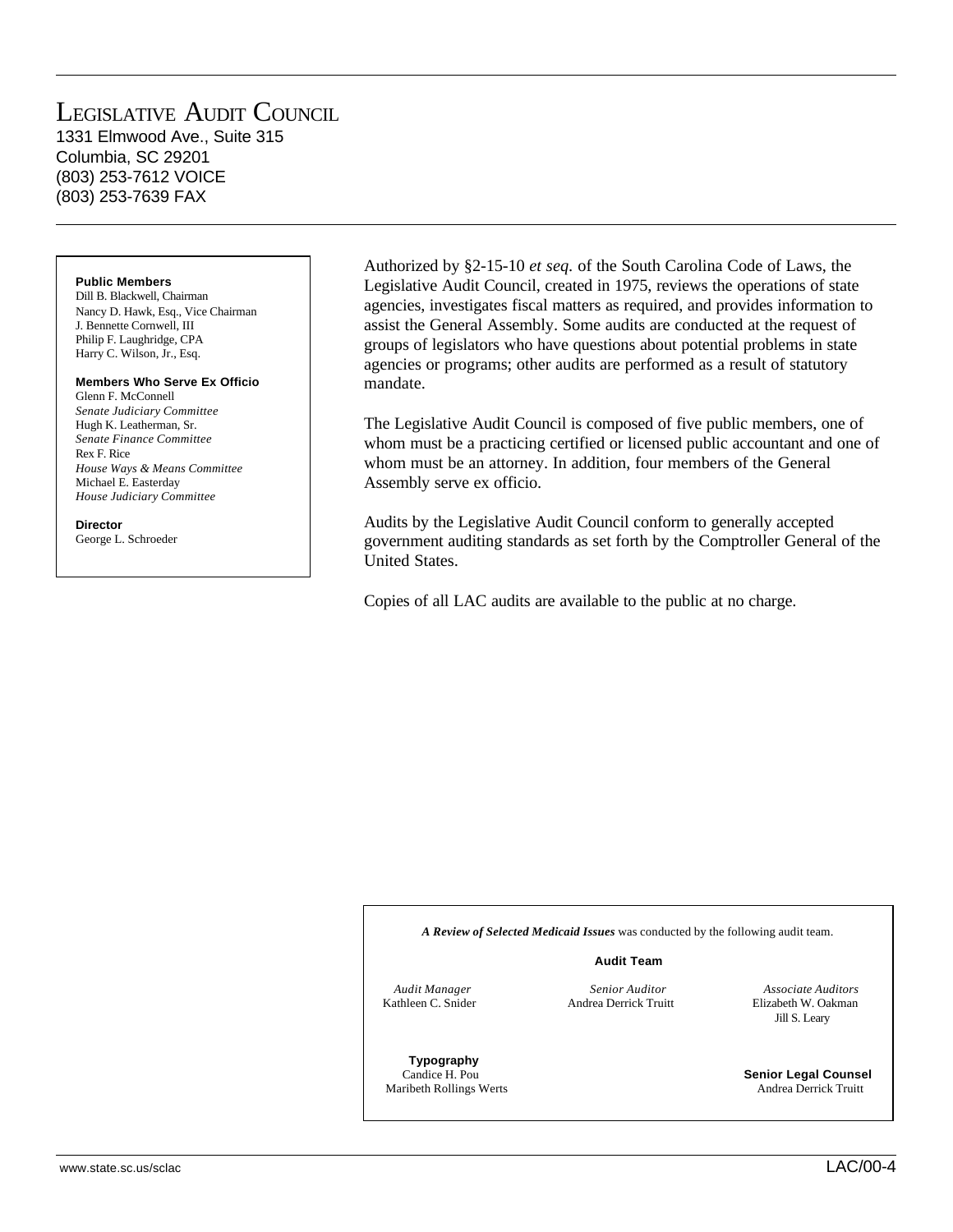# Legislative Audit Council

1331 Elmwood Ave., Suite 315
Columbia, SC 29201
(803) 253-7612 VOICE
(803) 253-7639 FAX

**Public Members**
Dill B. Blackwell, Chairman
Nancy D. Hawk, Esq., Vice Chairman
J. Bennette Cornwell, III
Philip F. Laughridge, CPA
Harry C. Wilson, Jr., Esq.

**Members Who Serve Ex Officio**
Glenn F. McConnell
*Senate Judiciary Committee*
Hugh K. Leatherman, Sr.
*Senate Finance Committee*
Rex F. Rice
*House Ways & Means Committee*
Michael E. Easterday
*House Judiciary Committee*

**Director**
George L. Schroeder

Authorized by §2-15-10 *et seq.* of the South Carolina Code of Laws, the Legislative Audit Council, created in 1975, reviews the operations of state agencies, investigates fiscal matters as required, and provides information to assist the General Assembly. Some audits are conducted at the request of groups of legislators who have questions about potential problems in state agencies or programs; other audits are performed as a result of statutory mandate.

The Legislative Audit Council is composed of five public members, one of whom must be a practicing certified or licensed public accountant and one of whom must be an attorney. In addition, four members of the General Assembly serve ex officio.

Audits by the Legislative Audit Council conform to generally accepted government auditing standards as set forth by the Comptroller General of the United States.

Copies of all LAC audits are available to the public at no charge.

***A Review of Selected Medicaid Issues*** was conducted by the following audit team.

**Audit Team**

*Audit Manager*
Kathleen C. Snider

*Senior Auditor*
Andrea Derrick Truitt

*Associate Auditors*
Elizabeth W. Oakman
Jill S. Leary

**Typography**
Candice H. Pou
Maribeth Rollings Werts

**Senior Legal Counsel**
Andrea Derrick Truitt

www.state.sc.us/sclac

LAC/00-4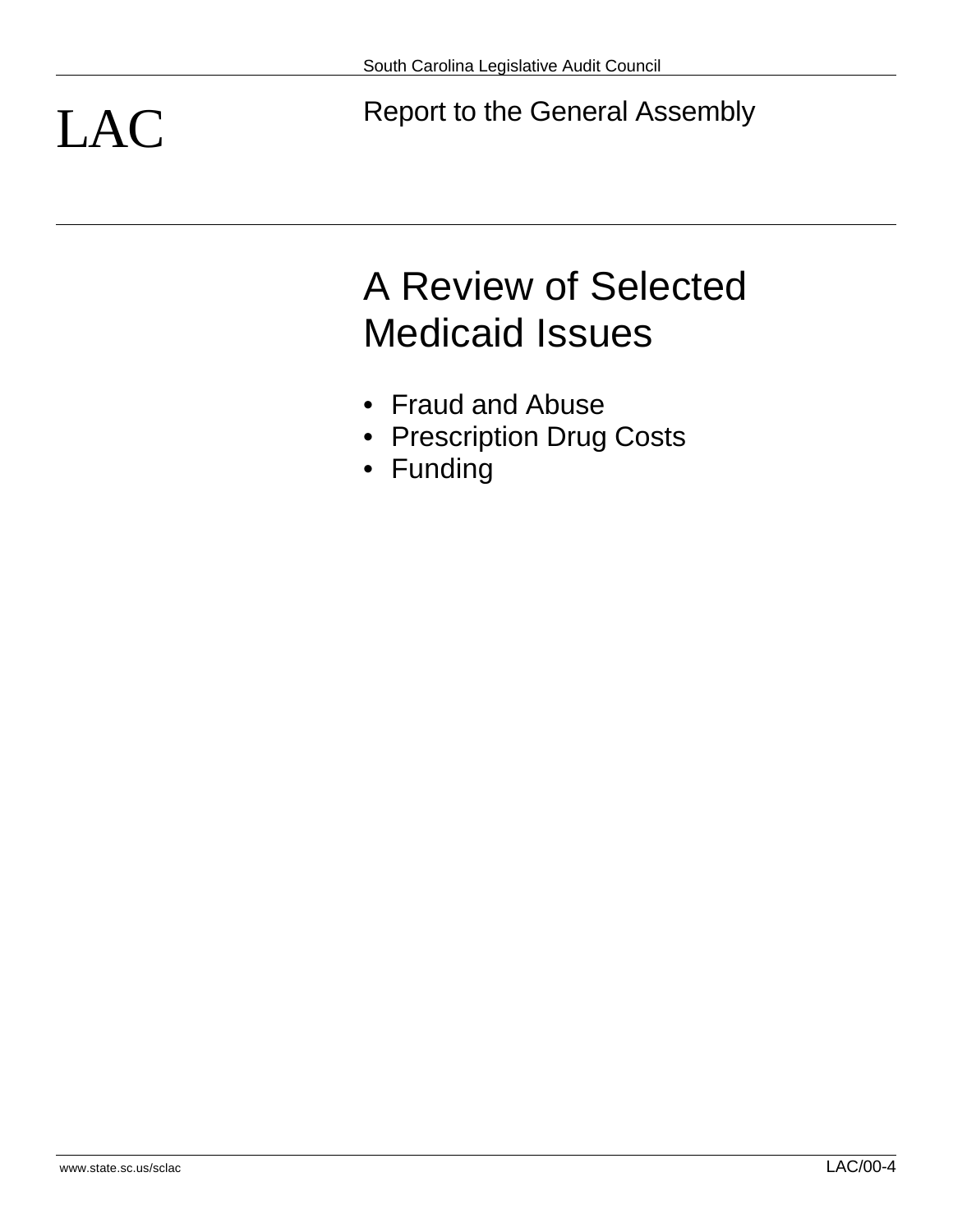South Carolina Legislative Audit Council

LAC

Report to the General Assembly

# A Review of Selected Medicaid Issues

- Fraud and Abuse
- Prescription Drug Costs
- Funding

www.state.sc.us/sclac

LAC/00-4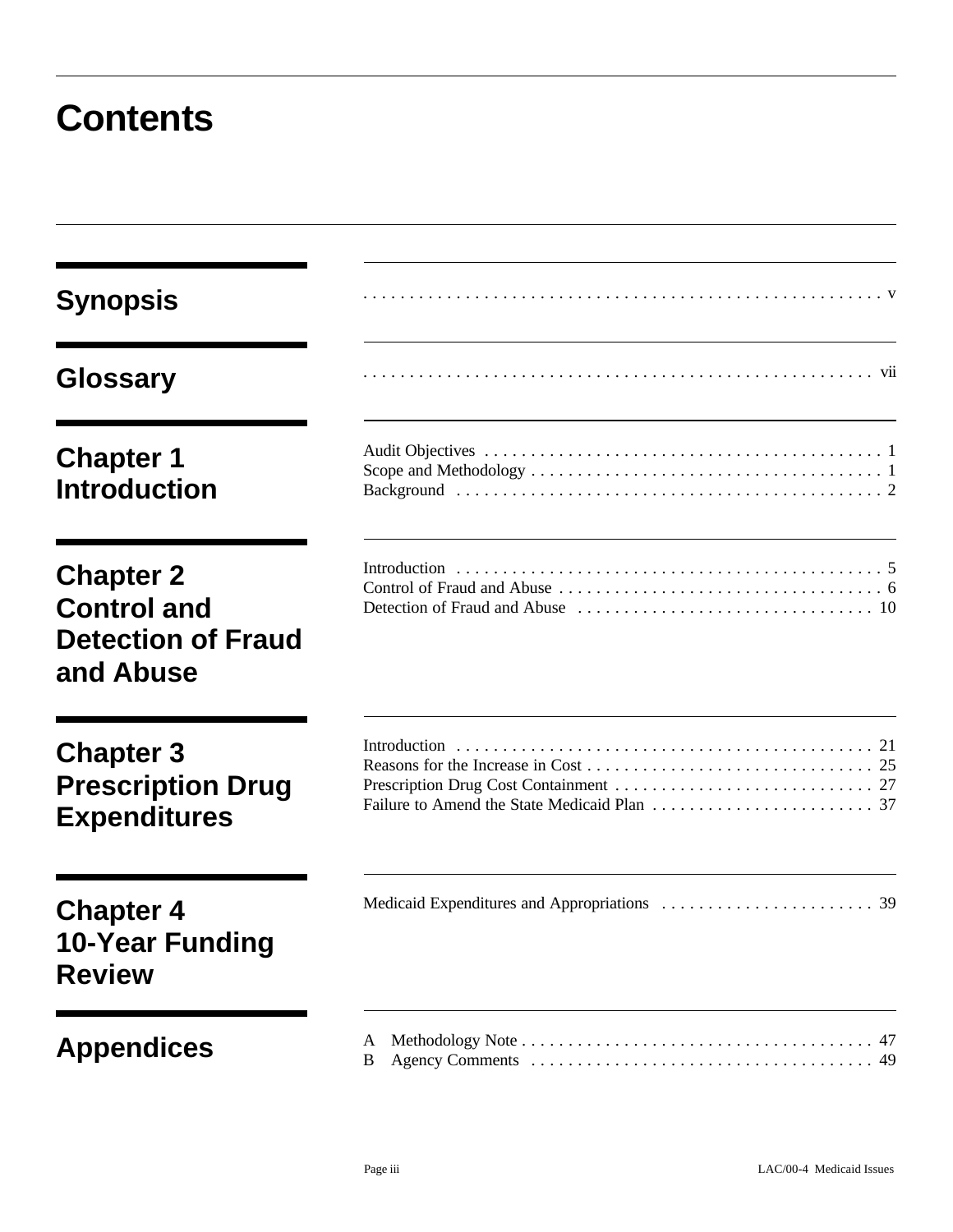# Contents

| Section | Contents | Page |
|---|---|---|
| **Synopsis** | | v |
| **Glossary** | | vii |
| **Chapter 1 Introduction** | Audit Objectives | 1 |
| | Scope and Methodology | 1 |
| | Background | 2 |
| **Chapter 2 Control and Detection of Fraud and Abuse** | Introduction | 5 |
| | Control of Fraud and Abuse | 6 |
| | Detection of Fraud and Abuse | 10 |
| **Chapter 3 Prescription Drug Expenditures** | Introduction | 21 |
| | Reasons for the Increase in Cost | 25 |
| | Prescription Drug Cost Containment | 27 |
| | Failure to Amend the State Medicaid Plan | 37 |
| **Chapter 4 10-Year Funding Review** | Medicaid Expenditures and Appropriations | 39 |
| **Appendices** | A Methodology Note | 47 |
| | B Agency Comments | 49 |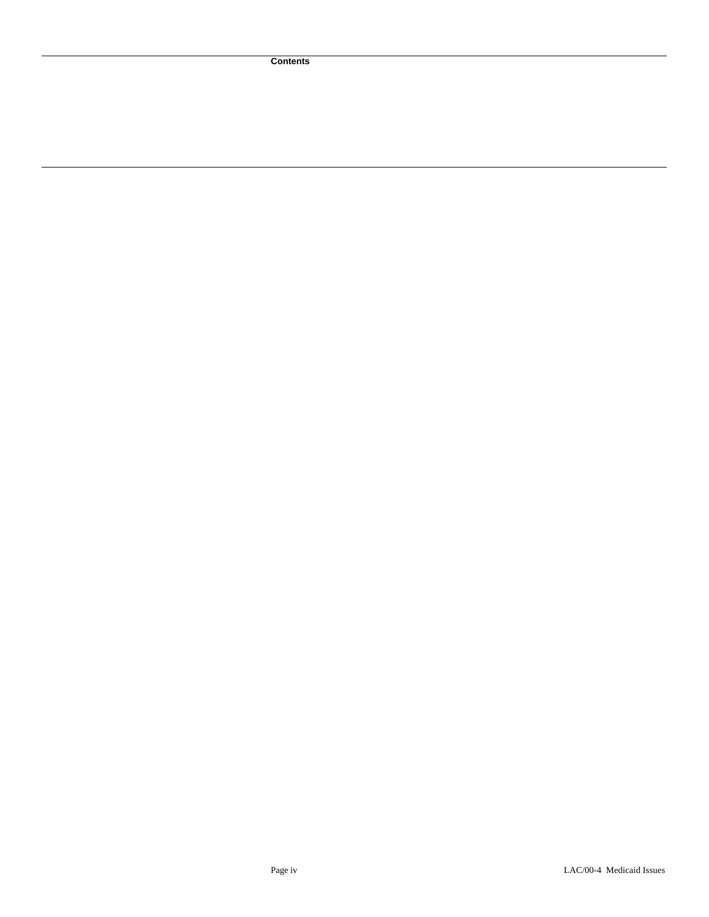Contents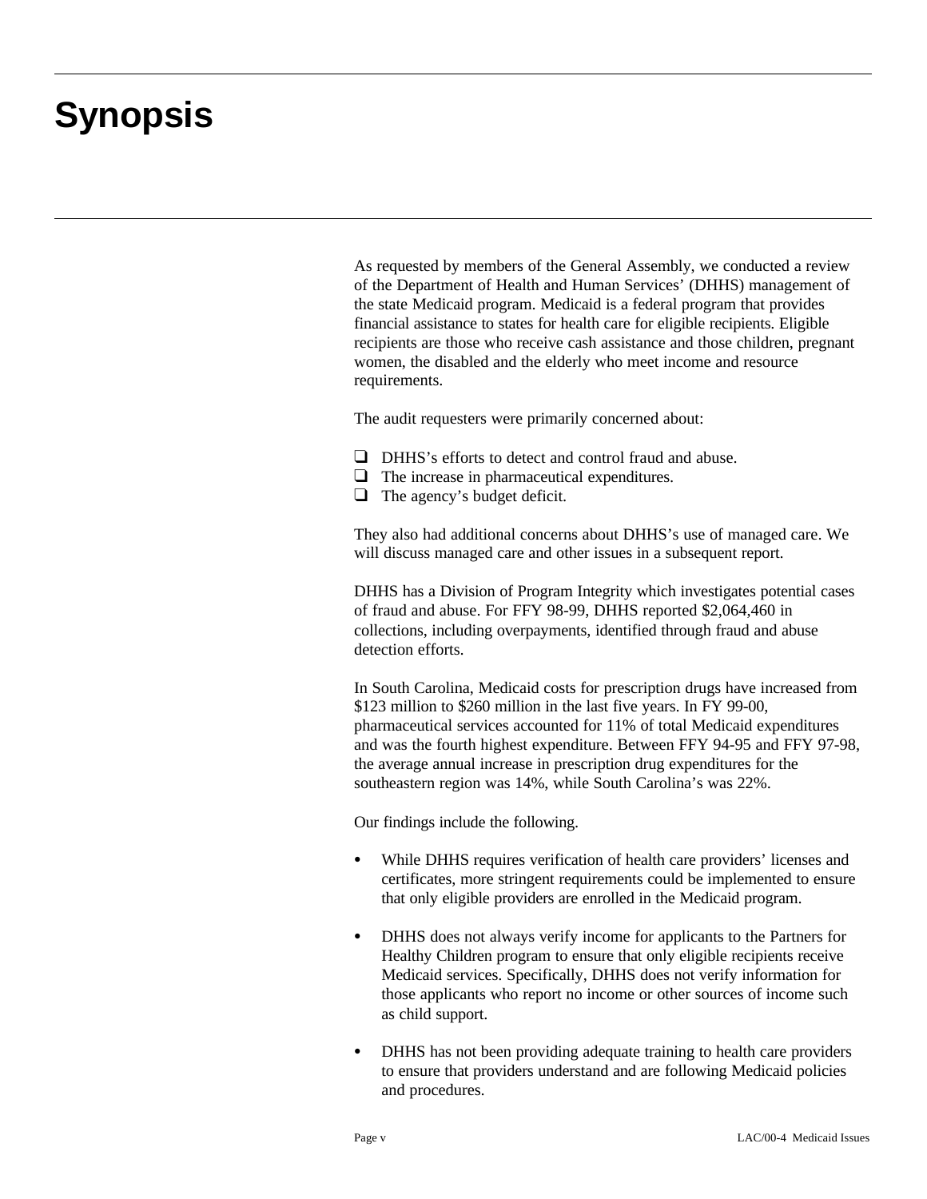# Synopsis

As requested by members of the General Assembly, we conducted a review of the Department of Health and Human Services' (DHHS) management of the state Medicaid program. Medicaid is a federal program that provides financial assistance to states for health care for eligible recipients. Eligible recipients are those who receive cash assistance and those children, pregnant women, the disabled and the elderly who meet income and resource requirements.

The audit requesters were primarily concerned about:

- DHHS's efforts to detect and control fraud and abuse.
- The increase in pharmaceutical expenditures.
- The agency's budget deficit.

They also had additional concerns about DHHS's use of managed care. We will discuss managed care and other issues in a subsequent report.

DHHS has a Division of Program Integrity which investigates potential cases of fraud and abuse. For FFY 98-99, DHHS reported $2,064,460 in collections, including overpayments, identified through fraud and abuse detection efforts.

In South Carolina, Medicaid costs for prescription drugs have increased from $123 million to $260 million in the last five years. In FY 99-00, pharmaceutical services accounted for 11% of total Medicaid expenditures and was the fourth highest expenditure. Between FFY 94-95 and FFY 97-98, the average annual increase in prescription drug expenditures for the southeastern region was 14%, while South Carolina's was 22%.

Our findings include the following.

- While DHHS requires verification of health care providers' licenses and certificates, more stringent requirements could be implemented to ensure that only eligible providers are enrolled in the Medicaid program.

- DHHS does not always verify income for applicants to the Partners for Healthy Children program to ensure that only eligible recipients receive Medicaid services. Specifically, DHHS does not verify information for those applicants who report no income or other sources of income such as child support.

- DHHS has not been providing adequate training to health care providers to ensure that providers understand and are following Medicaid policies and procedures.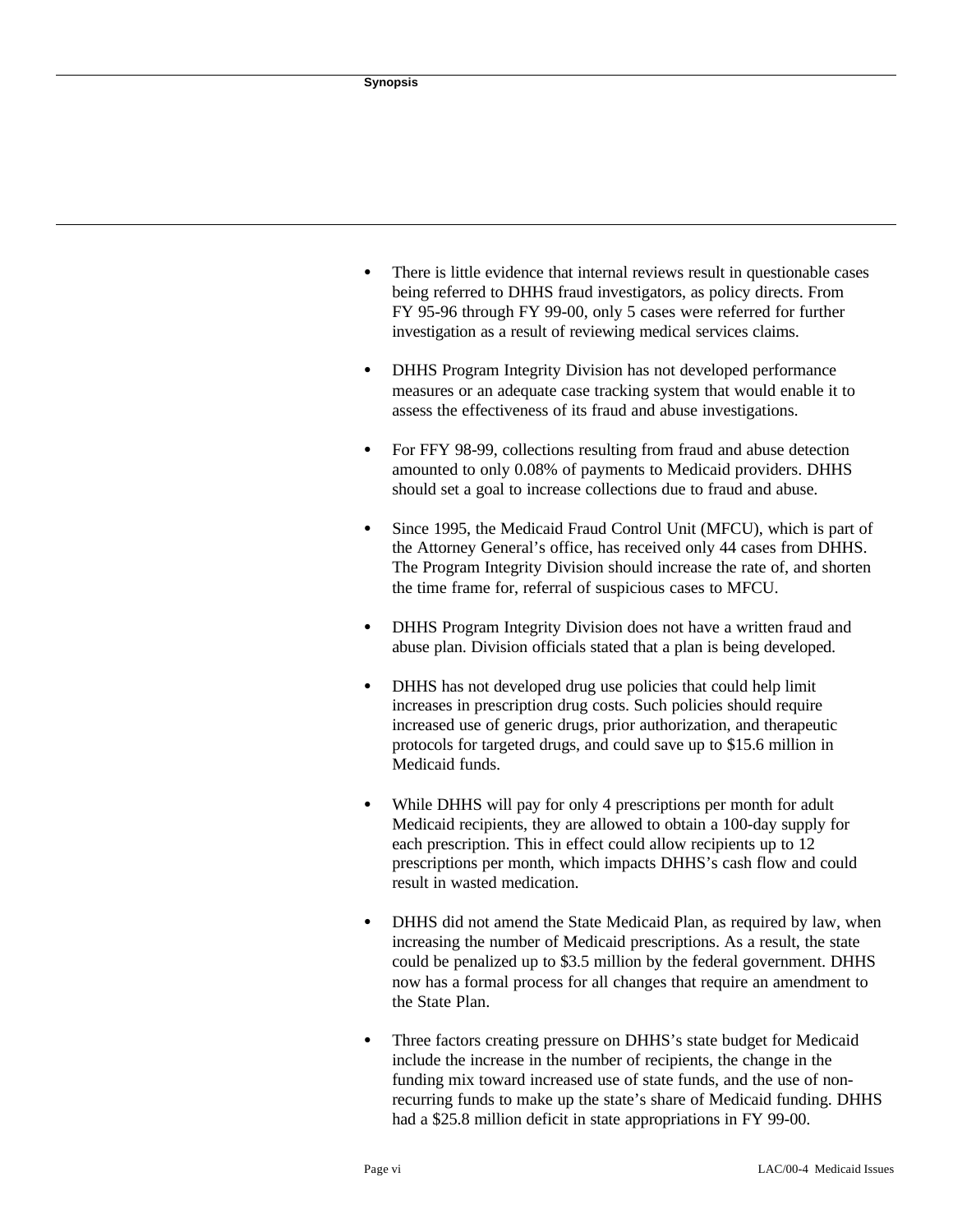- There is little evidence that internal reviews result in questionable cases being referred to DHHS fraud investigators, as policy directs. From FY 95-96 through FY 99-00, only 5 cases were referred for further investigation as a result of reviewing medical services claims.

- DHHS Program Integrity Division has not developed performance measures or an adequate case tracking system that would enable it to assess the effectiveness of its fraud and abuse investigations.

- For FFY 98-99, collections resulting from fraud and abuse detection amounted to only 0.08% of payments to Medicaid providers. DHHS should set a goal to increase collections due to fraud and abuse.

- Since 1995, the Medicaid Fraud Control Unit (MFCU), which is part of the Attorney General's office, has received only 44 cases from DHHS. The Program Integrity Division should increase the rate of, and shorten the time frame for, referral of suspicious cases to MFCU.

- DHHS Program Integrity Division does not have a written fraud and abuse plan. Division officials stated that a plan is being developed.

- DHHS has not developed drug use policies that could help limit increases in prescription drug costs. Such policies should require increased use of generic drugs, prior authorization, and therapeutic protocols for targeted drugs, and could save up to $15.6 million in Medicaid funds.

- While DHHS will pay for only 4 prescriptions per month for adult Medicaid recipients, they are allowed to obtain a 100-day supply for each prescription. This in effect could allow recipients up to 12 prescriptions per month, which impacts DHHS's cash flow and could result in wasted medication.

- DHHS did not amend the State Medicaid Plan, as required by law, when increasing the number of Medicaid prescriptions. As a result, the state could be penalized up to $3.5 million by the federal government. DHHS now has a formal process for all changes that require an amendment to the State Plan.

- Three factors creating pressure on DHHS's state budget for Medicaid include the increase in the number of recipients, the change in the funding mix toward increased use of state funds, and the use of non-recurring funds to make up the state's share of Medicaid funding. DHHS had a $25.8 million deficit in state appropriations in FY 99-00.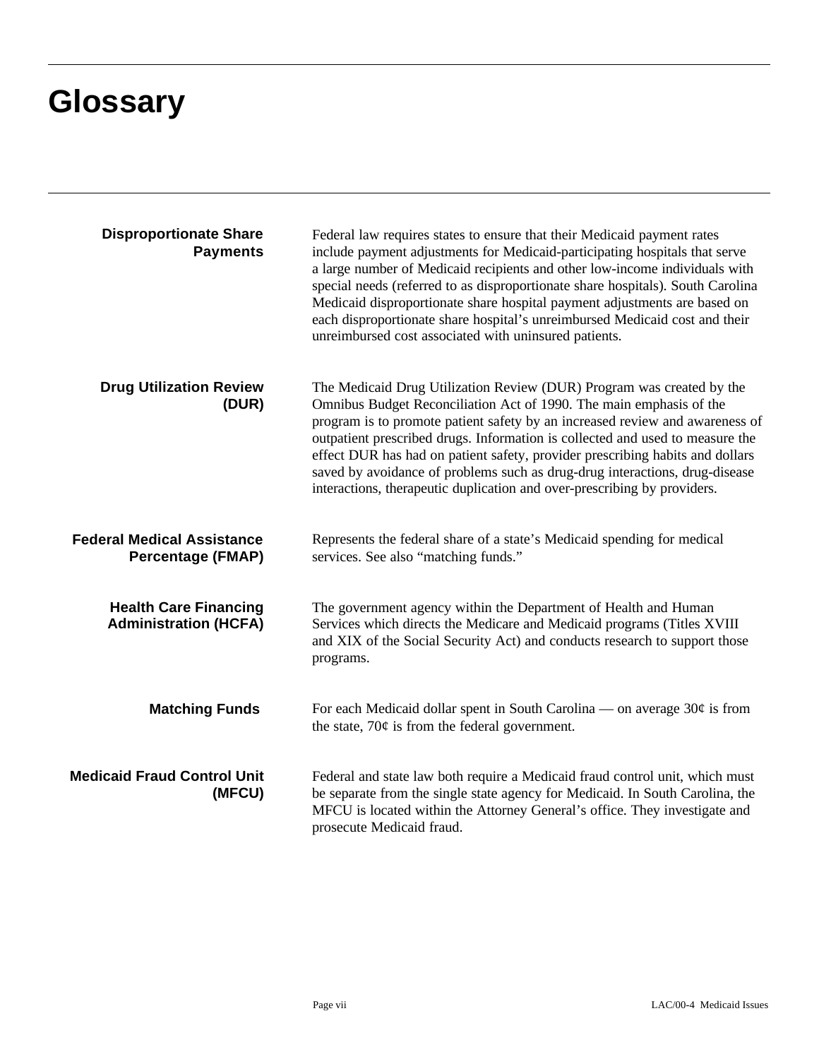# Glossary

**Disproportionate Share Payments**

Federal law requires states to ensure that their Medicaid payment rates include payment adjustments for Medicaid-participating hospitals that serve a large number of Medicaid recipients and other low-income individuals with special needs (referred to as disproportionate share hospitals). South Carolina Medicaid disproportionate share hospital payment adjustments are based on each disproportionate share hospital's unreimbursed Medicaid cost and their unreimbursed cost associated with uninsured patients.

**Drug Utilization Review (DUR)**

The Medicaid Drug Utilization Review (DUR) Program was created by the Omnibus Budget Reconciliation Act of 1990. The main emphasis of the program is to promote patient safety by an increased review and awareness of outpatient prescribed drugs. Information is collected and used to measure the effect DUR has had on patient safety, provider prescribing habits and dollars saved by avoidance of problems such as drug-drug interactions, drug-disease interactions, therapeutic duplication and over-prescribing by providers.

**Federal Medical Assistance Percentage (FMAP)**

Represents the federal share of a state's Medicaid spending for medical services. See also "matching funds."

**Health Care Financing Administration (HCFA)**

The government agency within the Department of Health and Human Services which directs the Medicare and Medicaid programs (Titles XVIII and XIX of the Social Security Act) and conducts research to support those programs.

**Matching Funds**

For each Medicaid dollar spent in South Carolina — on average 30¢ is from the state, 70¢ is from the federal government.

**Medicaid Fraud Control Unit (MFCU)**

Federal and state law both require a Medicaid fraud control unit, which must be separate from the single state agency for Medicaid. In South Carolina, the MFCU is located within the Attorney General's office. They investigate and prosecute Medicaid fraud.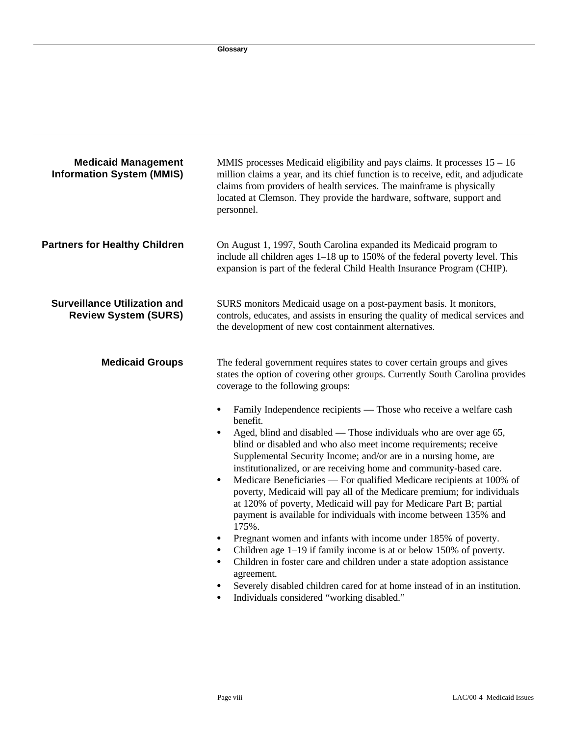## Medicaid Management Information System (MMIS)

MMIS processes Medicaid eligibility and pays claims. It processes 15 – 16 million claims a year, and its chief function is to receive, edit, and adjudicate claims from providers of health services. The mainframe is physically located at Clemson. They provide the hardware, software, support and personnel.

## Partners for Healthy Children

On August 1, 1997, South Carolina expanded its Medicaid program to include all children ages 1–18 up to 150% of the federal poverty level. This expansion is part of the federal Child Health Insurance Program (CHIP).

## Surveillance Utilization and Review System (SURS)

SURS monitors Medicaid usage on a post-payment basis. It monitors, controls, educates, and assists in ensuring the quality of medical services and the development of new cost containment alternatives.

## Medicaid Groups

The federal government requires states to cover certain groups and gives states the option of covering other groups. Currently South Carolina provides coverage to the following groups:

- Family Independence recipients — Those who receive a welfare cash benefit.
- Aged, blind and disabled — Those individuals who are over age 65, blind or disabled and who also meet income requirements; receive Supplemental Security Income; and/or are in a nursing home, are institutionalized, or are receiving home and community-based care.
- Medicare Beneficiaries — For qualified Medicare recipients at 100% of poverty, Medicaid will pay all of the Medicare premium; for individuals at 120% of poverty, Medicaid will pay for Medicare Part B; partial payment is available for individuals with income between 135% and 175%.
- Pregnant women and infants with income under 185% of poverty.
- Children age 1–19 if family income is at or below 150% of poverty.
- Children in foster care and children under a state adoption assistance agreement.
- Severely disabled children cared for at home instead of in an institution.
- Individuals considered "working disabled."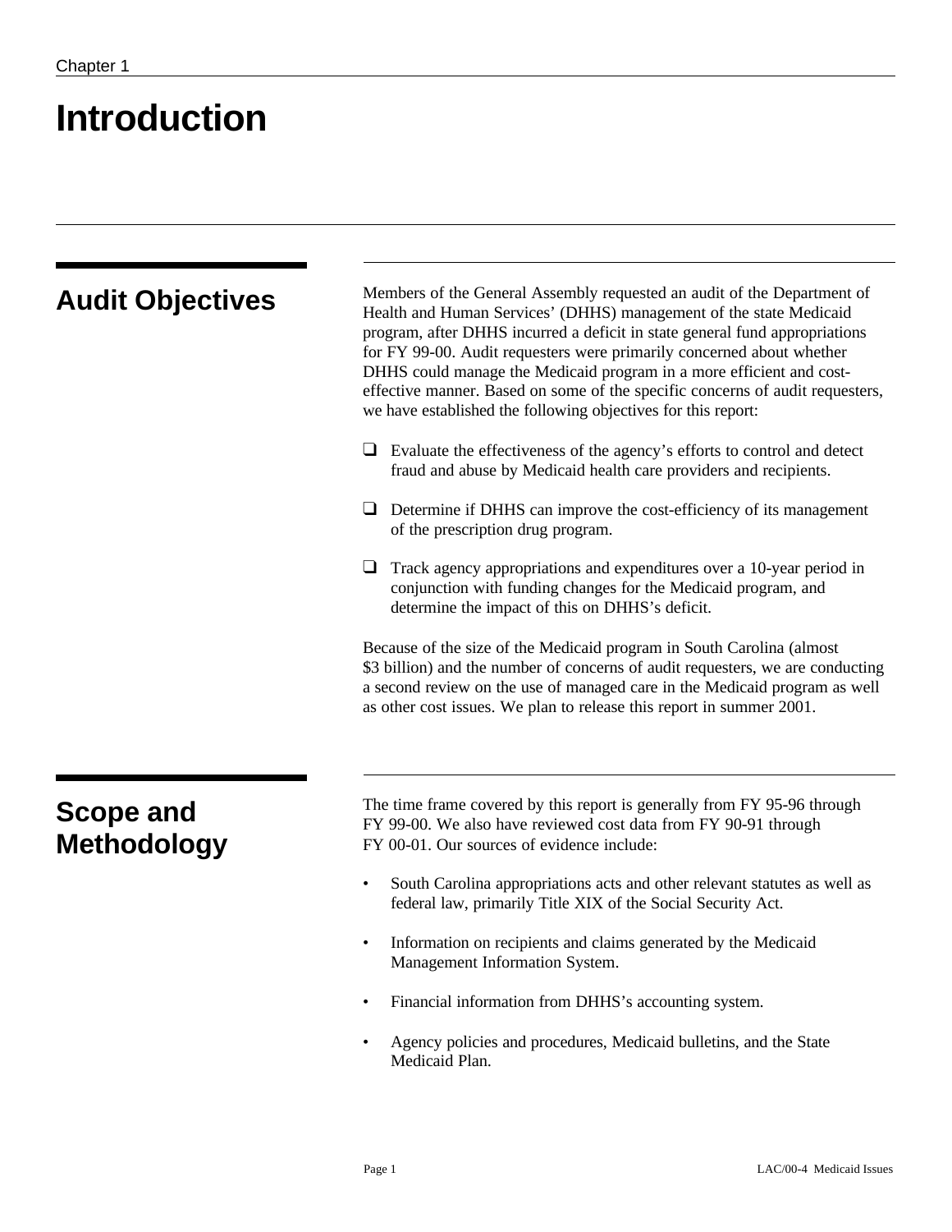Chapter 1

# Introduction

## Audit Objectives

Members of the General Assembly requested an audit of the Department of Health and Human Services' (DHHS) management of the state Medicaid program, after DHHS incurred a deficit in state general fund appropriations for FY 99-00. Audit requesters were primarily concerned about whether DHHS could manage the Medicaid program in a more efficient and cost-effective manner. Based on some of the specific concerns of audit requesters, we have established the following objectives for this report:

- Evaluate the effectiveness of the agency's efforts to control and detect fraud and abuse by Medicaid health care providers and recipients.
- Determine if DHHS can improve the cost-efficiency of its management of the prescription drug program.
- Track agency appropriations and expenditures over a 10-year period in conjunction with funding changes for the Medicaid program, and determine the impact of this on DHHS's deficit.

Because of the size of the Medicaid program in South Carolina (almost $3 billion) and the number of concerns of audit requesters, we are conducting a second review on the use of managed care in the Medicaid program as well as other cost issues. We plan to release this report in summer 2001.

## Scope and Methodology

The time frame covered by this report is generally from FY 95-96 through FY 99-00. We also have reviewed cost data from FY 90-91 through FY 00-01. Our sources of evidence include:

- South Carolina appropriations acts and other relevant statutes as well as federal law, primarily Title XIX of the Social Security Act.
- Information on recipients and claims generated by the Medicaid Management Information System.
- Financial information from DHHS's accounting system.
- Agency policies and procedures, Medicaid bulletins, and the State Medicaid Plan.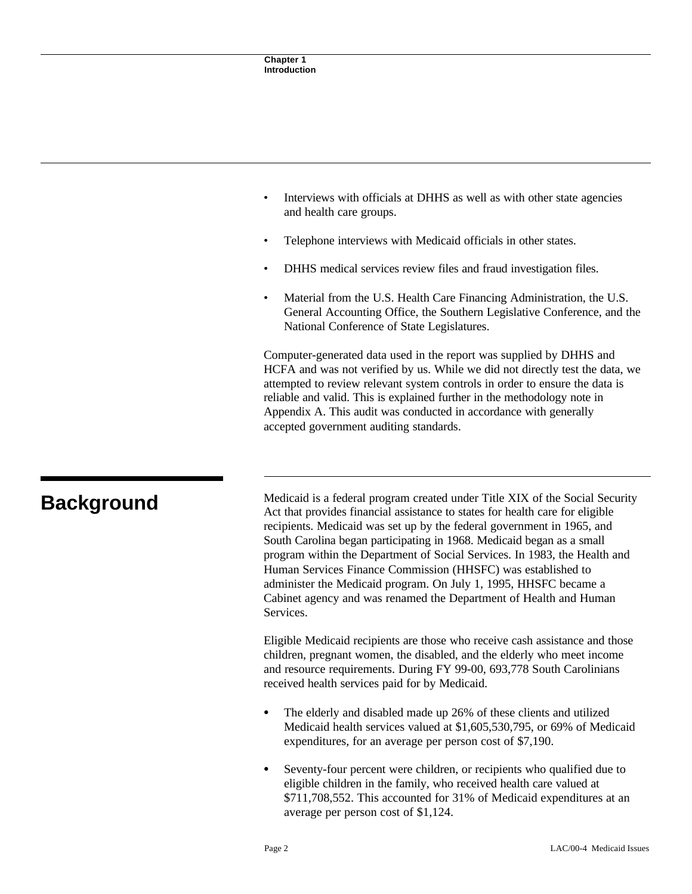- Interviews with officials at DHHS as well as with other state agencies and health care groups.

- Telephone interviews with Medicaid officials in other states.

- DHHS medical services review files and fraud investigation files.

- Material from the U.S. Health Care Financing Administration, the U.S. General Accounting Office, the Southern Legislative Conference, and the National Conference of State Legislatures.

Computer-generated data used in the report was supplied by DHHS and HCFA and was not verified by us. While we did not directly test the data, we attempted to review relevant system controls in order to ensure the data is reliable and valid. This is explained further in the methodology note in Appendix A. This audit was conducted in accordance with generally accepted government auditing standards.

## Background

Medicaid is a federal program created under Title XIX of the Social Security Act that provides financial assistance to states for health care for eligible recipients. Medicaid was set up by the federal government in 1965, and South Carolina began participating in 1968. Medicaid began as a small program within the Department of Social Services. In 1983, the Health and Human Services Finance Commission (HHSFC) was established to administer the Medicaid program. On July 1, 1995, HHSFC became a Cabinet agency and was renamed the Department of Health and Human Services.

Eligible Medicaid recipients are those who receive cash assistance and those children, pregnant women, the disabled, and the elderly who meet income and resource requirements. During FY 99-00, 693,778 South Carolinians received health services paid for by Medicaid.

- The elderly and disabled made up 26% of these clients and utilized Medicaid health services valued at $1,605,530,795, or 69% of Medicaid expenditures, for an average per person cost of $7,190.

- Seventy-four percent were children, or recipients who qualified due to eligible children in the family, who received health care valued at $711,708,552. This accounted for 31% of Medicaid expenditures at an average per person cost of $1,124.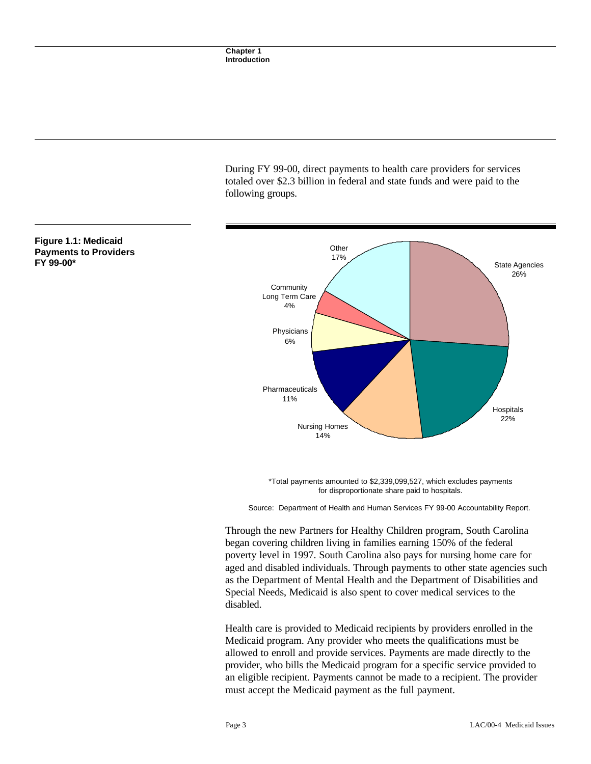During FY 99-00, direct payments to health care providers for services totaled over $2.3 billion in federal and state funds and were paid to the following groups.

**Figure 1.1: Medicaid Payments to Providers FY 99-00***

| Provider Group | Percentage |
|---|---|
| State Agencies | 26% |
| Hospitals | 22% |
| Nursing Homes | 14% |
| Pharmaceuticals | 11% |
| Physicians | 6% |
| Community Long Term Care | 4% |
| Other | 17% |

*Total payments amounted to $2,339,099,527, which excludes payments for disproportionate share paid to hospitals.

Source: Department of Health and Human Services FY 99-00 Accountability Report.

Through the new Partners for Healthy Children program, South Carolina began covering children living in families earning 150% of the federal poverty level in 1997. South Carolina also pays for nursing home care for aged and disabled individuals. Through payments to other state agencies such as the Department of Mental Health and the Department of Disabilities and Special Needs, Medicaid is also spent to cover medical services to the disabled.

Health care is provided to Medicaid recipients by providers enrolled in the Medicaid program. Any provider who meets the qualifications must be allowed to enroll and provide services. Payments are made directly to the provider, who bills the Medicaid program for a specific service provided to an eligible recipient. Payments cannot be made to a recipient. The provider must accept the Medicaid payment as the full payment.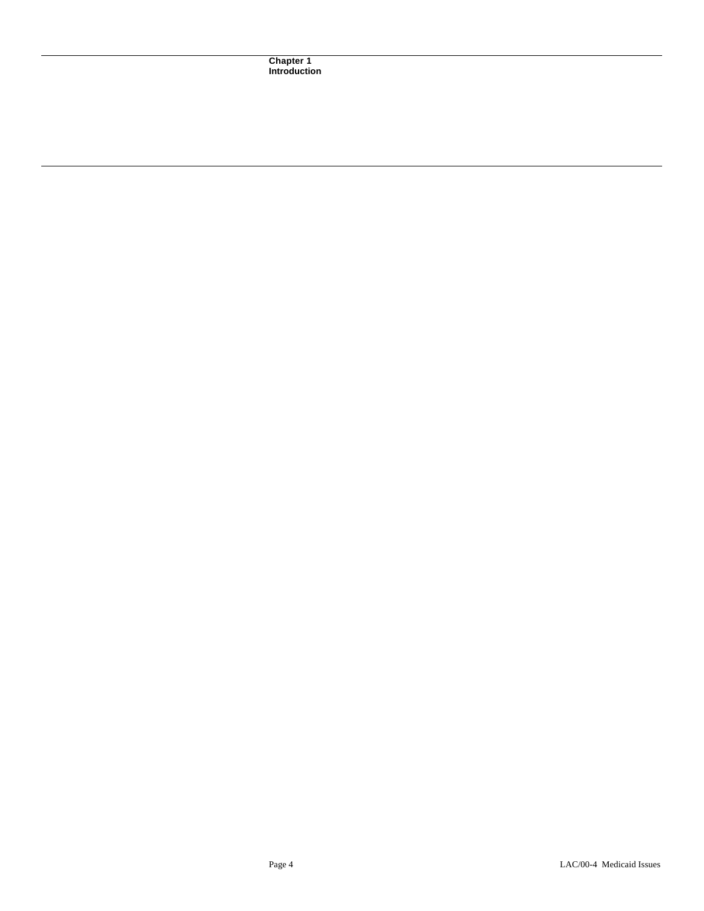# Chapter 1
# Introduction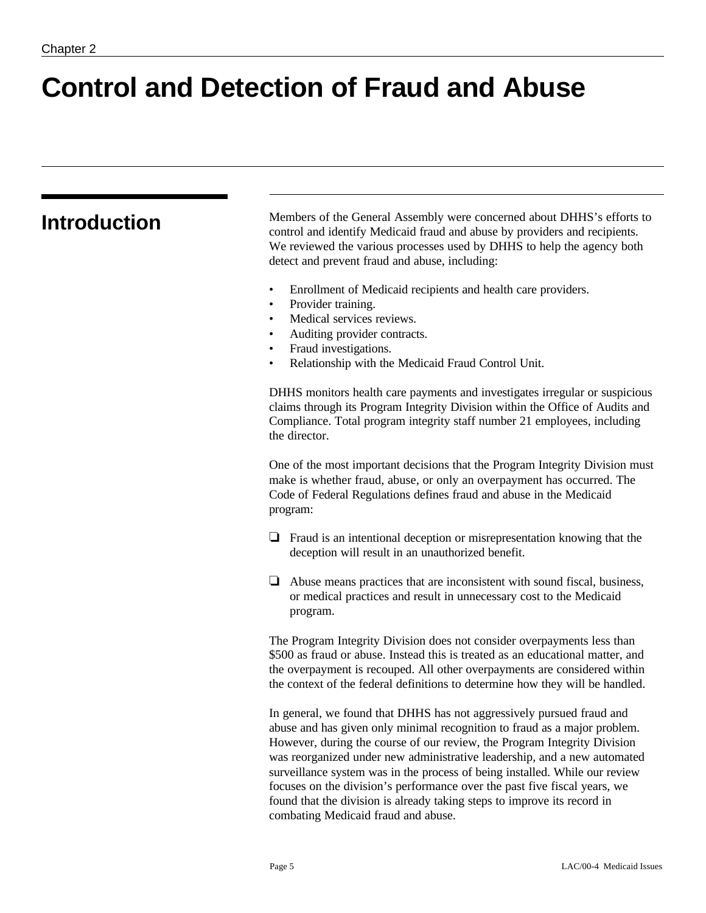Chapter 2

# Control and Detection of Fraud and Abuse

## Introduction

Members of the General Assembly were concerned about DHHS's efforts to control and identify Medicaid fraud and abuse by providers and recipients. We reviewed the various processes used by DHHS to help the agency both detect and prevent fraud and abuse, including:

- Enrollment of Medicaid recipients and health care providers.
- Provider training.
- Medical services reviews.
- Auditing provider contracts.
- Fraud investigations.
- Relationship with the Medicaid Fraud Control Unit.

DHHS monitors health care payments and investigates irregular or suspicious claims through its Program Integrity Division within the Office of Audits and Compliance. Total program integrity staff number 21 employees, including the director.

One of the most important decisions that the Program Integrity Division must make is whether fraud, abuse, or only an overpayment has occurred. The Code of Federal Regulations defines fraud and abuse in the Medicaid program:

❑ Fraud is an intentional deception or misrepresentation knowing that the deception will result in an unauthorized benefit.

❑ Abuse means practices that are inconsistent with sound fiscal, business, or medical practices and result in unnecessary cost to the Medicaid program.

The Program Integrity Division does not consider overpayments less than $500 as fraud or abuse. Instead this is treated as an educational matter, and the overpayment is recouped. All other overpayments are considered within the context of the federal definitions to determine how they will be handled.

In general, we found that DHHS has not aggressively pursued fraud and abuse and has given only minimal recognition to fraud as a major problem. However, during the course of our review, the Program Integrity Division was reorganized under new administrative leadership, and a new automated surveillance system was in the process of being installed. While our review focuses on the division's performance over the past five fiscal years, we found that the division is already taking steps to improve its record in combating Medicaid fraud and abuse.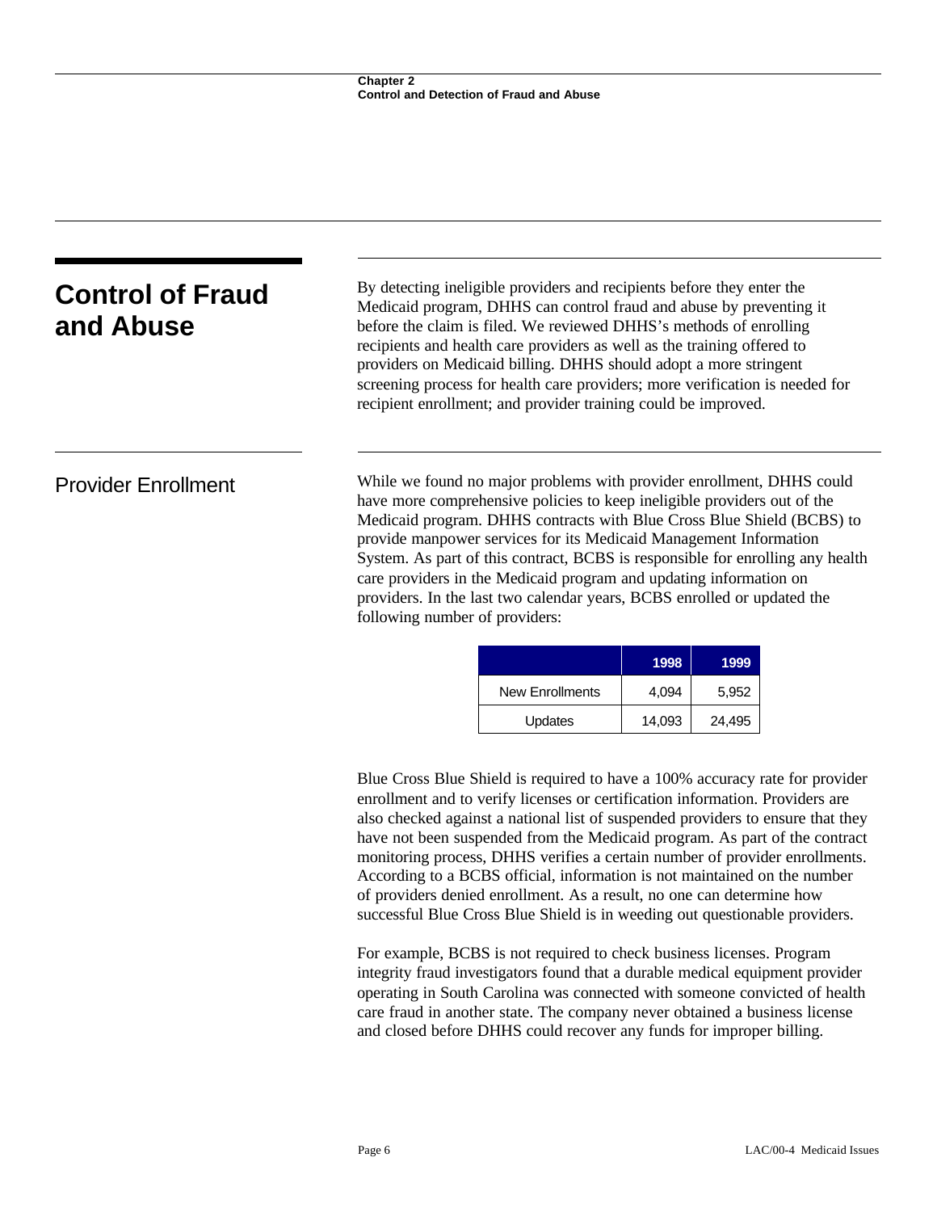## Control of Fraud and Abuse

By detecting ineligible providers and recipients before they enter the Medicaid program, DHHS can control fraud and abuse by preventing it before the claim is filed. We reviewed DHHS's methods of enrolling recipients and health care providers as well as the training offered to providers on Medicaid billing. DHHS should adopt a more stringent screening process for health care providers; more verification is needed for recipient enrollment; and provider training could be improved.

### Provider Enrollment

While we found no major problems with provider enrollment, DHHS could have more comprehensive policies to keep ineligible providers out of the Medicaid program. DHHS contracts with Blue Cross Blue Shield (BCBS) to provide manpower services for its Medicaid Management Information System. As part of this contract, BCBS is responsible for enrolling any health care providers in the Medicaid program and updating information on providers. In the last two calendar years, BCBS enrolled or updated the following number of providers:

| | 1998 | 1999 |
|---|---|---|
| New Enrollments | 4,094 | 5,952 |
| Updates | 14,093 | 24,495 |

Blue Cross Blue Shield is required to have a 100% accuracy rate for provider enrollment and to verify licenses or certification information. Providers are also checked against a national list of suspended providers to ensure that they have not been suspended from the Medicaid program. As part of the contract monitoring process, DHHS verifies a certain number of provider enrollments. According to a BCBS official, information is not maintained on the number of providers denied enrollment. As a result, no one can determine how successful Blue Cross Blue Shield is in weeding out questionable providers.

For example, BCBS is not required to check business licenses. Program integrity fraud investigators found that a durable medical equipment provider operating in South Carolina was connected with someone convicted of health care fraud in another state. The company never obtained a business license and closed before DHHS could recover any funds for improper billing.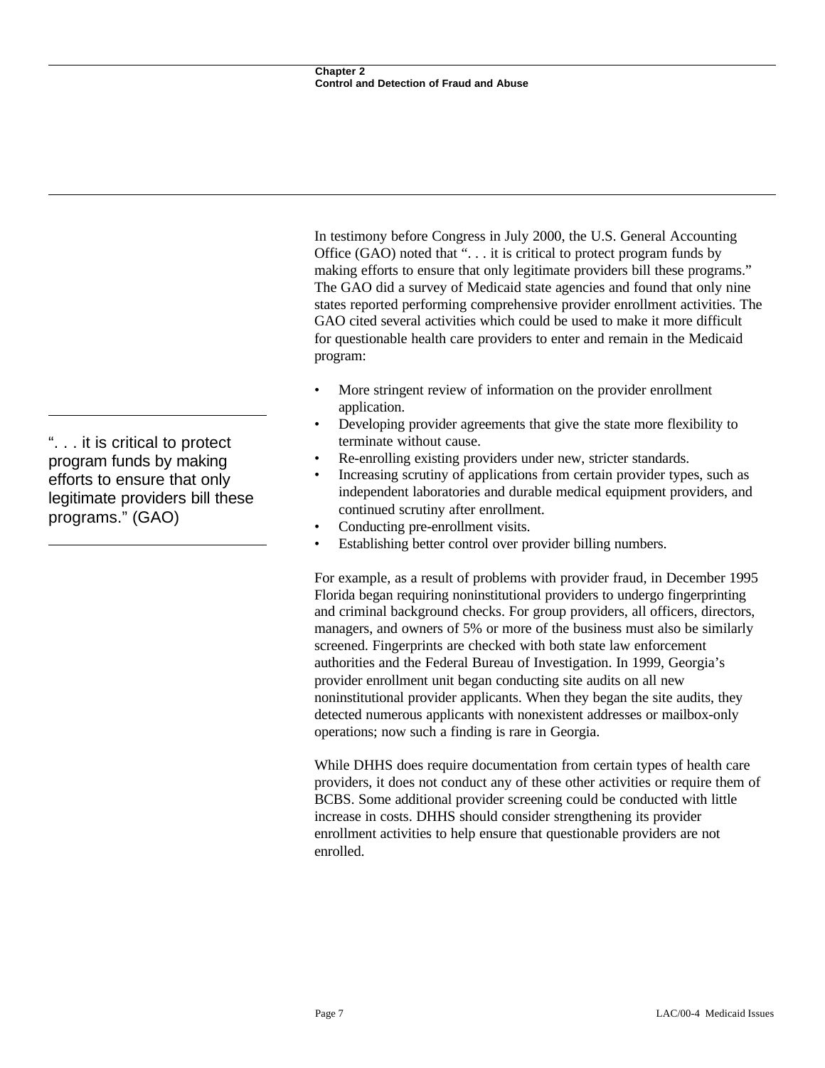In testimony before Congress in July 2000, the U.S. General Accounting Office (GAO) noted that ". . . it is critical to protect program funds by making efforts to ensure that only legitimate providers bill these programs." The GAO did a survey of Medicaid state agencies and found that only nine states reported performing comprehensive provider enrollment activities. The GAO cited several activities which could be used to make it more difficult for questionable health care providers to enter and remain in the Medicaid program:

- More stringent review of information on the provider enrollment application.
- Developing provider agreements that give the state more flexibility to terminate without cause.
- Re-enrolling existing providers under new, stricter standards.
- Increasing scrutiny of applications from certain provider types, such as independent laboratories and durable medical equipment providers, and continued scrutiny after enrollment.
- Conducting pre-enrollment visits.
- Establishing better control over provider billing numbers.

> ". . . it is critical to protect program funds by making efforts to ensure that only legitimate providers bill these programs." (GAO)

For example, as a result of problems with provider fraud, in December 1995 Florida began requiring noninstitutional providers to undergo fingerprinting and criminal background checks. For group providers, all officers, directors, managers, and owners of 5% or more of the business must also be similarly screened. Fingerprints are checked with both state law enforcement authorities and the Federal Bureau of Investigation. In 1999, Georgia's provider enrollment unit began conducting site audits on all new noninstitutional provider applicants. When they began the site audits, they detected numerous applicants with nonexistent addresses or mailbox-only operations; now such a finding is rare in Georgia.

While DHHS does require documentation from certain types of health care providers, it does not conduct any of these other activities or require them of BCBS. Some additional provider screening could be conducted with little increase in costs. DHHS should consider strengthening its provider enrollment activities to help ensure that questionable providers are not enrolled.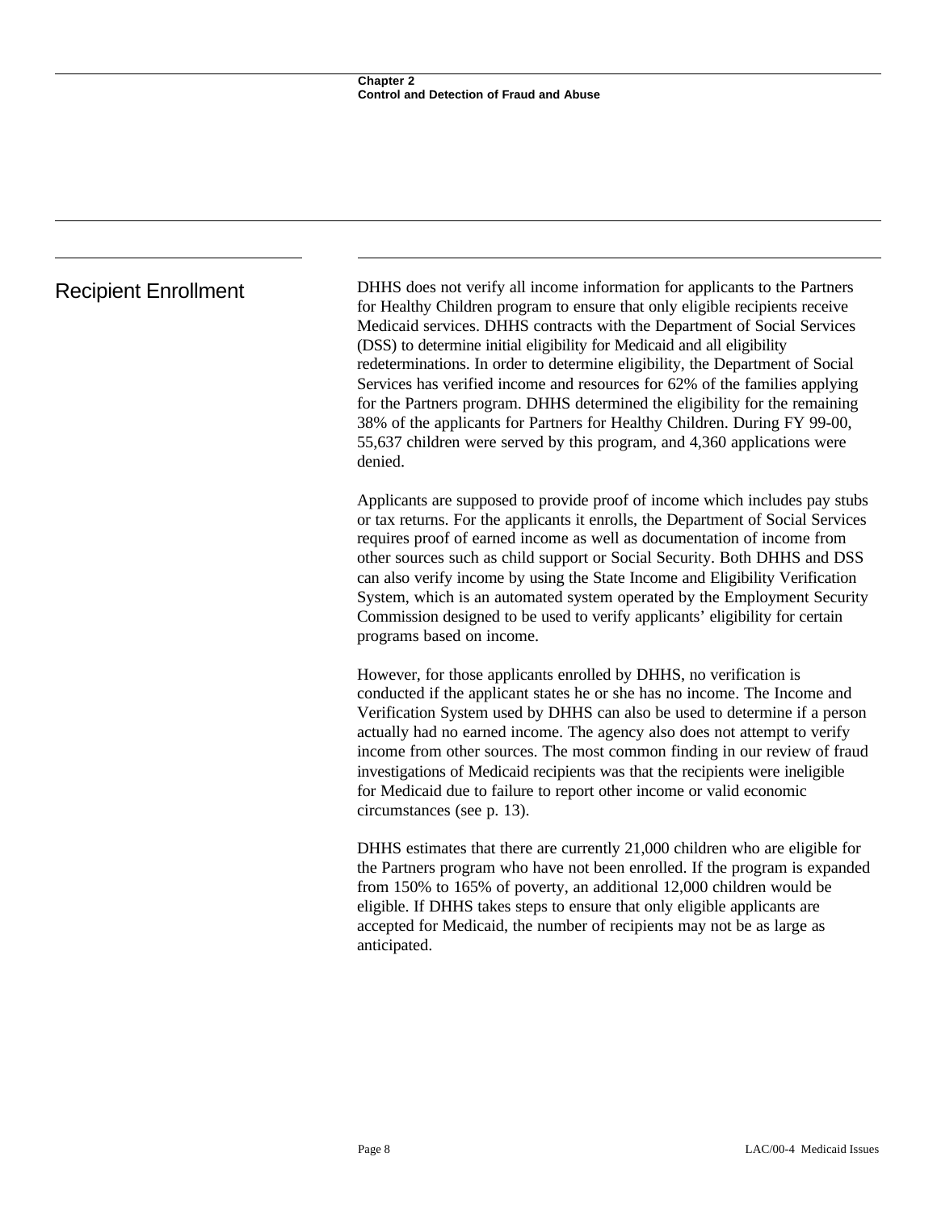## Recipient Enrollment

DHHS does not verify all income information for applicants to the Partners for Healthy Children program to ensure that only eligible recipients receive Medicaid services. DHHS contracts with the Department of Social Services (DSS) to determine initial eligibility for Medicaid and all eligibility redeterminations. In order to determine eligibility, the Department of Social Services has verified income and resources for 62% of the families applying for the Partners program. DHHS determined the eligibility for the remaining 38% of the applicants for Partners for Healthy Children. During FY 99-00, 55,637 children were served by this program, and 4,360 applications were denied.

Applicants are supposed to provide proof of income which includes pay stubs or tax returns. For the applicants it enrolls, the Department of Social Services requires proof of earned income as well as documentation of income from other sources such as child support or Social Security. Both DHHS and DSS can also verify income by using the State Income and Eligibility Verification System, which is an automated system operated by the Employment Security Commission designed to be used to verify applicants' eligibility for certain programs based on income.

However, for those applicants enrolled by DHHS, no verification is conducted if the applicant states he or she has no income. The Income and Verification System used by DHHS can also be used to determine if a person actually had no earned income. The agency also does not attempt to verify income from other sources. The most common finding in our review of fraud investigations of Medicaid recipients was that the recipients were ineligible for Medicaid due to failure to report other income or valid economic circumstances (see p. 13).

DHHS estimates that there are currently 21,000 children who are eligible for the Partners program who have not been enrolled. If the program is expanded from 150% to 165% of poverty, an additional 12,000 children would be eligible. If DHHS takes steps to ensure that only eligible applicants are accepted for Medicaid, the number of recipients may not be as large as anticipated.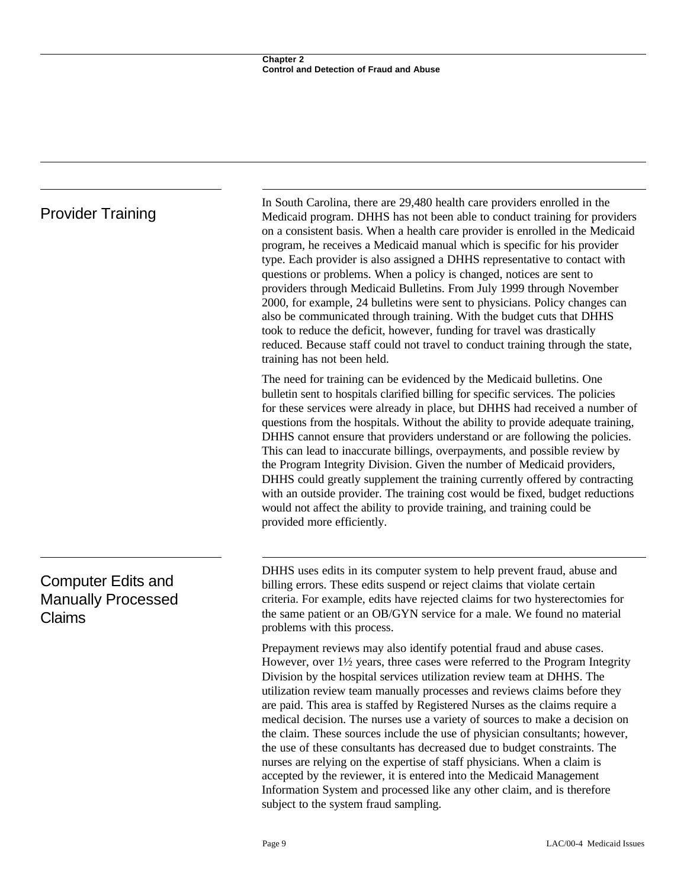## Provider Training

In South Carolina, there are 29,480 health care providers enrolled in the Medicaid program. DHHS has not been able to conduct training for providers on a consistent basis. When a health care provider is enrolled in the Medicaid program, he receives a Medicaid manual which is specific for his provider type. Each provider is also assigned a DHHS representative to contact with questions or problems. When a policy is changed, notices are sent to providers through Medicaid Bulletins. From July 1999 through November 2000, for example, 24 bulletins were sent to physicians. Policy changes can also be communicated through training. With the budget cuts that DHHS took to reduce the deficit, however, funding for travel was drastically reduced. Because staff could not travel to conduct training through the state, training has not been held.

The need for training can be evidenced by the Medicaid bulletins. One bulletin sent to hospitals clarified billing for specific services. The policies for these services were already in place, but DHHS had received a number of questions from the hospitals. Without the ability to provide adequate training, DHHS cannot ensure that providers understand or are following the policies. This can lead to inaccurate billings, overpayments, and possible review by the Program Integrity Division. Given the number of Medicaid providers, DHHS could greatly supplement the training currently offered by contracting with an outside provider. The training cost would be fixed, budget reductions would not affect the ability to provide training, and training could be provided more efficiently.

## Computer Edits and Manually Processed Claims

DHHS uses edits in its computer system to help prevent fraud, abuse and billing errors. These edits suspend or reject claims that violate certain criteria. For example, edits have rejected claims for two hysterectomies for the same patient or an OB/GYN service for a male. We found no material problems with this process.

Prepayment reviews may also identify potential fraud and abuse cases. However, over 1½ years, three cases were referred to the Program Integrity Division by the hospital services utilization review team at DHHS. The utilization review team manually processes and reviews claims before they are paid. This area is staffed by Registered Nurses as the claims require a medical decision. The nurses use a variety of sources to make a decision on the claim. These sources include the use of physician consultants; however, the use of these consultants has decreased due to budget constraints. The nurses are relying on the expertise of staff physicians. When a claim is accepted by the reviewer, it is entered into the Medicaid Management Information System and processed like any other claim, and is therefore subject to the system fraud sampling.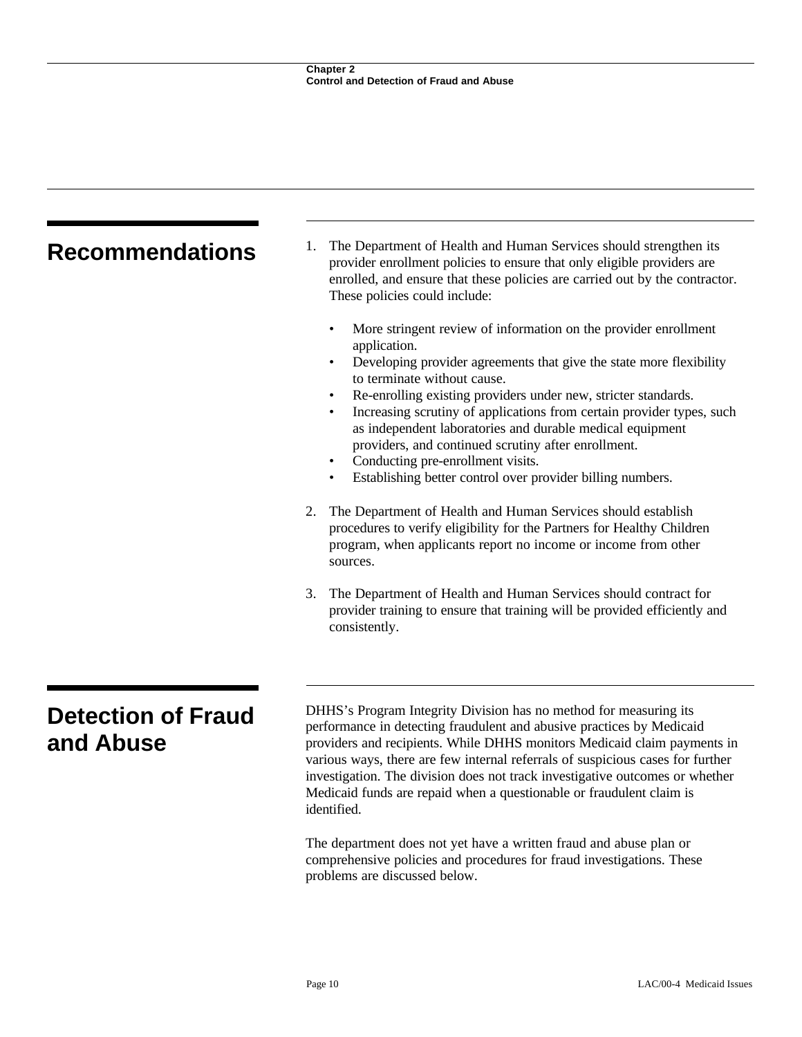## Recommendations

1. The Department of Health and Human Services should strengthen its provider enrollment policies to ensure that only eligible providers are enrolled, and ensure that these policies are carried out by the contractor. These policies could include:

   - More stringent review of information on the provider enrollment application.
   - Developing provider agreements that give the state more flexibility to terminate without cause.
   - Re-enrolling existing providers under new, stricter standards.
   - Increasing scrutiny of applications from certain provider types, such as independent laboratories and durable medical equipment providers, and continued scrutiny after enrollment.
   - Conducting pre-enrollment visits.
   - Establishing better control over provider billing numbers.

2. The Department of Health and Human Services should establish procedures to verify eligibility for the Partners for Healthy Children program, when applicants report no income or income from other sources.

3. The Department of Health and Human Services should contract for provider training to ensure that training will be provided efficiently and consistently.

## Detection of Fraud and Abuse

DHHS's Program Integrity Division has no method for measuring its performance in detecting fraudulent and abusive practices by Medicaid providers and recipients. While DHHS monitors Medicaid claim payments in various ways, there are few internal referrals of suspicious cases for further investigation. The division does not track investigative outcomes or whether Medicaid funds are repaid when a questionable or fraudulent claim is identified.

The department does not yet have a written fraud and abuse plan or comprehensive policies and procedures for fraud investigations. These problems are discussed below.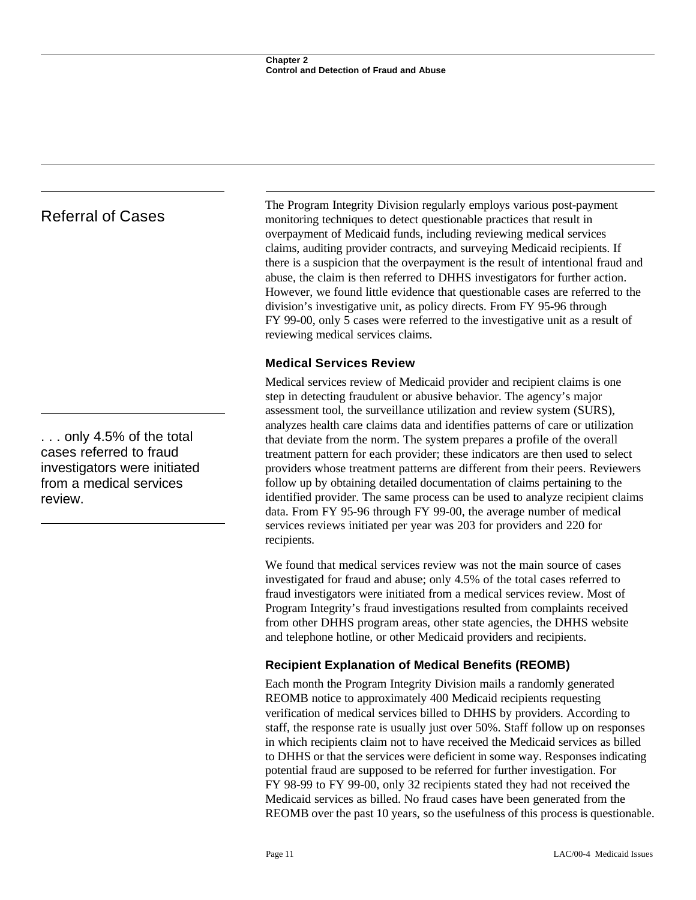## Referral of Cases

The Program Integrity Division regularly employs various post-payment monitoring techniques to detect questionable practices that result in overpayment of Medicaid funds, including reviewing medical services claims, auditing provider contracts, and surveying Medicaid recipients. If there is a suspicion that the overpayment is the result of intentional fraud and abuse, the claim is then referred to DHHS investigators for further action. However, we found little evidence that questionable cases are referred to the division's investigative unit, as policy directs. From FY 95-96 through FY 99-00, only 5 cases were referred to the investigative unit as a result of reviewing medical services claims.

### Medical Services Review

Medical services review of Medicaid provider and recipient claims is one step in detecting fraudulent or abusive behavior. The agency's major assessment tool, the surveillance utilization and review system (SURS), analyzes health care claims data and identifies patterns of care or utilization that deviate from the norm. The system prepares a profile of the overall treatment pattern for each provider; these indicators are then used to select providers whose treatment patterns are different from their peers. Reviewers follow up by obtaining detailed documentation of claims pertaining to the identified provider. The same process can be used to analyze recipient claims data. From FY 95-96 through FY 99-00, the average number of medical services reviews initiated per year was 203 for providers and 220 for recipients.

> . . . only 4.5% of the total cases referred to fraud investigators were initiated from a medical services review.

We found that medical services review was not the main source of cases investigated for fraud and abuse; only 4.5% of the total cases referred to fraud investigators were initiated from a medical services review. Most of Program Integrity's fraud investigations resulted from complaints received from other DHHS program areas, other state agencies, the DHHS website and telephone hotline, or other Medicaid providers and recipients.

### Recipient Explanation of Medical Benefits (REOMB)

Each month the Program Integrity Division mails a randomly generated REOMB notice to approximately 400 Medicaid recipients requesting verification of medical services billed to DHHS by providers. According to staff, the response rate is usually just over 50%. Staff follow up on responses in which recipients claim not to have received the Medicaid services as billed to DHHS or that the services were deficient in some way. Responses indicating potential fraud are supposed to be referred for further investigation. For FY 98-99 to FY 99-00, only 32 recipients stated they had not received the Medicaid services as billed. No fraud cases have been generated from the REOMB over the past 10 years, so the usefulness of this process is questionable.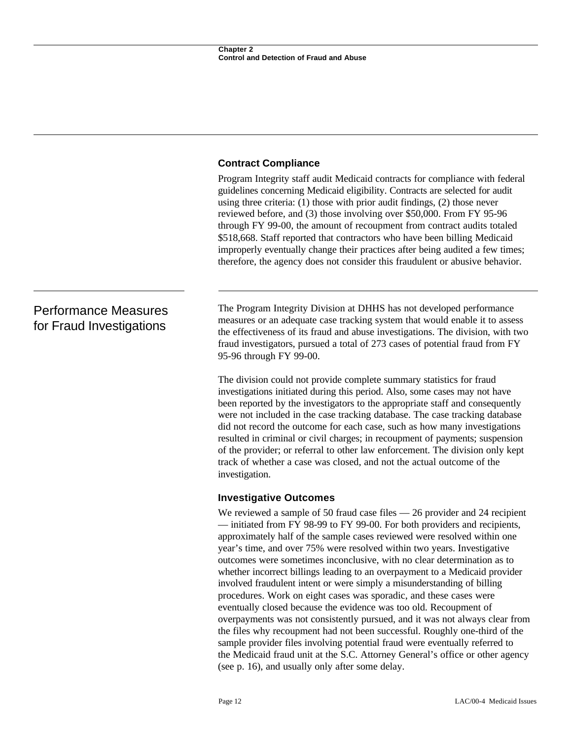### Contract Compliance

Program Integrity staff audit Medicaid contracts for compliance with federal guidelines concerning Medicaid eligibility. Contracts are selected for audit using three criteria: (1) those with prior audit findings, (2) those never reviewed before, and (3) those involving over $50,000. From FY 95-96 through FY 99-00, the amount of recoupment from contract audits totaled $518,668. Staff reported that contractors who have been billing Medicaid improperly eventually change their practices after being audited a few times; therefore, the agency does not consider this fraudulent or abusive behavior.

## Performance Measures for Fraud Investigations

The Program Integrity Division at DHHS has not developed performance measures or an adequate case tracking system that would enable it to assess the effectiveness of its fraud and abuse investigations. The division, with two fraud investigators, pursued a total of 273 cases of potential fraud from FY 95-96 through FY 99-00.

The division could not provide complete summary statistics for fraud investigations initiated during this period. Also, some cases may not have been reported by the investigators to the appropriate staff and consequently were not included in the case tracking database. The case tracking database did not record the outcome for each case, such as how many investigations resulted in criminal or civil charges; in recoupment of payments; suspension of the provider; or referral to other law enforcement. The division only kept track of whether a case was closed, and not the actual outcome of the investigation.

### Investigative Outcomes

We reviewed a sample of 50 fraud case files — 26 provider and 24 recipient — initiated from FY 98-99 to FY 99-00. For both providers and recipients, approximately half of the sample cases reviewed were resolved within one year's time, and over 75% were resolved within two years. Investigative outcomes were sometimes inconclusive, with no clear determination as to whether incorrect billings leading to an overpayment to a Medicaid provider involved fraudulent intent or were simply a misunderstanding of billing procedures. Work on eight cases was sporadic, and these cases were eventually closed because the evidence was too old. Recoupment of overpayments was not consistently pursued, and it was not always clear from the files why recoupment had not been successful. Roughly one-third of the sample provider files involving potential fraud were eventually referred to the Medicaid fraud unit at the S.C. Attorney General's office or other agency (see p. 16), and usually only after some delay.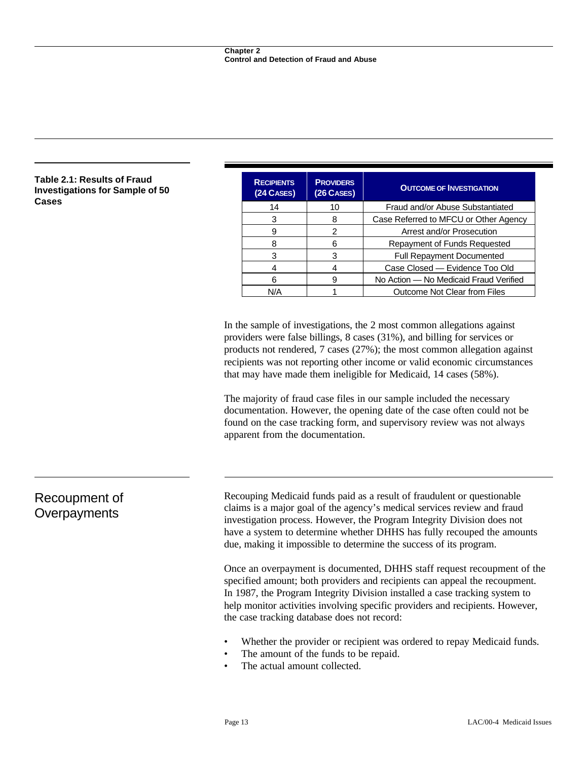**Table 2.1: Results of Fraud Investigations for Sample of 50 Cases**

| RECIPIENTS (24 CASES) | PROVIDERS (26 CASES) | OUTCOME OF INVESTIGATION |
|---|---|---|
| 14 | 10 | Fraud and/or Abuse Substantiated |
| 3 | 8 | Case Referred to MFCU or Other Agency |
| 9 | 2 | Arrest and/or Prosecution |
| 8 | 6 | Repayment of Funds Requested |
| 3 | 3 | Full Repayment Documented |
| 4 | 4 | Case Closed — Evidence Too Old |
| 6 | 9 | No Action — No Medicaid Fraud Verified |
| N/A | 1 | Outcome Not Clear from Files |

In the sample of investigations, the 2 most common allegations against providers were false billings, 8 cases (31%), and billing for services or products not rendered, 7 cases (27%); the most common allegation against recipients was not reporting other income or valid economic circumstances that may have made them ineligible for Medicaid, 14 cases (58%).

The majority of fraud case files in our sample included the necessary documentation. However, the opening date of the case often could not be found on the case tracking form, and supervisory review was not always apparent from the documentation.

## Recoupment of Overpayments

Recouping Medicaid funds paid as a result of fraudulent or questionable claims is a major goal of the agency's medical services review and fraud investigation process. However, the Program Integrity Division does not have a system to determine whether DHHS has fully recouped the amounts due, making it impossible to determine the success of its program.

Once an overpayment is documented, DHHS staff request recoupment of the specified amount; both providers and recipients can appeal the recoupment. In 1987, the Program Integrity Division installed a case tracking system to help monitor activities involving specific providers and recipients. However, the case tracking database does not record:

- Whether the provider or recipient was ordered to repay Medicaid funds.
- The amount of the funds to be repaid.
- The actual amount collected.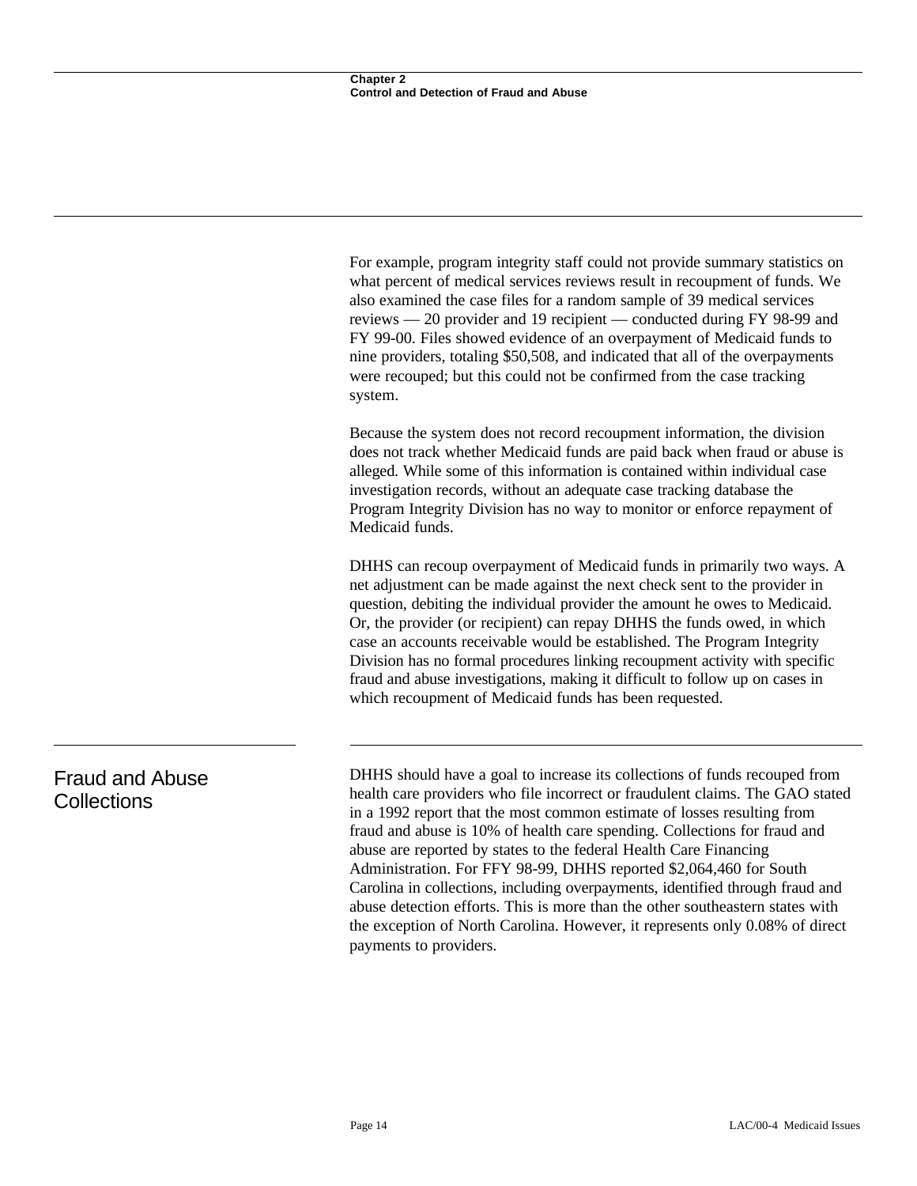For example, program integrity staff could not provide summary statistics on what percent of medical services reviews result in recoupment of funds. We also examined the case files for a random sample of 39 medical services reviews — 20 provider and 19 recipient — conducted during FY 98-99 and FY 99-00. Files showed evidence of an overpayment of Medicaid funds to nine providers, totaling $50,508, and indicated that all of the overpayments were recouped; but this could not be confirmed from the case tracking system.

Because the system does not record recoupment information, the division does not track whether Medicaid funds are paid back when fraud or abuse is alleged. While some of this information is contained within individual case investigation records, without an adequate case tracking database the Program Integrity Division has no way to monitor or enforce repayment of Medicaid funds.

DHHS can recoup overpayment of Medicaid funds in primarily two ways. A net adjustment can be made against the next check sent to the provider in question, debiting the individual provider the amount he owes to Medicaid. Or, the provider (or recipient) can repay DHHS the funds owed, in which case an accounts receivable would be established. The Program Integrity Division has no formal procedures linking recoupment activity with specific fraud and abuse investigations, making it difficult to follow up on cases in which recoupment of Medicaid funds has been requested.

## Fraud and Abuse Collections

DHHS should have a goal to increase its collections of funds recouped from health care providers who file incorrect or fraudulent claims. The GAO stated in a 1992 report that the most common estimate of losses resulting from fraud and abuse is 10% of health care spending. Collections for fraud and abuse are reported by states to the federal Health Care Financing Administration. For FFY 98-99, DHHS reported $2,064,460 for South Carolina in collections, including overpayments, identified through fraud and abuse detection efforts. This is more than the other southeastern states with the exception of North Carolina. However, it represents only 0.08% of direct payments to providers.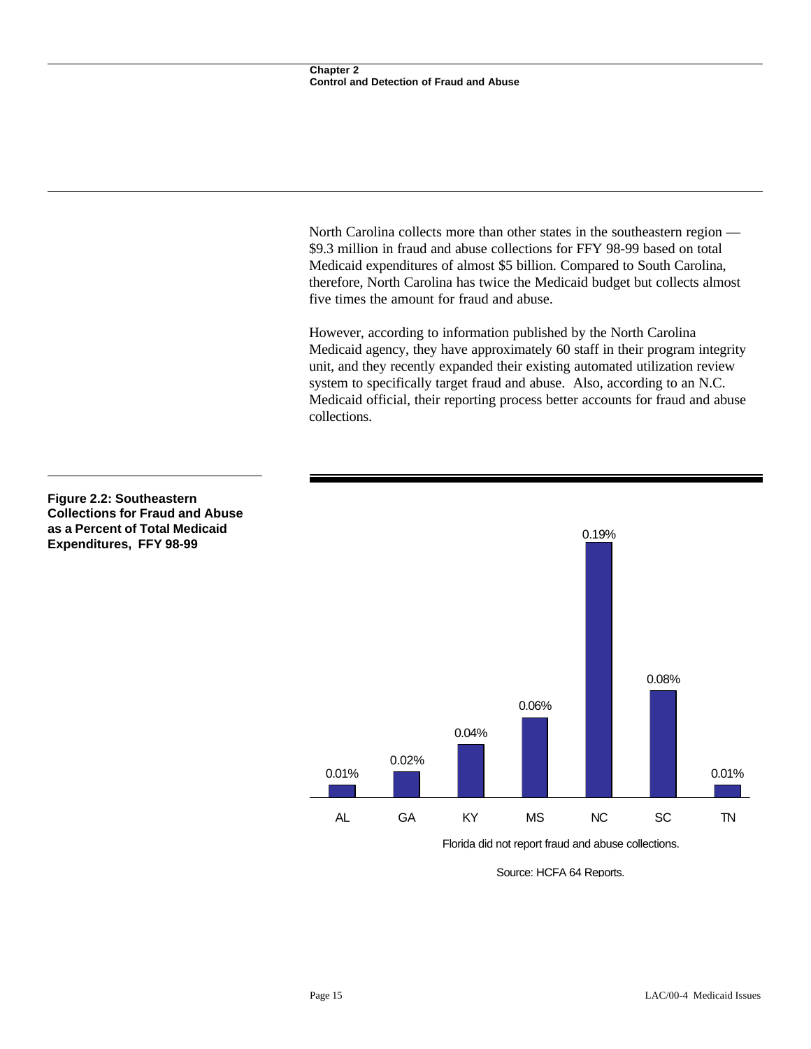North Carolina collects more than other states in the southeastern region — $9.3 million in fraud and abuse collections for FFY 98-99 based on total Medicaid expenditures of almost $5 billion. Compared to South Carolina, therefore, North Carolina has twice the Medicaid budget but collects almost five times the amount for fraud and abuse.

However, according to information published by the North Carolina Medicaid agency, they have approximately 60 staff in their program integrity unit, and they recently expanded their existing automated utilization review system to specifically target fraud and abuse. Also, according to an N.C. Medicaid official, their reporting process better accounts for fraud and abuse collections.

**Figure 2.2: Southeastern Collections for Fraud and Abuse as a Percent of Total Medicaid Expenditures, FFY 98-99**

| State | Percent |
|---|---|
| AL | 0.01% |
| GA | 0.02% |
| KY | 0.04% |
| MS | 0.06% |
| NC | 0.19% |
| SC | 0.08% |
| TN | 0.01% |

Florida did not report fraud and abuse collections.

Source: HCFA 64 Reports.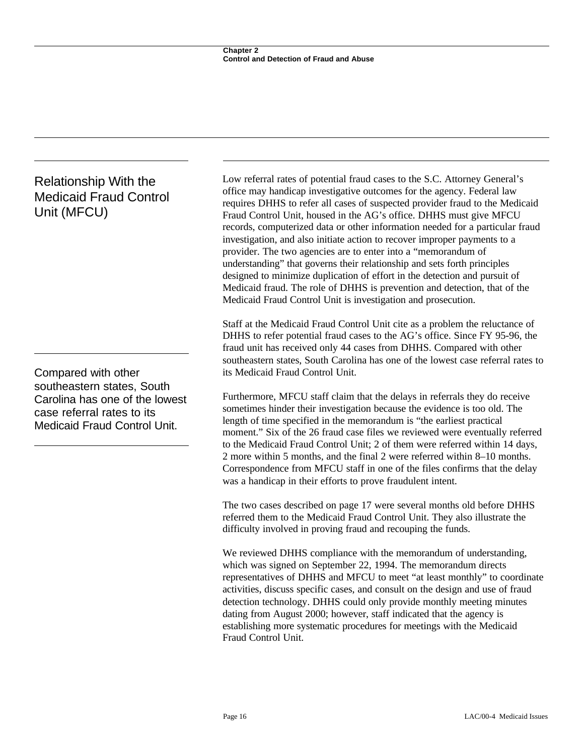## Relationship With the Medicaid Fraud Control Unit (MFCU)

Low referral rates of potential fraud cases to the S.C. Attorney General's office may handicap investigative outcomes for the agency. Federal law requires DHHS to refer all cases of suspected provider fraud to the Medicaid Fraud Control Unit, housed in the AG's office. DHHS must give MFCU records, computerized data or other information needed for a particular fraud investigation, and also initiate action to recover improper payments to a provider. The two agencies are to enter into a "memorandum of understanding" that governs their relationship and sets forth principles designed to minimize duplication of effort in the detection and pursuit of Medicaid fraud. The role of DHHS is prevention and detection, that of the Medicaid Fraud Control Unit is investigation and prosecution.

Staff at the Medicaid Fraud Control Unit cite as a problem the reluctance of DHHS to refer potential fraud cases to the AG's office. Since FY 95-96, the fraud unit has received only 44 cases from DHHS. Compared with other southeastern states, South Carolina has one of the lowest case referral rates to its Medicaid Fraud Control Unit.

> Compared with other southeastern states, South Carolina has one of the lowest case referral rates to its Medicaid Fraud Control Unit.

Furthermore, MFCU staff claim that the delays in referrals they do receive sometimes hinder their investigation because the evidence is too old. The length of time specified in the memorandum is "the earliest practical moment." Six of the 26 fraud case files we reviewed were eventually referred to the Medicaid Fraud Control Unit; 2 of them were referred within 14 days, 2 more within 5 months, and the final 2 were referred within 8–10 months. Correspondence from MFCU staff in one of the files confirms that the delay was a handicap in their efforts to prove fraudulent intent.

The two cases described on page 17 were several months old before DHHS referred them to the Medicaid Fraud Control Unit. They also illustrate the difficulty involved in proving fraud and recouping the funds.

We reviewed DHHS compliance with the memorandum of understanding, which was signed on September 22, 1994. The memorandum directs representatives of DHHS and MFCU to meet "at least monthly" to coordinate activities, discuss specific cases, and consult on the design and use of fraud detection technology. DHHS could only provide monthly meeting minutes dating from August 2000; however, staff indicated that the agency is establishing more systematic procedures for meetings with the Medicaid Fraud Control Unit.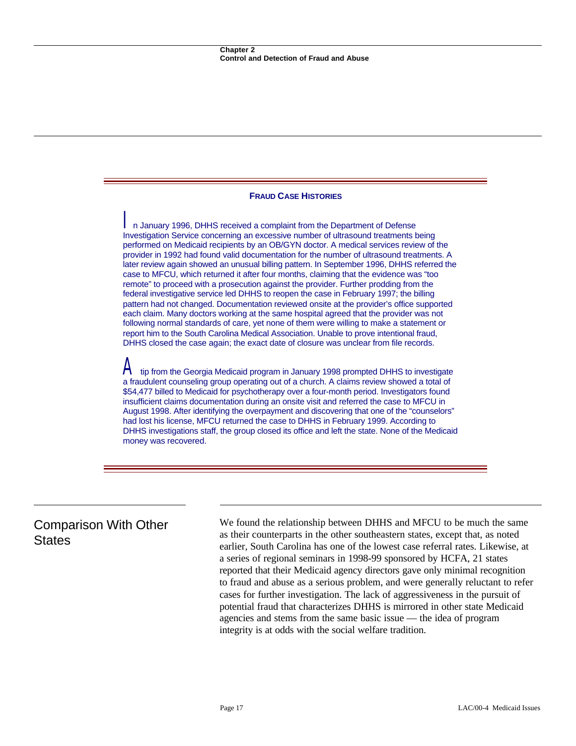### FRAUD CASE HISTORIES

In January 1996, DHHS received a complaint from the Department of Defense Investigation Service concerning an excessive number of ultrasound treatments being performed on Medicaid recipients by an OB/GYN doctor. A medical services review of the provider in 1992 had found valid documentation for the number of ultrasound treatments. A later review again showed an unusual billing pattern. In September 1996, DHHS referred the case to MFCU, which returned it after four months, claiming that the evidence was "too remote" to proceed with a prosecution against the provider. Further prodding from the federal investigative service led DHHS to reopen the case in February 1997; the billing pattern had not changed. Documentation reviewed onsite at the provider's office supported each claim. Many doctors working at the same hospital agreed that the provider was not following normal standards of care, yet none of them were willing to make a statement or report him to the South Carolina Medical Association. Unable to prove intentional fraud, DHHS closed the case again; the exact date of closure was unclear from file records.

A tip from the Georgia Medicaid program in January 1998 prompted DHHS to investigate a fraudulent counseling group operating out of a church. A claims review showed a total of $54,477 billed to Medicaid for psychotherapy over a four-month period. Investigators found insufficient claims documentation during an onsite visit and referred the case to MFCU in August 1998. After identifying the overpayment and discovering that one of the "counselors" had lost his license, MFCU returned the case to DHHS in February 1999. According to DHHS investigations staff, the group closed its office and left the state. None of the Medicaid money was recovered.

## Comparison With Other States

We found the relationship between DHHS and MFCU to be much the same as their counterparts in the other southeastern states, except that, as noted earlier, South Carolina has one of the lowest case referral rates. Likewise, at a series of regional seminars in 1998-99 sponsored by HCFA, 21 states reported that their Medicaid agency directors gave only minimal recognition to fraud and abuse as a serious problem, and were generally reluctant to refer cases for further investigation. The lack of aggressiveness in the pursuit of potential fraud that characterizes DHHS is mirrored in other state Medicaid agencies and stems from the same basic issue — the idea of program integrity is at odds with the social welfare tradition.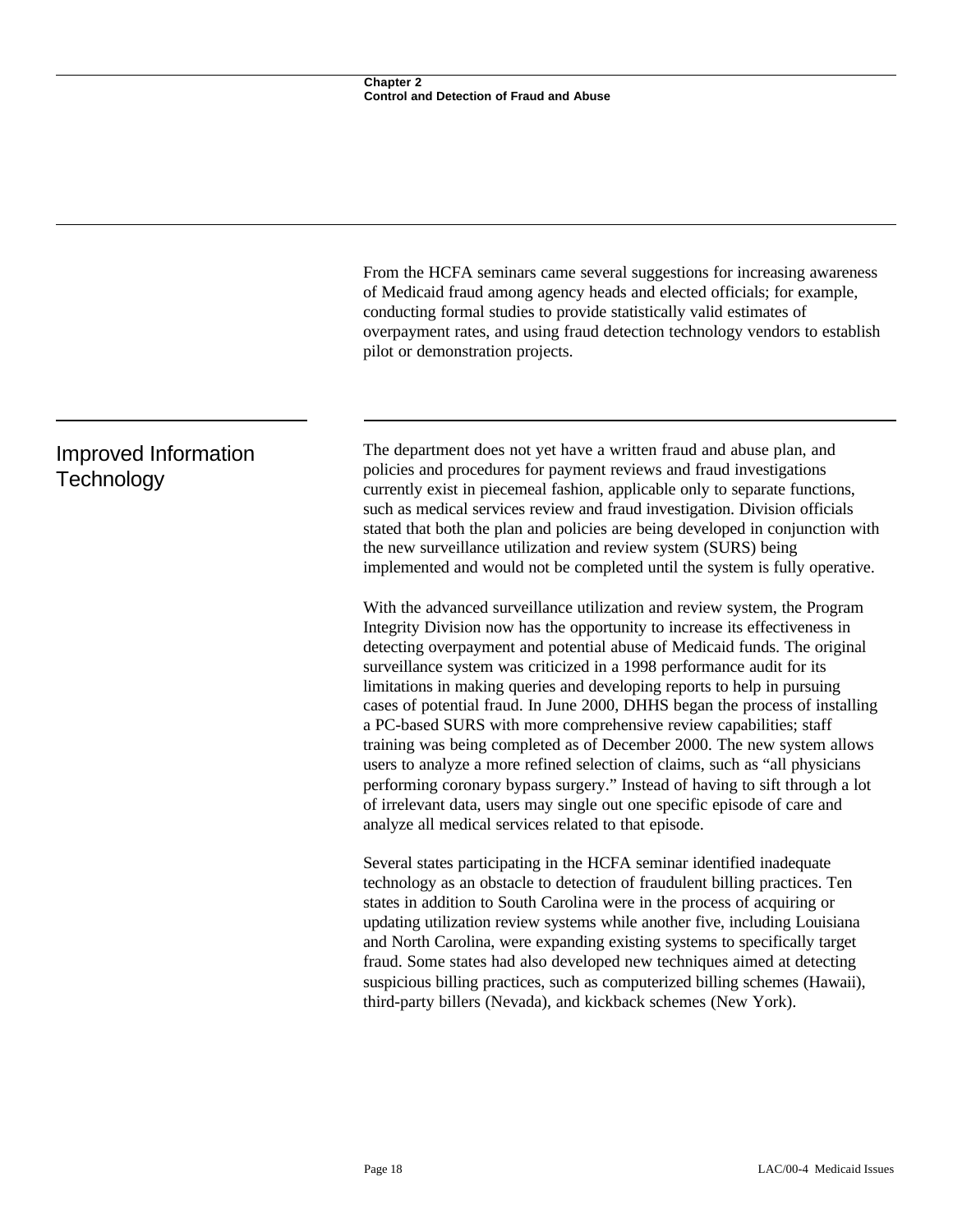From the HCFA seminars came several suggestions for increasing awareness of Medicaid fraud among agency heads and elected officials; for example, conducting formal studies to provide statistically valid estimates of overpayment rates, and using fraud detection technology vendors to establish pilot or demonstration projects.

## Improved Information Technology

The department does not yet have a written fraud and abuse plan, and policies and procedures for payment reviews and fraud investigations currently exist in piecemeal fashion, applicable only to separate functions, such as medical services review and fraud investigation. Division officials stated that both the plan and policies are being developed in conjunction with the new surveillance utilization and review system (SURS) being implemented and would not be completed until the system is fully operative.

With the advanced surveillance utilization and review system, the Program Integrity Division now has the opportunity to increase its effectiveness in detecting overpayment and potential abuse of Medicaid funds. The original surveillance system was criticized in a 1998 performance audit for its limitations in making queries and developing reports to help in pursuing cases of potential fraud. In June 2000, DHHS began the process of installing a PC-based SURS with more comprehensive review capabilities; staff training was being completed as of December 2000. The new system allows users to analyze a more refined selection of claims, such as "all physicians performing coronary bypass surgery." Instead of having to sift through a lot of irrelevant data, users may single out one specific episode of care and analyze all medical services related to that episode.

Several states participating in the HCFA seminar identified inadequate technology as an obstacle to detection of fraudulent billing practices. Ten states in addition to South Carolina were in the process of acquiring or updating utilization review systems while another five, including Louisiana and North Carolina, were expanding existing systems to specifically target fraud. Some states had also developed new techniques aimed at detecting suspicious billing practices, such as computerized billing schemes (Hawaii), third-party billers (Nevada), and kickback schemes (New York).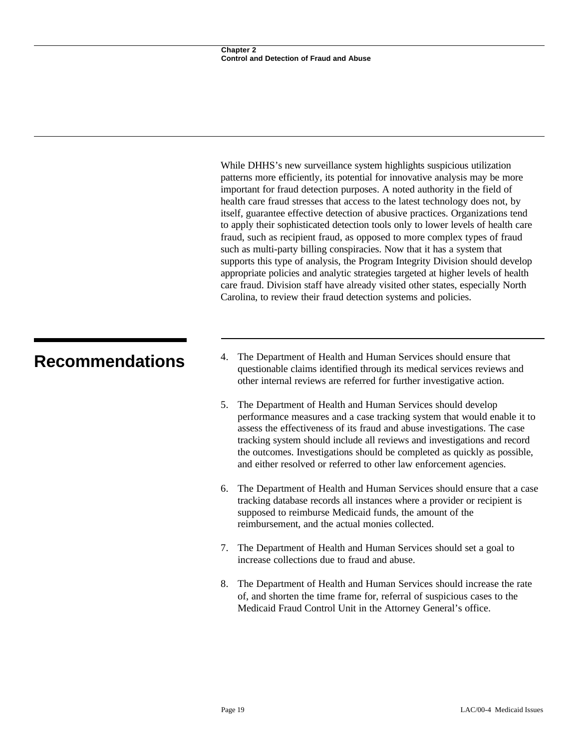While DHHS's new surveillance system highlights suspicious utilization patterns more efficiently, its potential for innovative analysis may be more important for fraud detection purposes. A noted authority in the field of health care fraud stresses that access to the latest technology does not, by itself, guarantee effective detection of abusive practices. Organizations tend to apply their sophisticated detection tools only to lower levels of health care fraud, such as recipient fraud, as opposed to more complex types of fraud such as multi-party billing conspiracies. Now that it has a system that supports this type of analysis, the Program Integrity Division should develop appropriate policies and analytic strategies targeted at higher levels of health care fraud. Division staff have already visited other states, especially North Carolina, to review their fraud detection systems and policies.

## Recommendations

4. The Department of Health and Human Services should ensure that questionable claims identified through its medical services reviews and other internal reviews are referred for further investigative action.

5. The Department of Health and Human Services should develop performance measures and a case tracking system that would enable it to assess the effectiveness of its fraud and abuse investigations. The case tracking system should include all reviews and investigations and record the outcomes. Investigations should be completed as quickly as possible, and either resolved or referred to other law enforcement agencies.

6. The Department of Health and Human Services should ensure that a case tracking database records all instances where a provider or recipient is supposed to reimburse Medicaid funds, the amount of the reimbursement, and the actual monies collected.

7. The Department of Health and Human Services should set a goal to increase collections due to fraud and abuse.

8. The Department of Health and Human Services should increase the rate of, and shorten the time frame for, referral of suspicious cases to the Medicaid Fraud Control Unit in the Attorney General's office.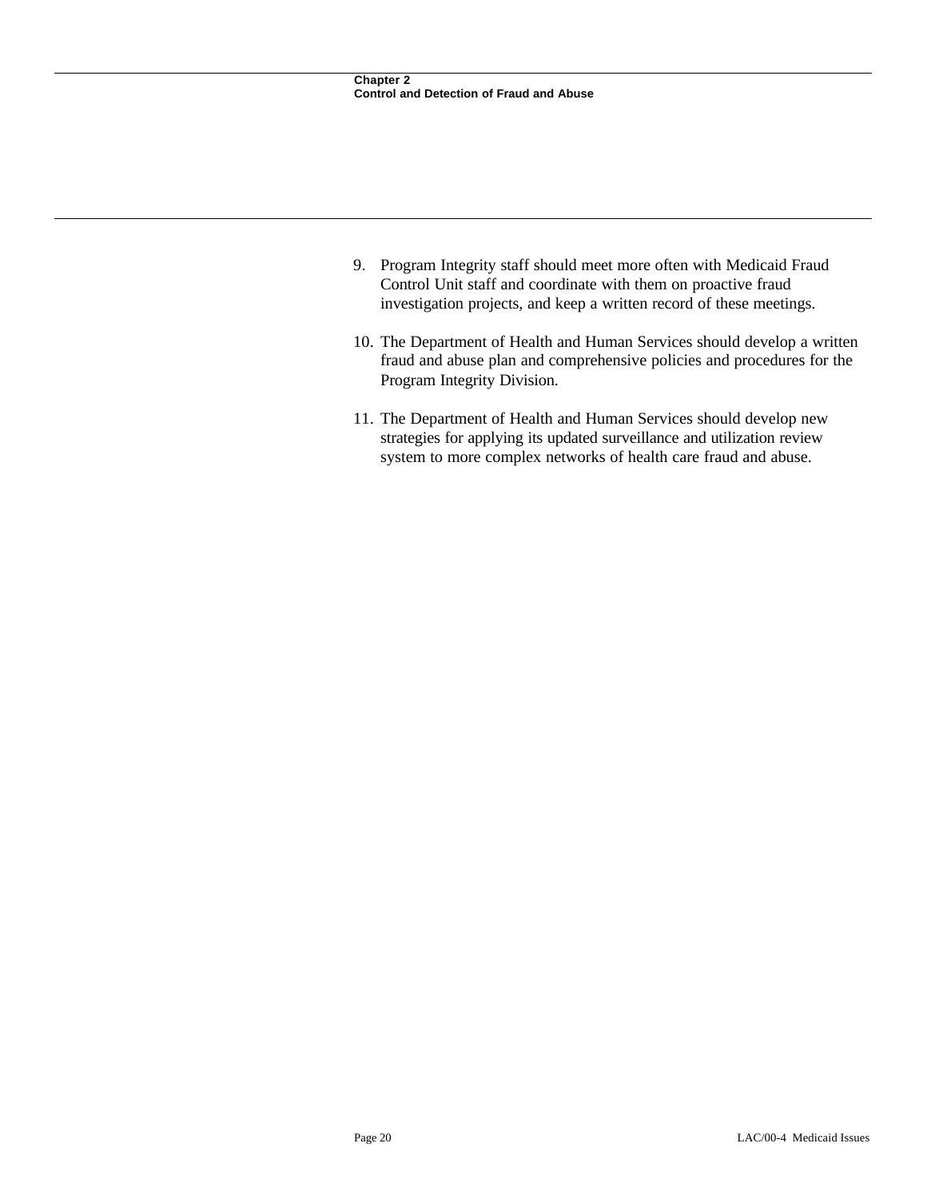9. Program Integrity staff should meet more often with Medicaid Fraud Control Unit staff and coordinate with them on proactive fraud investigation projects, and keep a written record of these meetings.

10. The Department of Health and Human Services should develop a written fraud and abuse plan and comprehensive policies and procedures for the Program Integrity Division.

11. The Department of Health and Human Services should develop new strategies for applying its updated surveillance and utilization review system to more complex networks of health care fraud and abuse.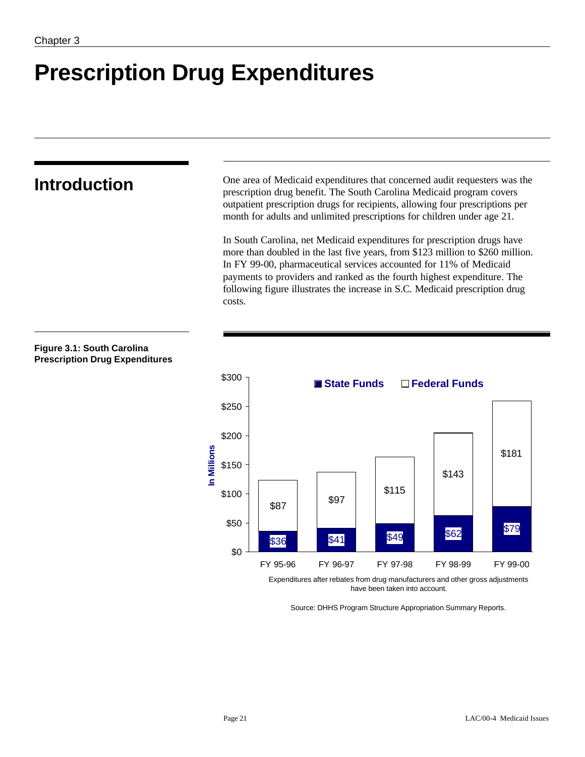Chapter 3

# Prescription Drug Expenditures

## Introduction

One area of Medicaid expenditures that concerned audit requesters was the prescription drug benefit. The South Carolina Medicaid program covers outpatient prescription drugs for recipients, allowing four prescriptions per month for adults and unlimited prescriptions for children under age 21.

In South Carolina, net Medicaid expenditures for prescription drugs have more than doubled in the last five years, from $123 million to $260 million. In FY 99-00, pharmaceutical services accounted for 11% of Medicaid payments to providers and ranked as the fourth highest expenditure. The following figure illustrates the increase in S.C. Medicaid prescription drug costs.

**Figure 3.1: South Carolina Prescription Drug Expenditures**

| In Millions | State Funds | Federal Funds |
|---|---|---|
| FY 95-96 | $36 | $87 |
| FY 96-97 | $41 | $97 |
| FY 97-98 | $49 | $115 |
| FY 98-99 | $62 | $143 |
| FY 99-00 | $79 | $181 |

Expenditures after rebates from drug manufacturers and other gross adjustments have been taken into account.

Source: DHHS Program Structure Appropriation Summary Reports.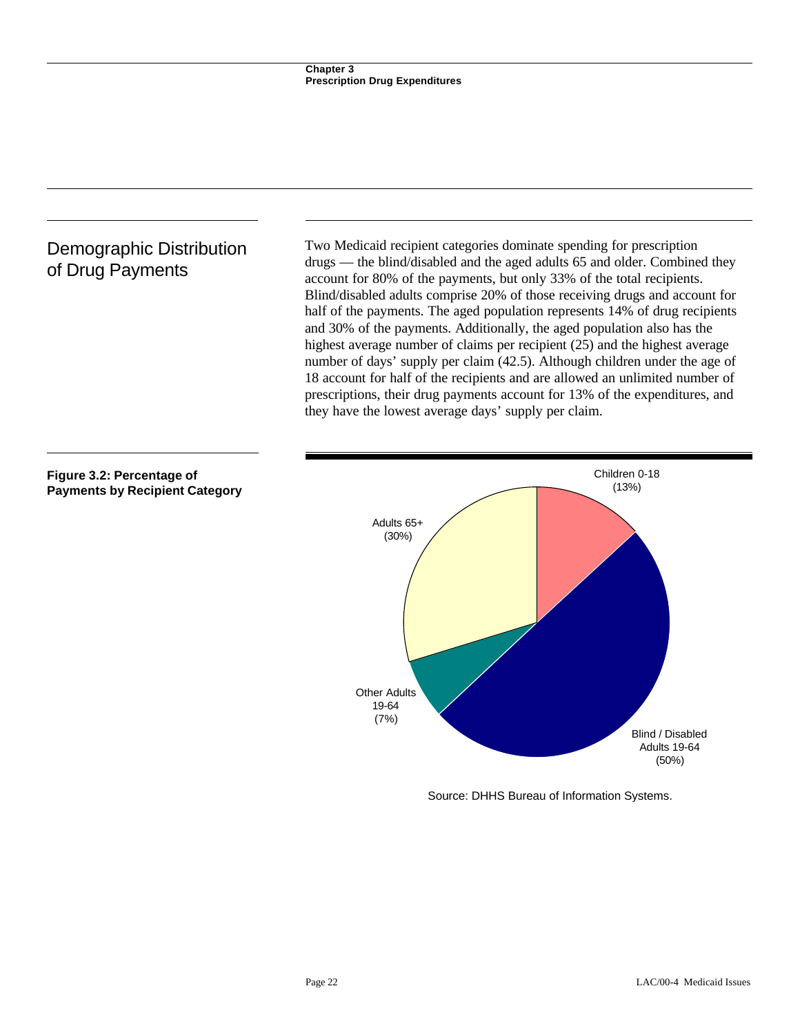## Demographic Distribution of Drug Payments

Two Medicaid recipient categories dominate spending for prescription drugs — the blind/disabled and the aged adults 65 and older. Combined they account for 80% of the payments, but only 33% of the total recipients. Blind/disabled adults comprise 20% of those receiving drugs and account for half of the payments. The aged population represents 14% of drug recipients and 30% of the payments. Additionally, the aged population also has the highest average number of claims per recipient (25) and the highest average number of days' supply per claim (42.5). Although children under the age of 18 account for half of the recipients and are allowed an unlimited number of prescriptions, their drug payments account for 13% of the expenditures, and they have the lowest average days' supply per claim.

**Figure 3.2: Percentage of Payments by Recipient Category**

Children 0-18 (13%)

Blind / Disabled Adults 19-64 (50%)

Other Adults 19-64 (7%)

Adults 65+ (30%)

Source: DHHS Bureau of Information Systems.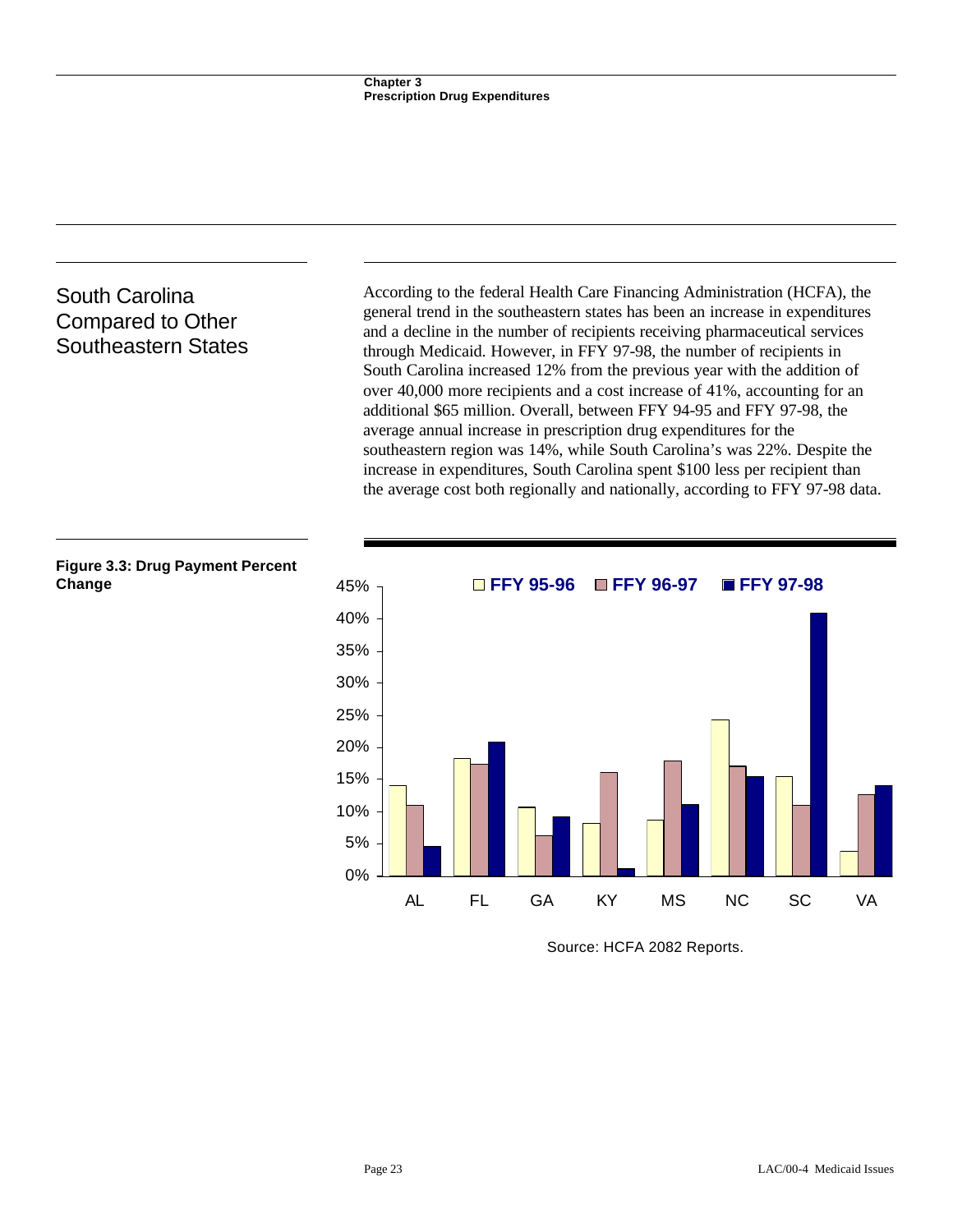## South Carolina Compared to Other Southeastern States

According to the federal Health Care Financing Administration (HCFA), the general trend in the southeastern states has been an increase in expenditures and a decline in the number of recipients receiving pharmaceutical services through Medicaid. However, in FFY 97-98, the number of recipients in South Carolina increased 12% from the previous year with the addition of over 40,000 more recipients and a cost increase of 41%, accounting for an additional $65 million. Overall, between FFY 94-95 and FFY 97-98, the average annual increase in prescription drug expenditures for the southeastern region was 14%, while South Carolina's was 22%. Despite the increase in expenditures, South Carolina spent $100 less per recipient than the average cost both regionally and nationally, according to FFY 97-98 data.

**Figure 3.3: Drug Payment Percent Change**

Source: HCFA 2082 Reports.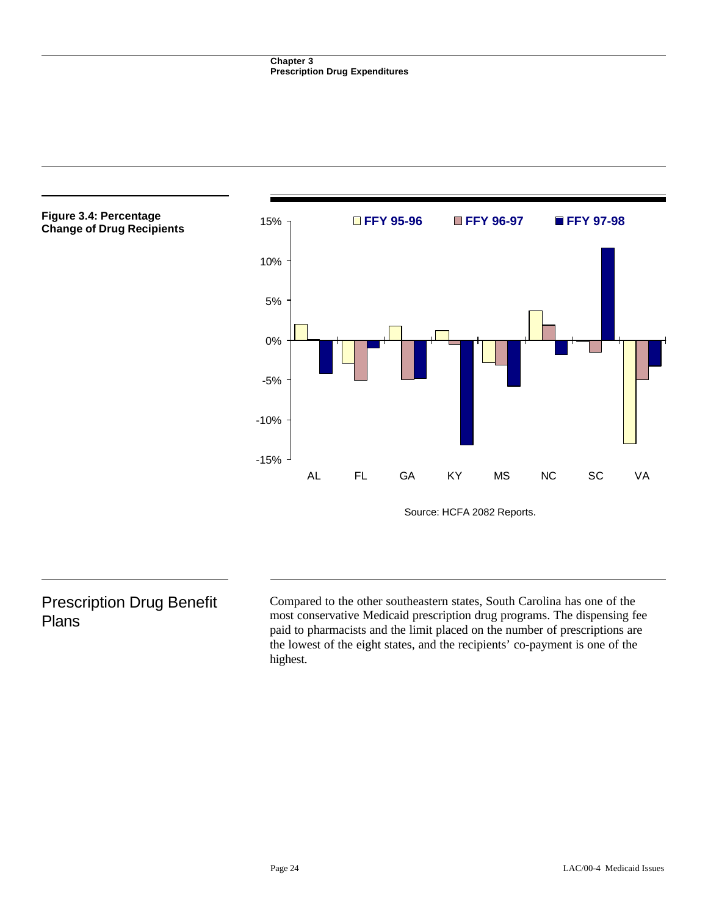**Figure 3.4: Percentage Change of Drug Recipients**

Source: HCFA 2082 Reports.

## Prescription Drug Benefit Plans

Compared to the other southeastern states, South Carolina has one of the most conservative Medicaid prescription drug programs. The dispensing fee paid to pharmacists and the limit placed on the number of prescriptions are the lowest of the eight states, and the recipients' co-payment is one of the highest.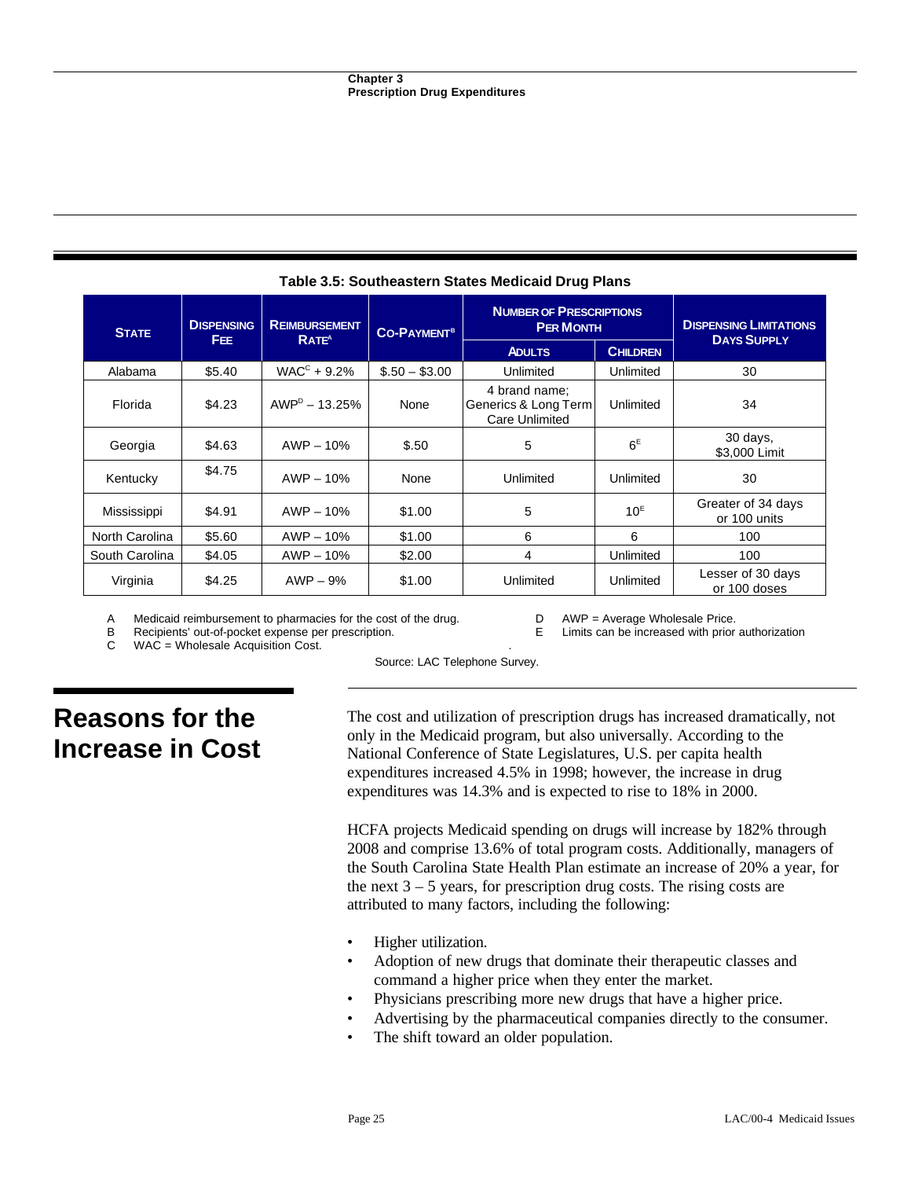**Table 3.5: Southeastern States Medicaid Drug Plans**

| State | Dispensing Fee | Reimbursement Rate[A] | Co-Payment[B] | Number of Prescriptions Per Month | | Dispensing Limitations Days Supply |
|---|---|---|---|---|---|---|
| | | | | Adults | Children | |
| Alabama | $5.40 | WAC[C] + 9.2% | $.50 – $3.00 | Unlimited | Unlimited | 30 |
| Florida | $4.23 | AWP[D] – 13.25% | None | 4 brand name; Generics & Long Term Care Unlimited | Unlimited | 34 |
| Georgia | $4.63 | AWP – 10% | $.50 | 5 | 6[E] | 30 days, $3,000 Limit |
| Kentucky | $4.75 | AWP – 10% | None | Unlimited | Unlimited | 30 |
| Mississippi | $4.91 | AWP – 10% | $1.00 | 5 | 10[E] | Greater of 34 days or 100 units |
| North Carolina | $5.60 | AWP – 10% | $1.00 | 6 | 6 | 100 |
| South Carolina | $4.05 | AWP – 10% | $2.00 | 4 | Unlimited | 100 |
| Virginia | $4.25 | AWP – 9% | $1.00 | Unlimited | Unlimited | Lesser of 30 days or 100 doses |

A Medicaid reimbursement to pharmacies for the cost of the drug.
B Recipients' out-of-pocket expense per prescription.
C WAC = Wholesale Acquisition Cost.
D AWP = Average Wholesale Price.
E Limits can be increased with prior authorization

Source: LAC Telephone Survey.

## Reasons for the Increase in Cost

The cost and utilization of prescription drugs has increased dramatically, not only in the Medicaid program, but also universally. According to the National Conference of State Legislatures, U.S. per capita health expenditures increased 4.5% in 1998; however, the increase in drug expenditures was 14.3% and is expected to rise to 18% in 2000.

HCFA projects Medicaid spending on drugs will increase by 182% through 2008 and comprise 13.6% of total program costs. Additionally, managers of the South Carolina State Health Plan estimate an increase of 20% a year, for the next 3 – 5 years, for prescription drug costs. The rising costs are attributed to many factors, including the following:

- Higher utilization.
- Adoption of new drugs that dominate their therapeutic classes and command a higher price when they enter the market.
- Physicians prescribing more new drugs that have a higher price.
- Advertising by the pharmaceutical companies directly to the consumer.
- The shift toward an older population.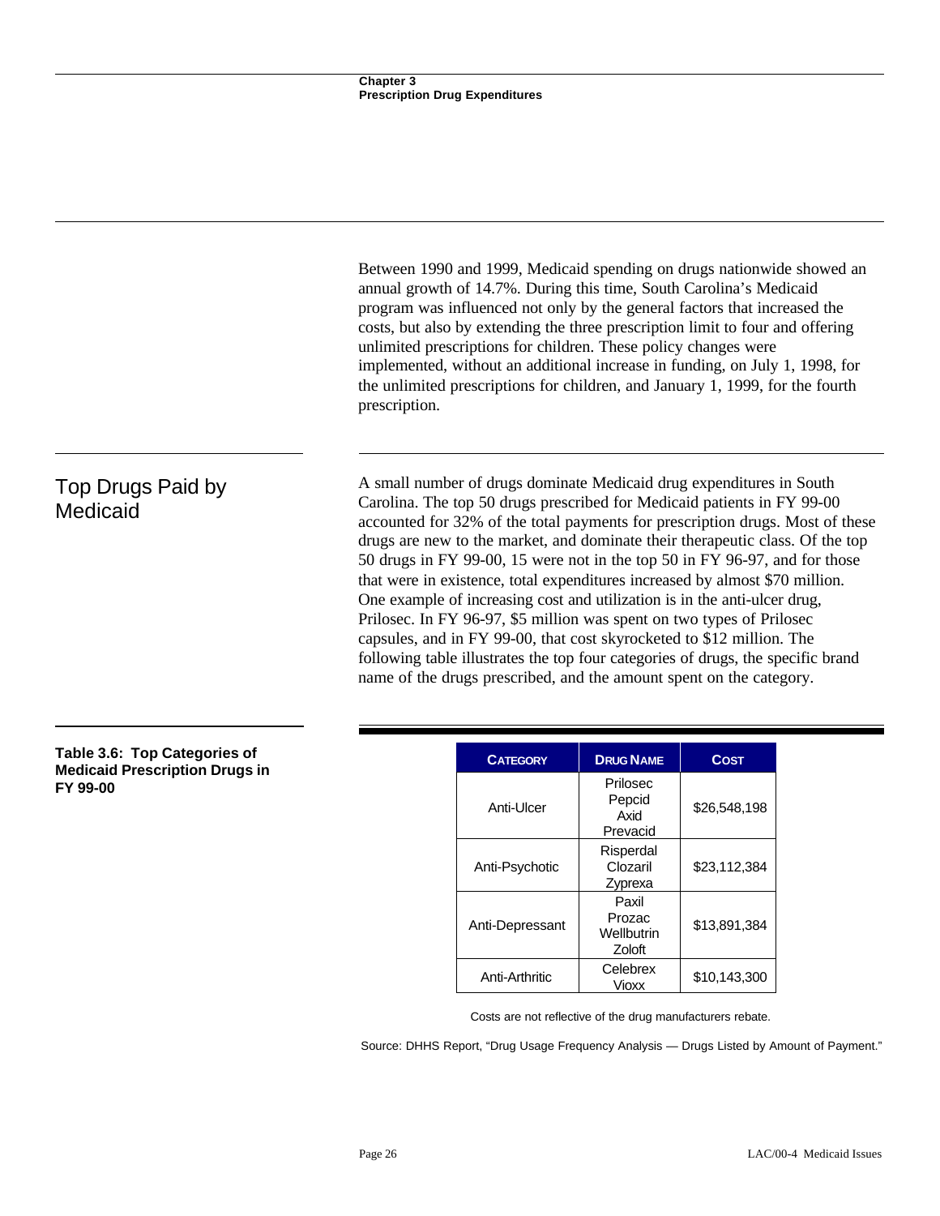Between 1990 and 1999, Medicaid spending on drugs nationwide showed an annual growth of 14.7%. During this time, South Carolina's Medicaid program was influenced not only by the general factors that increased the costs, but also by extending the three prescription limit to four and offering unlimited prescriptions for children. These policy changes were implemented, without an additional increase in funding, on July 1, 1998, for the unlimited prescriptions for children, and January 1, 1999, for the fourth prescription.

## Top Drugs Paid by Medicaid

A small number of drugs dominate Medicaid drug expenditures in South Carolina. The top 50 drugs prescribed for Medicaid patients in FY 99-00 accounted for 32% of the total payments for prescription drugs. Most of these drugs are new to the market, and dominate their therapeutic class. Of the top 50 drugs in FY 99-00, 15 were not in the top 50 in FY 96-97, and for those that were in existence, total expenditures increased by almost $70 million. One example of increasing cost and utilization is in the anti-ulcer drug, Prilosec. In FY 96-97, $5 million was spent on two types of Prilosec capsules, and in FY 99-00, that cost skyrocketed to $12 million. The following table illustrates the top four categories of drugs, the specific brand name of the drugs prescribed, and the amount spent on the category.

**Table 3.6: Top Categories of Medicaid Prescription Drugs in FY 99-00**

| CATEGORY | DRUG NAME | COST |
|---|---|---|
| Anti-Ulcer | Prilosec<br>Pepcid<br>Axid<br>Prevacid | $26,548,198 |
| Anti-Psychotic | Risperdal<br>Clozaril<br>Zyprexa | $23,112,384 |
| Anti-Depressant | Paxil<br>Prozac<br>Wellbutrin<br>Zoloft | $13,891,384 |
| Anti-Arthritic | Celebrex<br>Vioxx | $10,143,300 |

Costs are not reflective of the drug manufacturers rebate.

Source: DHHS Report, "Drug Usage Frequency Analysis — Drugs Listed by Amount of Payment."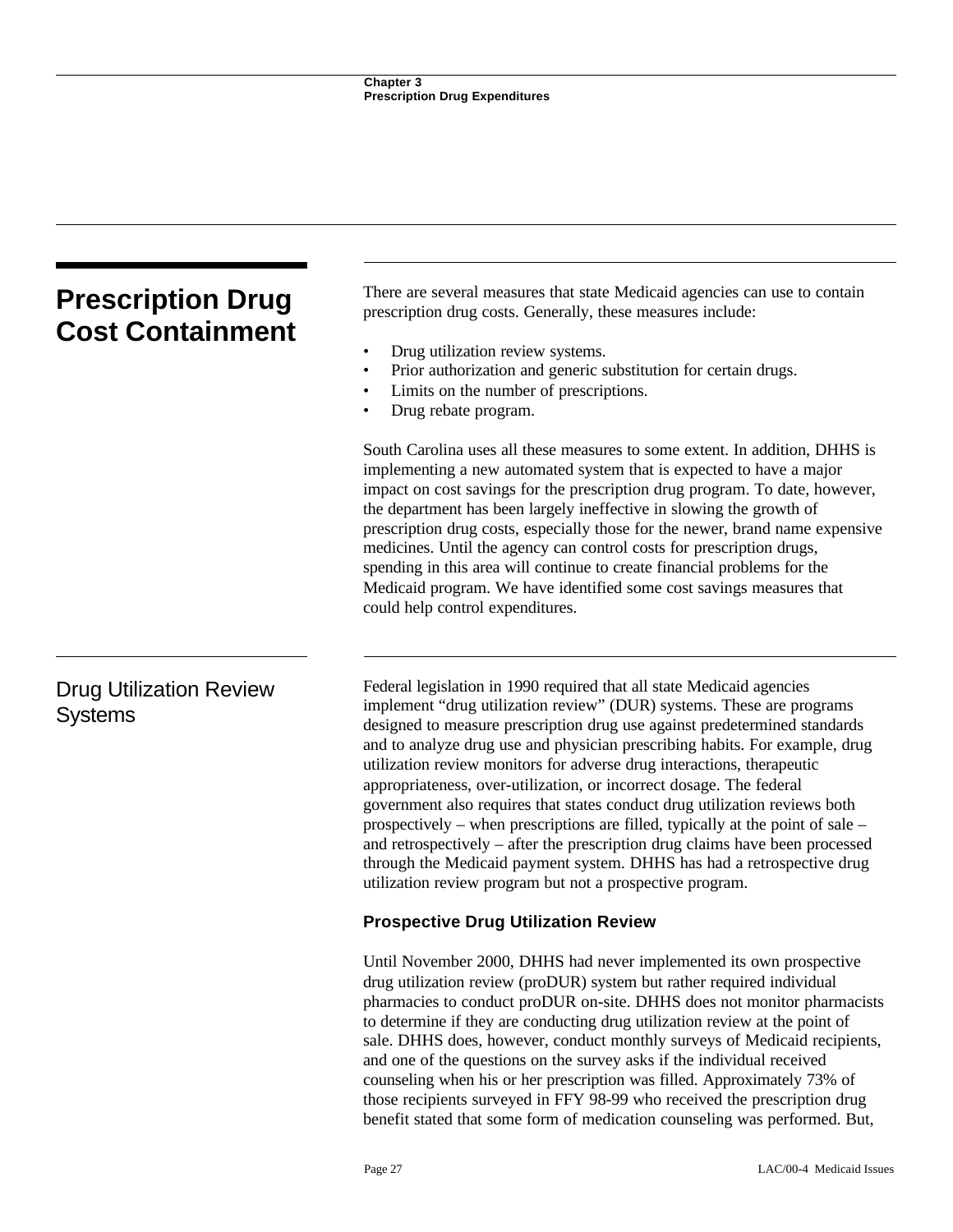## Prescription Drug Cost Containment

There are several measures that state Medicaid agencies can use to contain prescription drug costs. Generally, these measures include:

- Drug utilization review systems.
- Prior authorization and generic substitution for certain drugs.
- Limits on the number of prescriptions.
- Drug rebate program.

South Carolina uses all these measures to some extent. In addition, DHHS is implementing a new automated system that is expected to have a major impact on cost savings for the prescription drug program. To date, however, the department has been largely ineffective in slowing the growth of prescription drug costs, especially those for the newer, brand name expensive medicines. Until the agency can control costs for prescription drugs, spending in this area will continue to create financial problems for the Medicaid program. We have identified some cost savings measures that could help control expenditures.

### Drug Utilization Review Systems

Federal legislation in 1990 required that all state Medicaid agencies implement "drug utilization review" (DUR) systems. These are programs designed to measure prescription drug use against predetermined standards and to analyze drug use and physician prescribing habits. For example, drug utilization review monitors for adverse drug interactions, therapeutic appropriateness, over-utilization, or incorrect dosage. The federal government also requires that states conduct drug utilization reviews both prospectively – when prescriptions are filled, typically at the point of sale – and retrospectively – after the prescription drug claims have been processed through the Medicaid payment system. DHHS has had a retrospective drug utilization review program but not a prospective program.

#### Prospective Drug Utilization Review

Until November 2000, DHHS had never implemented its own prospective drug utilization review (proDUR) system but rather required individual pharmacies to conduct proDUR on-site. DHHS does not monitor pharmacists to determine if they are conducting drug utilization review at the point of sale. DHHS does, however, conduct monthly surveys of Medicaid recipients, and one of the questions on the survey asks if the individual received counseling when his or her prescription was filled. Approximately 73% of those recipients surveyed in FFY 98-99 who received the prescription drug benefit stated that some form of medication counseling was performed. But,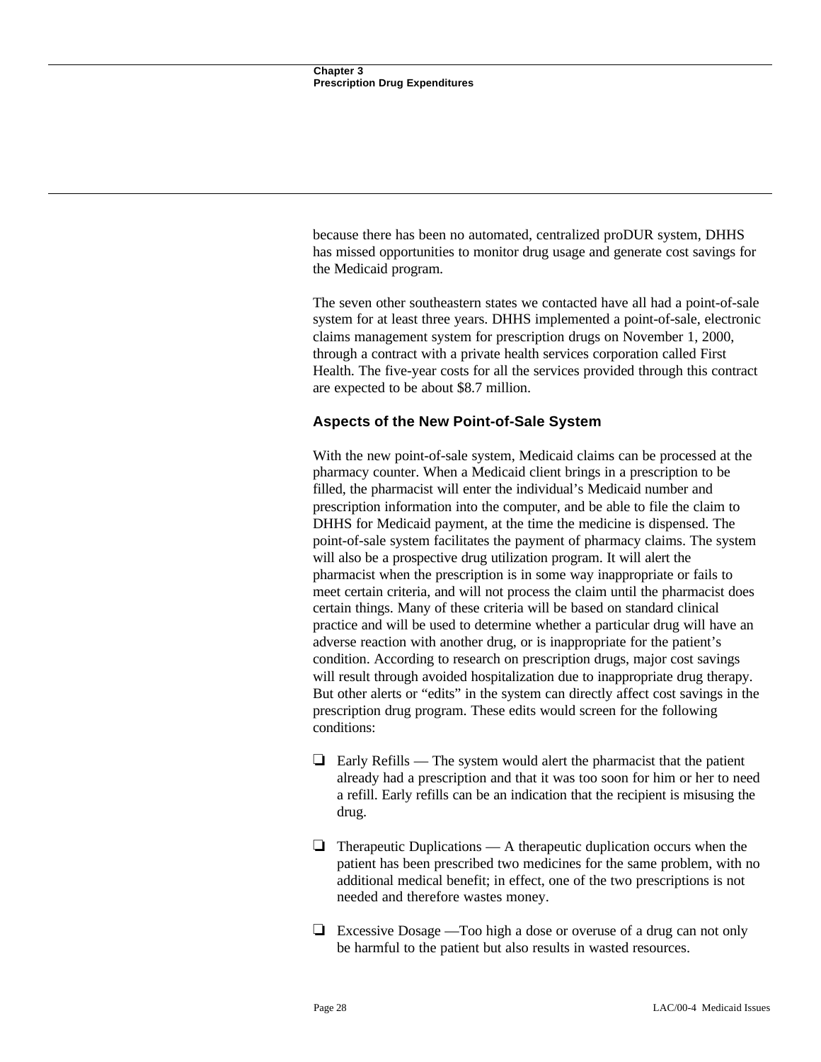because there has been no automated, centralized proDUR system, DHHS has missed opportunities to monitor drug usage and generate cost savings for the Medicaid program.

The seven other southeastern states we contacted have all had a point-of-sale system for at least three years. DHHS implemented a point-of-sale, electronic claims management system for prescription drugs on November 1, 2000, through a contract with a private health services corporation called First Health. The five-year costs for all the services provided through this contract are expected to be about $8.7 million.

### Aspects of the New Point-of-Sale System

With the new point-of-sale system, Medicaid claims can be processed at the pharmacy counter. When a Medicaid client brings in a prescription to be filled, the pharmacist will enter the individual's Medicaid number and prescription information into the computer, and be able to file the claim to DHHS for Medicaid payment, at the time the medicine is dispensed. The point-of-sale system facilitates the payment of pharmacy claims. The system will also be a prospective drug utilization program. It will alert the pharmacist when the prescription is in some way inappropriate or fails to meet certain criteria, and will not process the claim until the pharmacist does certain things. Many of these criteria will be based on standard clinical practice and will be used to determine whether a particular drug will have an adverse reaction with another drug, or is inappropriate for the patient's condition. According to research on prescription drugs, major cost savings will result through avoided hospitalization due to inappropriate drug therapy. But other alerts or "edits" in the system can directly affect cost savings in the prescription drug program. These edits would screen for the following conditions:

- Early Refills — The system would alert the pharmacist that the patient already had a prescription and that it was too soon for him or her to need a refill. Early refills can be an indication that the recipient is misusing the drug.

- Therapeutic Duplications — A therapeutic duplication occurs when the patient has been prescribed two medicines for the same problem, with no additional medical benefit; in effect, one of the two prescriptions is not needed and therefore wastes money.

- Excessive Dosage —Too high a dose or overuse of a drug can not only be harmful to the patient but also results in wasted resources.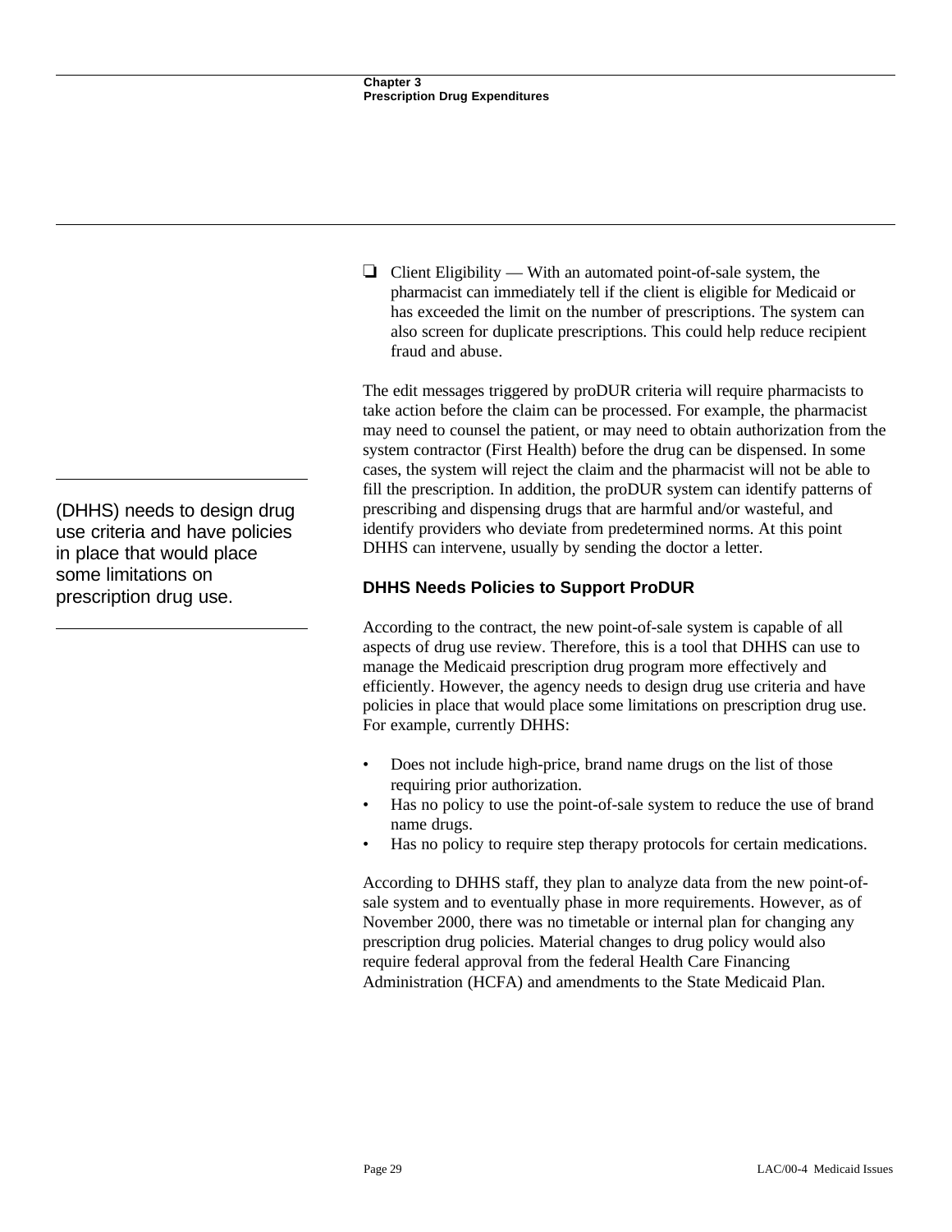- ❑ Client Eligibility — With an automated point-of-sale system, the pharmacist can immediately tell if the client is eligible for Medicaid or has exceeded the limit on the number of prescriptions. The system can also screen for duplicate prescriptions. This could help reduce recipient fraud and abuse.

The edit messages triggered by proDUR criteria will require pharmacists to take action before the claim can be processed. For example, the pharmacist may need to counsel the patient, or may need to obtain authorization from the system contractor (First Health) before the drug can be dispensed. In some cases, the system will reject the claim and the pharmacist will not be able to fill the prescription. In addition, the proDUR system can identify patterns of prescribing and dispensing drugs that are harmful and/or wasteful, and identify providers who deviate from predetermined norms. At this point DHHS can intervene, usually by sending the doctor a letter.

(DHHS) needs to design drug use criteria and have policies in place that would place some limitations on prescription drug use.

### DHHS Needs Policies to Support ProDUR

According to the contract, the new point-of-sale system is capable of all aspects of drug use review. Therefore, this is a tool that DHHS can use to manage the Medicaid prescription drug program more effectively and efficiently. However, the agency needs to design drug use criteria and have policies in place that would place some limitations on prescription drug use. For example, currently DHHS:

- Does not include high-price, brand name drugs on the list of those requiring prior authorization.
- Has no policy to use the point-of-sale system to reduce the use of brand name drugs.
- Has no policy to require step therapy protocols for certain medications.

According to DHHS staff, they plan to analyze data from the new point-of-sale system and to eventually phase in more requirements. However, as of November 2000, there was no timetable or internal plan for changing any prescription drug policies. Material changes to drug policy would also require federal approval from the federal Health Care Financing Administration (HCFA) and amendments to the State Medicaid Plan.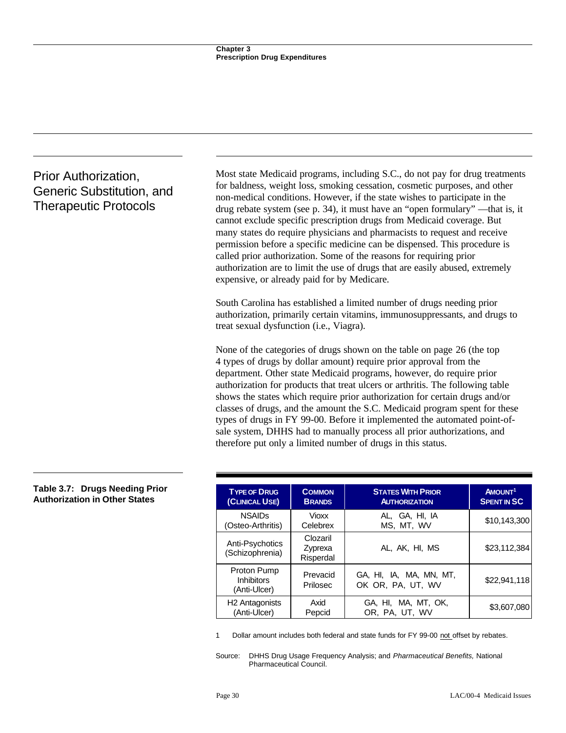## Prior Authorization, Generic Substitution, and Therapeutic Protocols

Most state Medicaid programs, including S.C., do not pay for drug treatments for baldness, weight loss, smoking cessation, cosmetic purposes, and other non-medical conditions. However, if the state wishes to participate in the drug rebate system (see p. 34), it must have an "open formulary" —that is, it cannot exclude specific prescription drugs from Medicaid coverage. But many states do require physicians and pharmacists to request and receive permission before a specific medicine can be dispensed. This procedure is called prior authorization. Some of the reasons for requiring prior authorization are to limit the use of drugs that are easily abused, extremely expensive, or already paid for by Medicare.

South Carolina has established a limited number of drugs needing prior authorization, primarily certain vitamins, immunosuppressants, and drugs to treat sexual dysfunction (i.e., Viagra).

None of the categories of drugs shown on the table on page 26 (the top 4 types of drugs by dollar amount) require prior approval from the department. Other state Medicaid programs, however, do require prior authorization for products that treat ulcers or arthritis. The following table shows the states which require prior authorization for certain drugs and/or classes of drugs, and the amount the S.C. Medicaid program spent for these types of drugs in FY 99-00. Before it implemented the automated point-of-sale system, DHHS had to manually process all prior authorizations, and therefore put only a limited number of drugs in this status.

**Table 3.7: Drugs Needing Prior Authorization in Other States**

| TYPE OF DRUG (CLINICAL USE) | COMMON BRANDS | STATES WITH PRIOR AUTHORIZATION | AMOUNT[1] SPENT IN SC |
|---|---|---|---|
| NSAIDs (Osteo-Arthritis) | Vioxx Celebrex | AL, GA, HI, IA MS, MT, WV | $10,143,300 |
| Anti-Psychotics (Schizophrenia) | Clozaril Zyprexa Risperdal | AL, AK, HI, MS | $23,112,384 |
| Proton Pump Inhibitors (Anti-Ulcer) | Prevacid Prilosec | GA, HI, IA, MA, MN, MT, OK OR, PA, UT, WV | $22,941,118 |
| H2 Antagonists (Anti-Ulcer) | Axid Pepcid | GA, HI, MA, MT, OK, OR, PA, UT, WV | $3,607,080 |

1 Dollar amount includes both federal and state funds for FY 99-00 not offset by rebates.

Source: DHHS Drug Usage Frequency Analysis; and *Pharmaceutical Benefits,* National Pharmaceutical Council.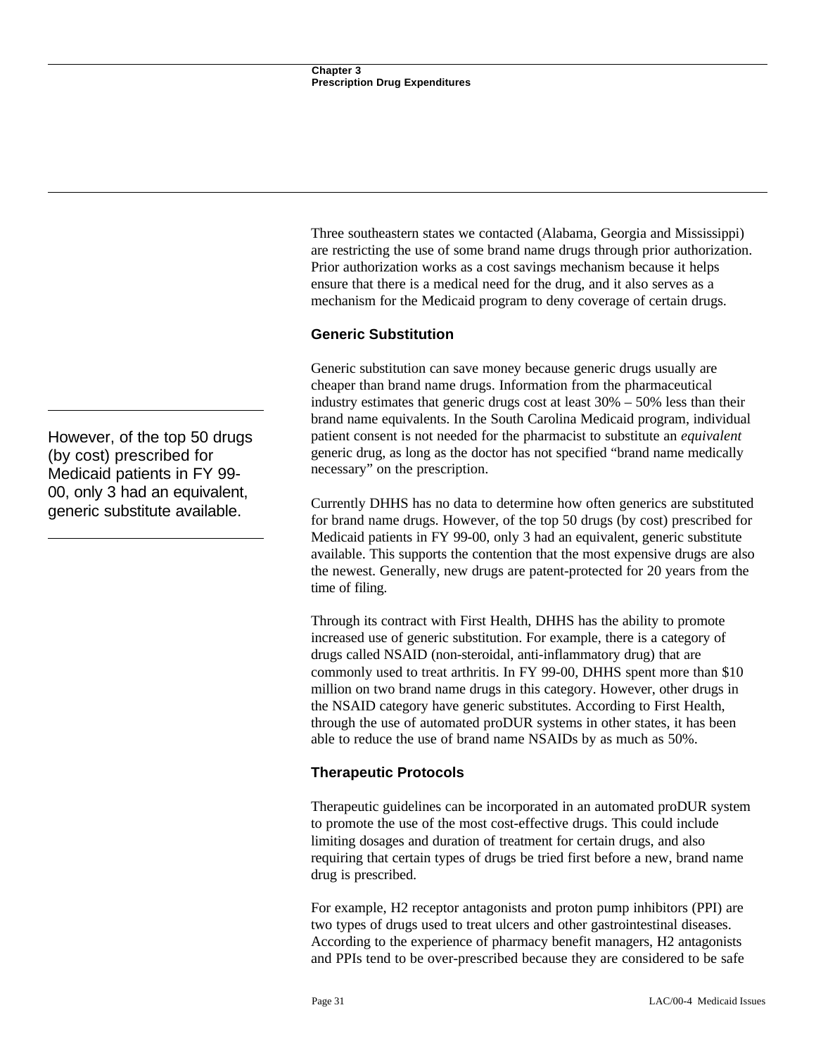Three southeastern states we contacted (Alabama, Georgia and Mississippi) are restricting the use of some brand name drugs through prior authorization. Prior authorization works as a cost savings mechanism because it helps ensure that there is a medical need for the drug, and it also serves as a mechanism for the Medicaid program to deny coverage of certain drugs.

### Generic Substitution

Generic substitution can save money because generic drugs usually are cheaper than brand name drugs. Information from the pharmaceutical industry estimates that generic drugs cost at least 30% – 50% less than their brand name equivalents. In the South Carolina Medicaid program, individual patient consent is not needed for the pharmacist to substitute an *equivalent* generic drug, as long as the doctor has not specified "brand name medically necessary" on the prescription.

However, of the top 50 drugs (by cost) prescribed for Medicaid patients in FY 99-00, only 3 had an equivalent, generic substitute available.

Currently DHHS has no data to determine how often generics are substituted for brand name drugs. However, of the top 50 drugs (by cost) prescribed for Medicaid patients in FY 99-00, only 3 had an equivalent, generic substitute available. This supports the contention that the most expensive drugs are also the newest. Generally, new drugs are patent-protected for 20 years from the time of filing.

Through its contract with First Health, DHHS has the ability to promote increased use of generic substitution. For example, there is a category of drugs called NSAID (non-steroidal, anti-inflammatory drug) that are commonly used to treat arthritis. In FY 99-00, DHHS spent more than $10 million on two brand name drugs in this category. However, other drugs in the NSAID category have generic substitutes. According to First Health, through the use of automated proDUR systems in other states, it has been able to reduce the use of brand name NSAIDs by as much as 50%.

### Therapeutic Protocols

Therapeutic guidelines can be incorporated in an automated proDUR system to promote the use of the most cost-effective drugs. This could include limiting dosages and duration of treatment for certain drugs, and also requiring that certain types of drugs be tried first before a new, brand name drug is prescribed.

For example, H2 receptor antagonists and proton pump inhibitors (PPI) are two types of drugs used to treat ulcers and other gastrointestinal diseases. According to the experience of pharmacy benefit managers, H2 antagonists and PPIs tend to be over-prescribed because they are considered to be safe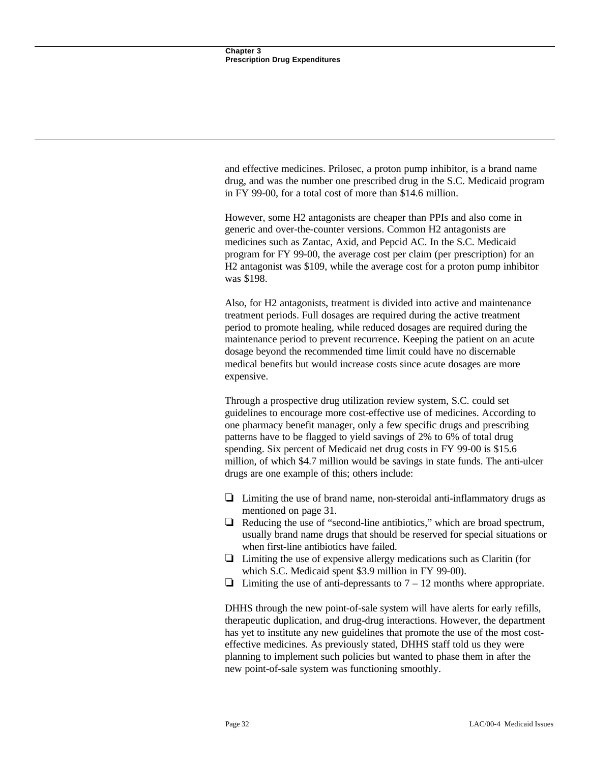and effective medicines. Prilosec, a proton pump inhibitor, is a brand name drug, and was the number one prescribed drug in the S.C. Medicaid program in FY 99-00, for a total cost of more than $14.6 million.

However, some H2 antagonists are cheaper than PPIs and also come in generic and over-the-counter versions. Common H2 antagonists are medicines such as Zantac, Axid, and Pepcid AC. In the S.C. Medicaid program for FY 99-00, the average cost per claim (per prescription) for an H2 antagonist was $109, while the average cost for a proton pump inhibitor was $198.

Also, for H2 antagonists, treatment is divided into active and maintenance treatment periods. Full dosages are required during the active treatment period to promote healing, while reduced dosages are required during the maintenance period to prevent recurrence. Keeping the patient on an acute dosage beyond the recommended time limit could have no discernable medical benefits but would increase costs since acute dosages are more expensive.

Through a prospective drug utilization review system, S.C. could set guidelines to encourage more cost-effective use of medicines. According to one pharmacy benefit manager, only a few specific drugs and prescribing patterns have to be flagged to yield savings of 2% to 6% of total drug spending. Six percent of Medicaid net drug costs in FY 99-00 is $15.6 million, of which $4.7 million would be savings in state funds. The anti-ulcer drugs are one example of this; others include:

- Limiting the use of brand name, non-steroidal anti-inflammatory drugs as mentioned on page 31.
- Reducing the use of "second-line antibiotics," which are broad spectrum, usually brand name drugs that should be reserved for special situations or when first-line antibiotics have failed.
- Limiting the use of expensive allergy medications such as Claritin (for which S.C. Medicaid spent $3.9 million in FY 99-00).
- Limiting the use of anti-depressants to 7 – 12 months where appropriate.

DHHS through the new point-of-sale system will have alerts for early refills, therapeutic duplication, and drug-drug interactions. However, the department has yet to institute any new guidelines that promote the use of the most cost-effective medicines. As previously stated, DHHS staff told us they were planning to implement such policies but wanted to phase them in after the new point-of-sale system was functioning smoothly.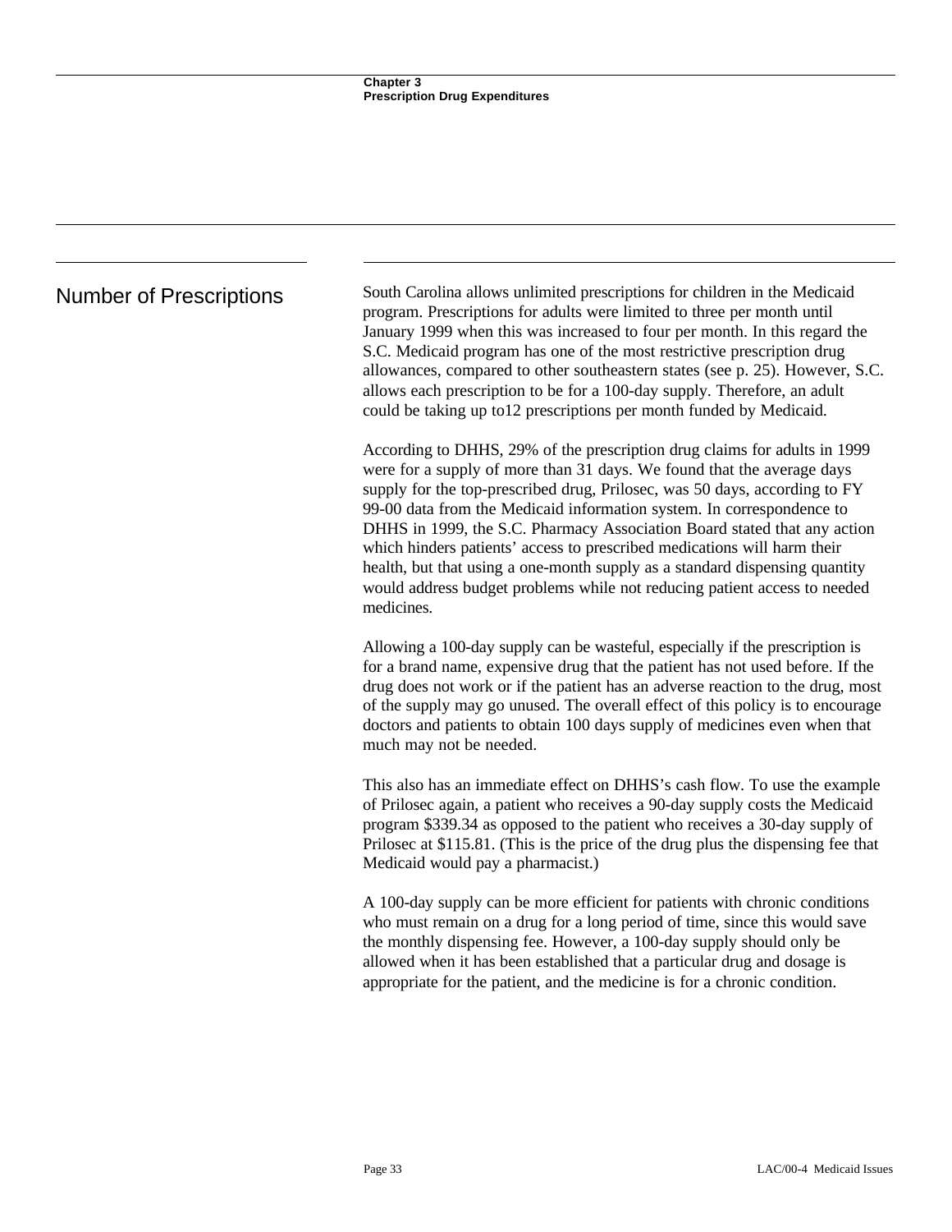## Number of Prescriptions

South Carolina allows unlimited prescriptions for children in the Medicaid program. Prescriptions for adults were limited to three per month until January 1999 when this was increased to four per month. In this regard the S.C. Medicaid program has one of the most restrictive prescription drug allowances, compared to other southeastern states (see p. 25). However, S.C. allows each prescription to be for a 100-day supply. Therefore, an adult could be taking up to12 prescriptions per month funded by Medicaid.

According to DHHS, 29% of the prescription drug claims for adults in 1999 were for a supply of more than 31 days. We found that the average days supply for the top-prescribed drug, Prilosec, was 50 days, according to FY 99-00 data from the Medicaid information system. In correspondence to DHHS in 1999, the S.C. Pharmacy Association Board stated that any action which hinders patients' access to prescribed medications will harm their health, but that using a one-month supply as a standard dispensing quantity would address budget problems while not reducing patient access to needed medicines.

Allowing a 100-day supply can be wasteful, especially if the prescription is for a brand name, expensive drug that the patient has not used before. If the drug does not work or if the patient has an adverse reaction to the drug, most of the supply may go unused. The overall effect of this policy is to encourage doctors and patients to obtain 100 days supply of medicines even when that much may not be needed.

This also has an immediate effect on DHHS's cash flow. To use the example of Prilosec again, a patient who receives a 90-day supply costs the Medicaid program $339.34 as opposed to the patient who receives a 30-day supply of Prilosec at $115.81. (This is the price of the drug plus the dispensing fee that Medicaid would pay a pharmacist.)

A 100-day supply can be more efficient for patients with chronic conditions who must remain on a drug for a long period of time, since this would save the monthly dispensing fee. However, a 100-day supply should only be allowed when it has been established that a particular drug and dosage is appropriate for the patient, and the medicine is for a chronic condition.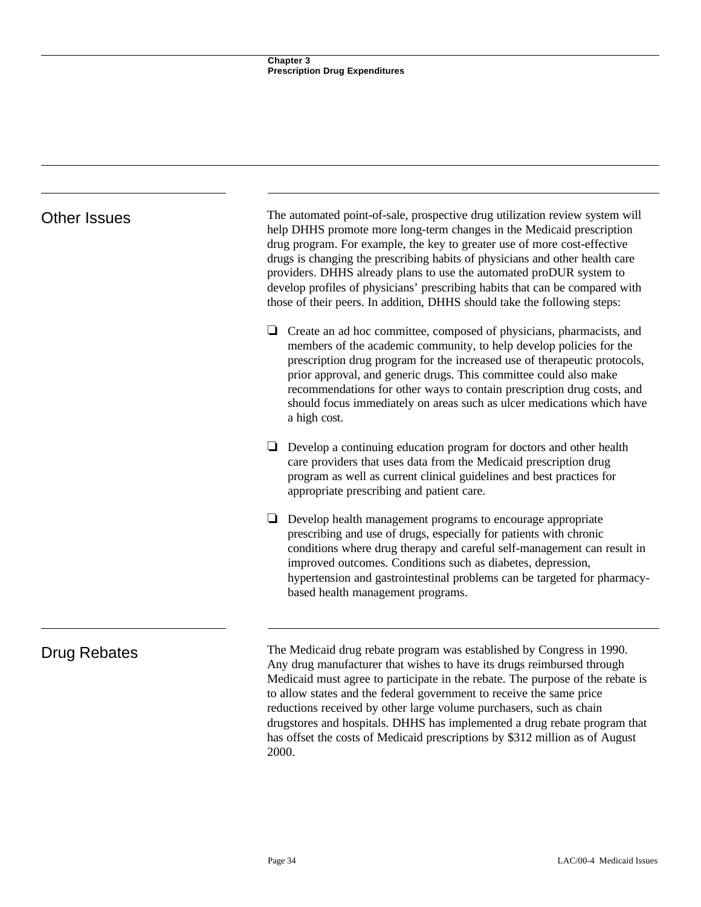## Other Issues

The automated point-of-sale, prospective drug utilization review system will help DHHS promote more long-term changes in the Medicaid prescription drug program. For example, the key to greater use of more cost-effective drugs is changing the prescribing habits of physicians and other health care providers. DHHS already plans to use the automated proDUR system to develop profiles of physicians' prescribing habits that can be compared with those of their peers. In addition, DHHS should take the following steps:

- Create an ad hoc committee, composed of physicians, pharmacists, and members of the academic community, to help develop policies for the prescription drug program for the increased use of therapeutic protocols, prior approval, and generic drugs. This committee could also make recommendations for other ways to contain prescription drug costs, and should focus immediately on areas such as ulcer medications which have a high cost.

- Develop a continuing education program for doctors and other health care providers that uses data from the Medicaid prescription drug program as well as current clinical guidelines and best practices for appropriate prescribing and patient care.

- Develop health management programs to encourage appropriate prescribing and use of drugs, especially for patients with chronic conditions where drug therapy and careful self-management can result in improved outcomes. Conditions such as diabetes, depression, hypertension and gastrointestinal problems can be targeted for pharmacy-based health management programs.

## Drug Rebates

The Medicaid drug rebate program was established by Congress in 1990. Any drug manufacturer that wishes to have its drugs reimbursed through Medicaid must agree to participate in the rebate. The purpose of the rebate is to allow states and the federal government to receive the same price reductions received by other large volume purchasers, such as chain drugstores and hospitals. DHHS has implemented a drug rebate program that has offset the costs of Medicaid prescriptions by $312 million as of August 2000.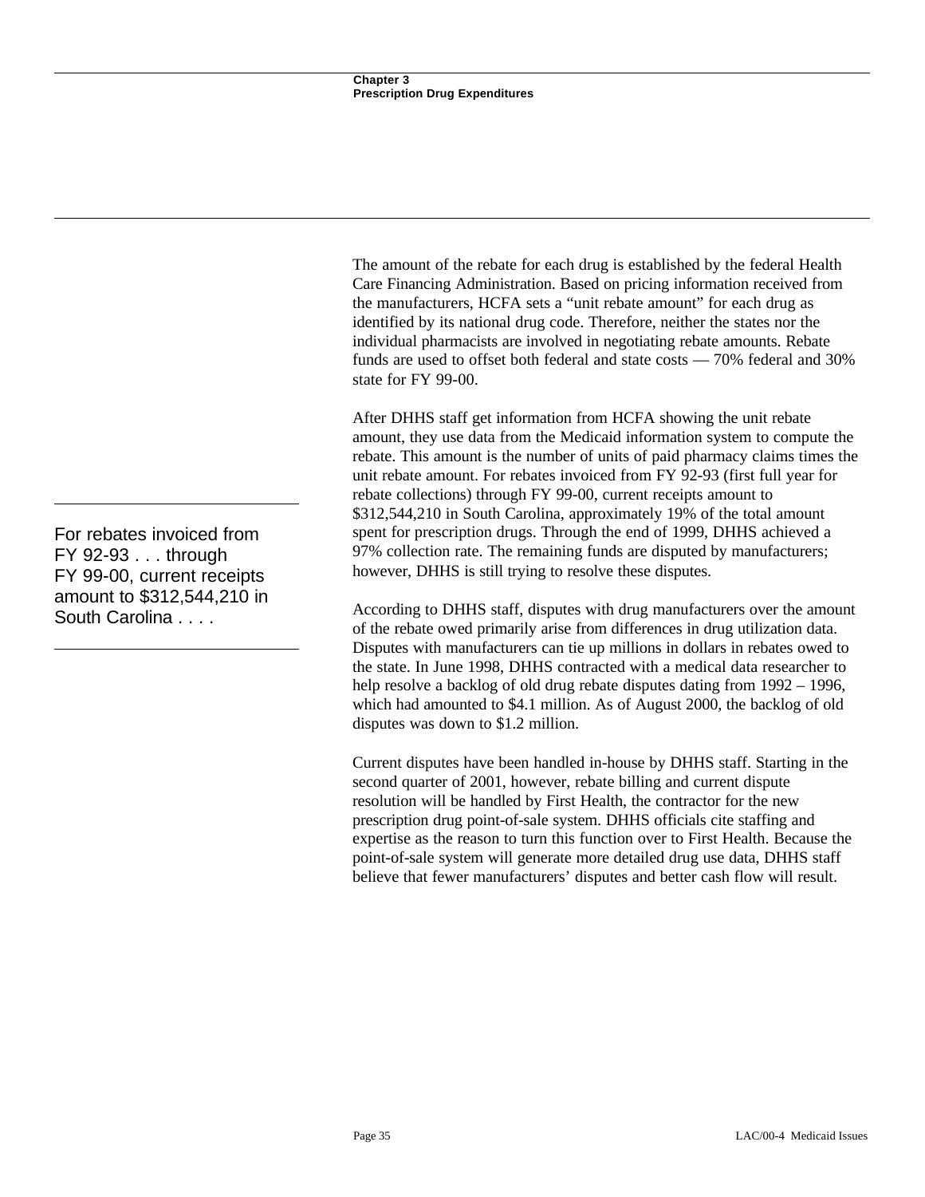The amount of the rebate for each drug is established by the federal Health Care Financing Administration. Based on pricing information received from the manufacturers, HCFA sets a "unit rebate amount" for each drug as identified by its national drug code. Therefore, neither the states nor the individual pharmacists are involved in negotiating rebate amounts. Rebate funds are used to offset both federal and state costs — 70% federal and 30% state for FY 99-00.

After DHHS staff get information from HCFA showing the unit rebate amount, they use data from the Medicaid information system to compute the rebate. This amount is the number of units of paid pharmacy claims times the unit rebate amount. For rebates invoiced from FY 92-93 (first full year for rebate collections) through FY 99-00, current receipts amount to $312,544,210 in South Carolina, approximately 19% of the total amount spent for prescription drugs. Through the end of 1999, DHHS achieved a 97% collection rate. The remaining funds are disputed by manufacturers; however, DHHS is still trying to resolve these disputes.

> For rebates invoiced from FY 92-93 . . . through FY 99-00, current receipts amount to $312,544,210 in South Carolina . . . .

According to DHHS staff, disputes with drug manufacturers over the amount of the rebate owed primarily arise from differences in drug utilization data. Disputes with manufacturers can tie up millions in dollars in rebates owed to the state. In June 1998, DHHS contracted with a medical data researcher to help resolve a backlog of old drug rebate disputes dating from 1992 – 1996, which had amounted to $4.1 million. As of August 2000, the backlog of old disputes was down to $1.2 million.

Current disputes have been handled in-house by DHHS staff. Starting in the second quarter of 2001, however, rebate billing and current dispute resolution will be handled by First Health, the contractor for the new prescription drug point-of-sale system. DHHS officials cite staffing and expertise as the reason to turn this function over to First Health. Because the point-of-sale system will generate more detailed drug use data, DHHS staff believe that fewer manufacturers' disputes and better cash flow will result.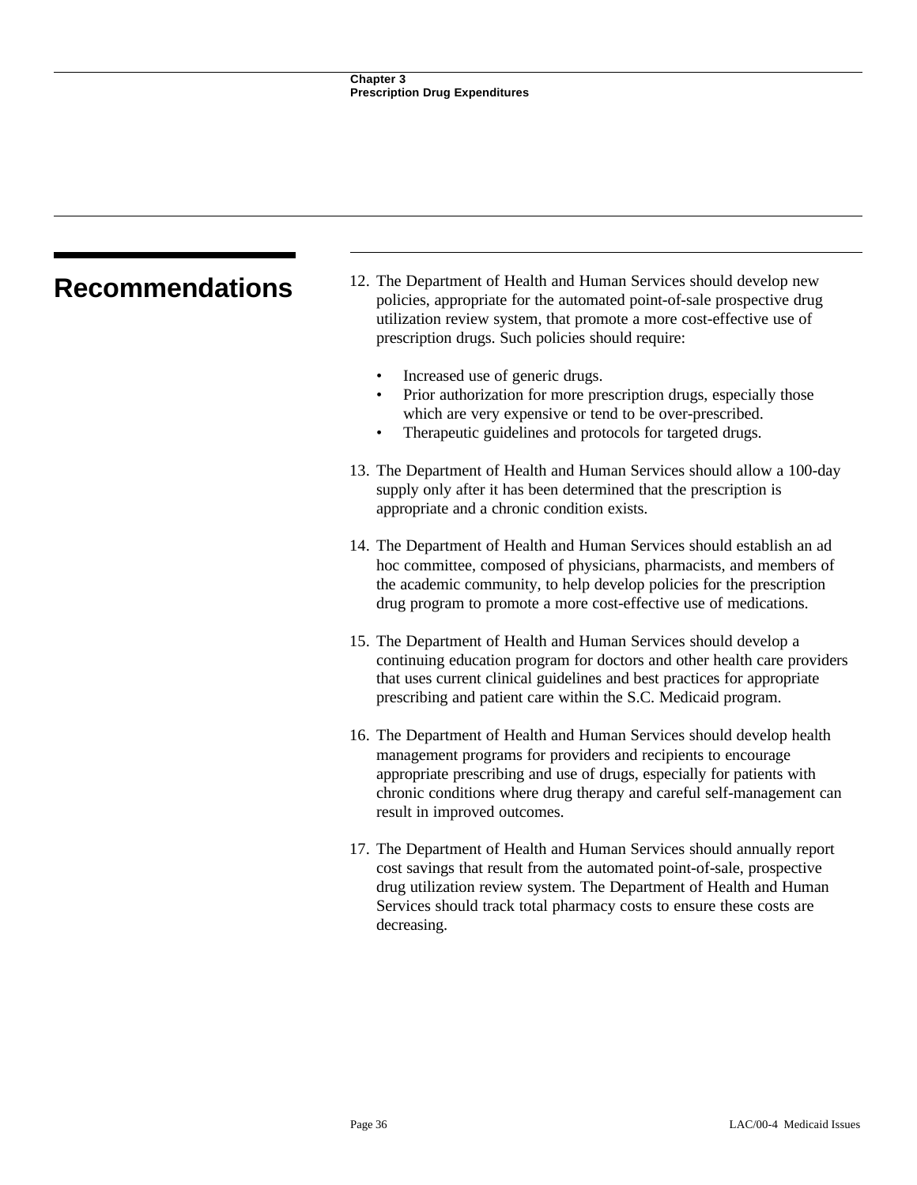## Recommendations

12. The Department of Health and Human Services should develop new policies, appropriate for the automated point-of-sale prospective drug utilization review system, that promote a more cost-effective use of prescription drugs. Such policies should require:

    - Increased use of generic drugs.
    - Prior authorization for more prescription drugs, especially those which are very expensive or tend to be over-prescribed.
    - Therapeutic guidelines and protocols for targeted drugs.

13. The Department of Health and Human Services should allow a 100-day supply only after it has been determined that the prescription is appropriate and a chronic condition exists.

14. The Department of Health and Human Services should establish an ad hoc committee, composed of physicians, pharmacists, and members of the academic community, to help develop policies for the prescription drug program to promote a more cost-effective use of medications.

15. The Department of Health and Human Services should develop a continuing education program for doctors and other health care providers that uses current clinical guidelines and best practices for appropriate prescribing and patient care within the S.C. Medicaid program.

16. The Department of Health and Human Services should develop health management programs for providers and recipients to encourage appropriate prescribing and use of drugs, especially for patients with chronic conditions where drug therapy and careful self-management can result in improved outcomes.

17. The Department of Health and Human Services should annually report cost savings that result from the automated point-of-sale, prospective drug utilization review system. The Department of Health and Human Services should track total pharmacy costs to ensure these costs are decreasing.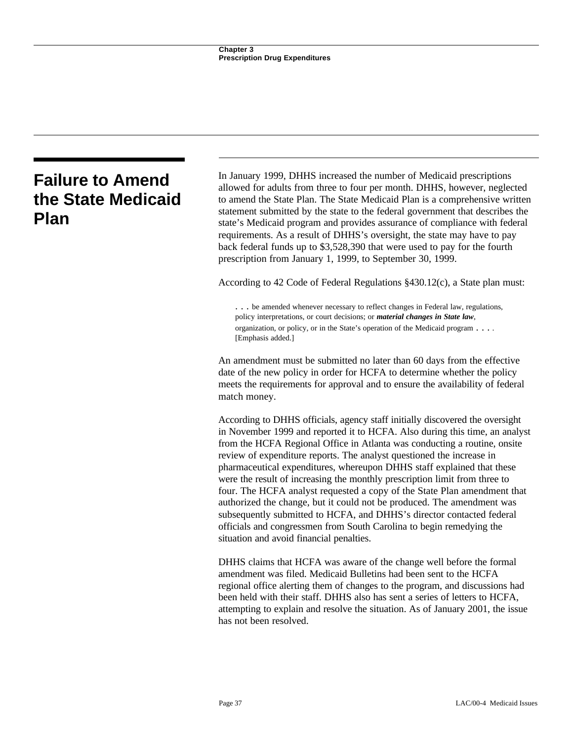## Failure to Amend the State Medicaid Plan

In January 1999, DHHS increased the number of Medicaid prescriptions allowed for adults from three to four per month. DHHS, however, neglected to amend the State Plan. The State Medicaid Plan is a comprehensive written statement submitted by the state to the federal government that describes the state's Medicaid program and provides assurance of compliance with federal requirements. As a result of DHHS's oversight, the state may have to pay back federal funds up to $3,528,390 that were used to pay for the fourth prescription from January 1, 1999, to September 30, 1999.

According to 42 Code of Federal Regulations §430.12(c), a State plan must:

> . . . be amended whenever necessary to reflect changes in Federal law, regulations, policy interpretations, or court decisions; or ***material changes in State law***, organization, or policy, or in the State's operation of the Medicaid program . . . . [Emphasis added.]

An amendment must be submitted no later than 60 days from the effective date of the new policy in order for HCFA to determine whether the policy meets the requirements for approval and to ensure the availability of federal match money.

According to DHHS officials, agency staff initially discovered the oversight in November 1999 and reported it to HCFA. Also during this time, an analyst from the HCFA Regional Office in Atlanta was conducting a routine, onsite review of expenditure reports. The analyst questioned the increase in pharmaceutical expenditures, whereupon DHHS staff explained that these were the result of increasing the monthly prescription limit from three to four. The HCFA analyst requested a copy of the State Plan amendment that authorized the change, but it could not be produced. The amendment was subsequently submitted to HCFA, and DHHS's director contacted federal officials and congressmen from South Carolina to begin remedying the situation and avoid financial penalties.

DHHS claims that HCFA was aware of the change well before the formal amendment was filed. Medicaid Bulletins had been sent to the HCFA regional office alerting them of changes to the program, and discussions had been held with their staff. DHHS also has sent a series of letters to HCFA, attempting to explain and resolve the situation. As of January 2001, the issue has not been resolved.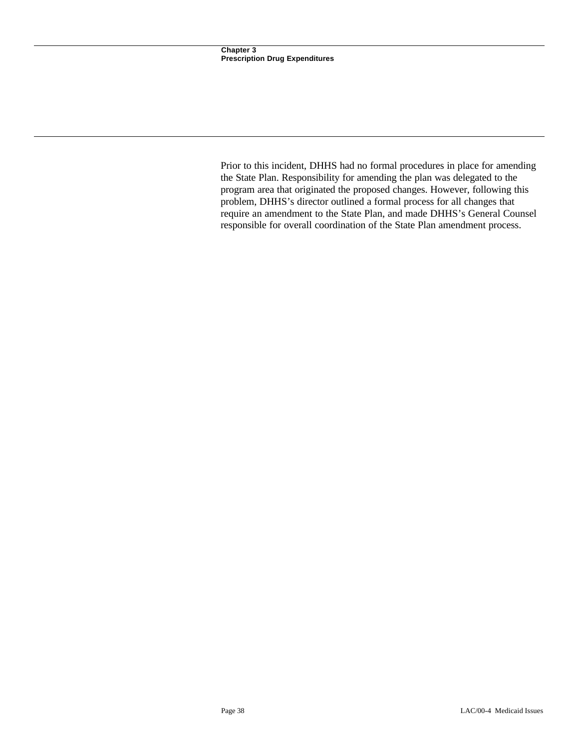Prior to this incident, DHHS had no formal procedures in place for amending the State Plan. Responsibility for amending the plan was delegated to the program area that originated the proposed changes. However, following this problem, DHHS's director outlined a formal process for all changes that require an amendment to the State Plan, and made DHHS's General Counsel responsible for overall coordination of the State Plan amendment process.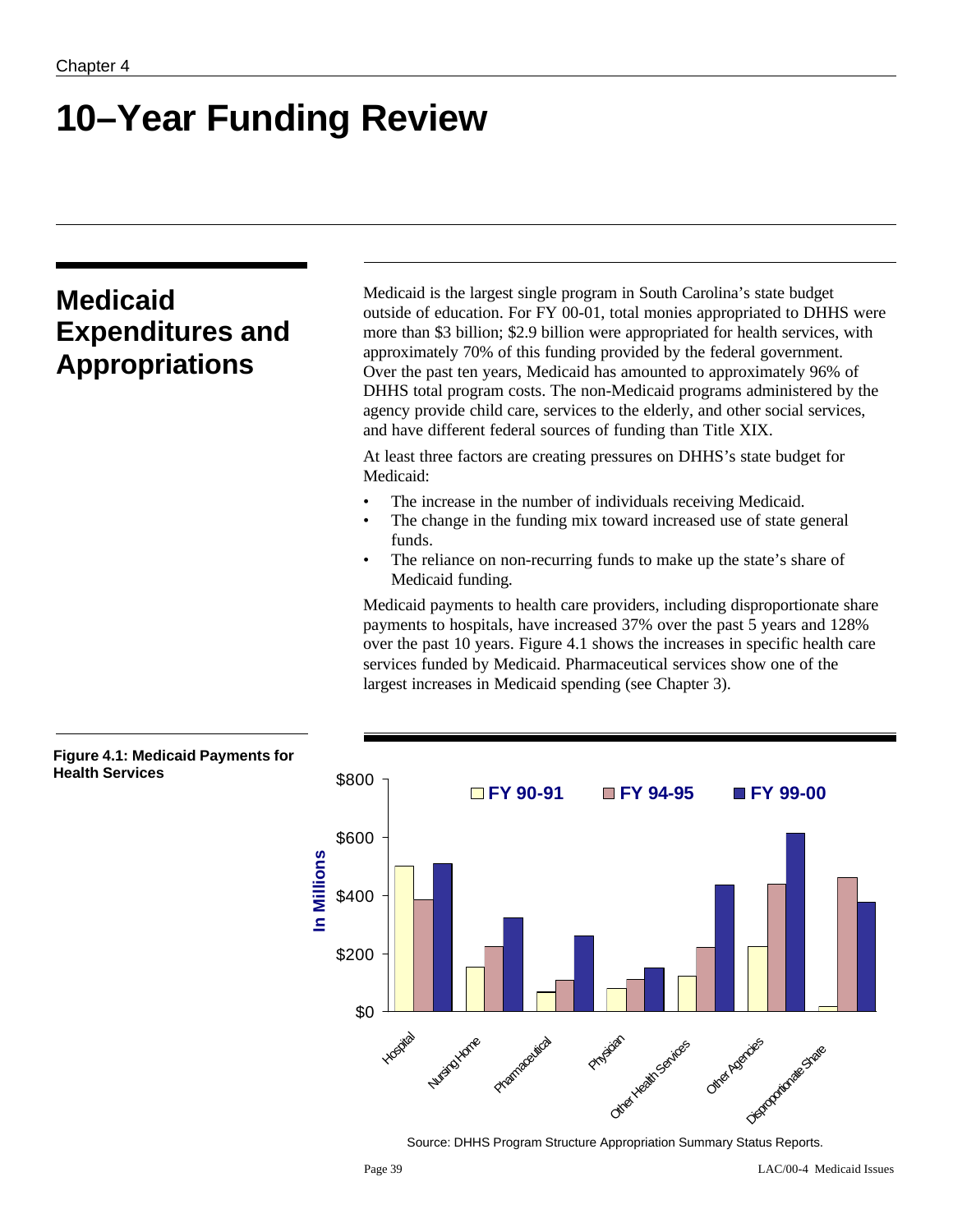// Chapter 4

# 10–Year Funding Review

## Medicaid Expenditures and Appropriations

Medicaid is the largest single program in South Carolina's state budget outside of education. For FY 00-01, total monies appropriated to DHHS were more than $3 billion; $2.9 billion were appropriated for health services, with approximately 70% of this funding provided by the federal government. Over the past ten years, Medicaid has amounted to approximately 96% of DHHS total program costs. The non-Medicaid programs administered by the agency provide child care, services to the elderly, and other social services, and have different federal sources of funding than Title XIX.

At least three factors are creating pressures on DHHS's state budget for Medicaid:

- The increase in the number of individuals receiving Medicaid.
- The change in the funding mix toward increased use of state general funds.
- The reliance on non-recurring funds to make up the state's share of Medicaid funding.

Medicaid payments to health care providers, including disproportionate share payments to hospitals, have increased 37% over the past 5 years and 128% over the past 10 years. Figure 4.1 shows the increases in specific health care services funded by Medicaid. Pharmaceutical services show one of the largest increases in Medicaid spending (see Chapter 3).

**Figure 4.1: Medicaid Payments for Health Services**

Source: DHHS Program Structure Appropriation Summary Status Reports.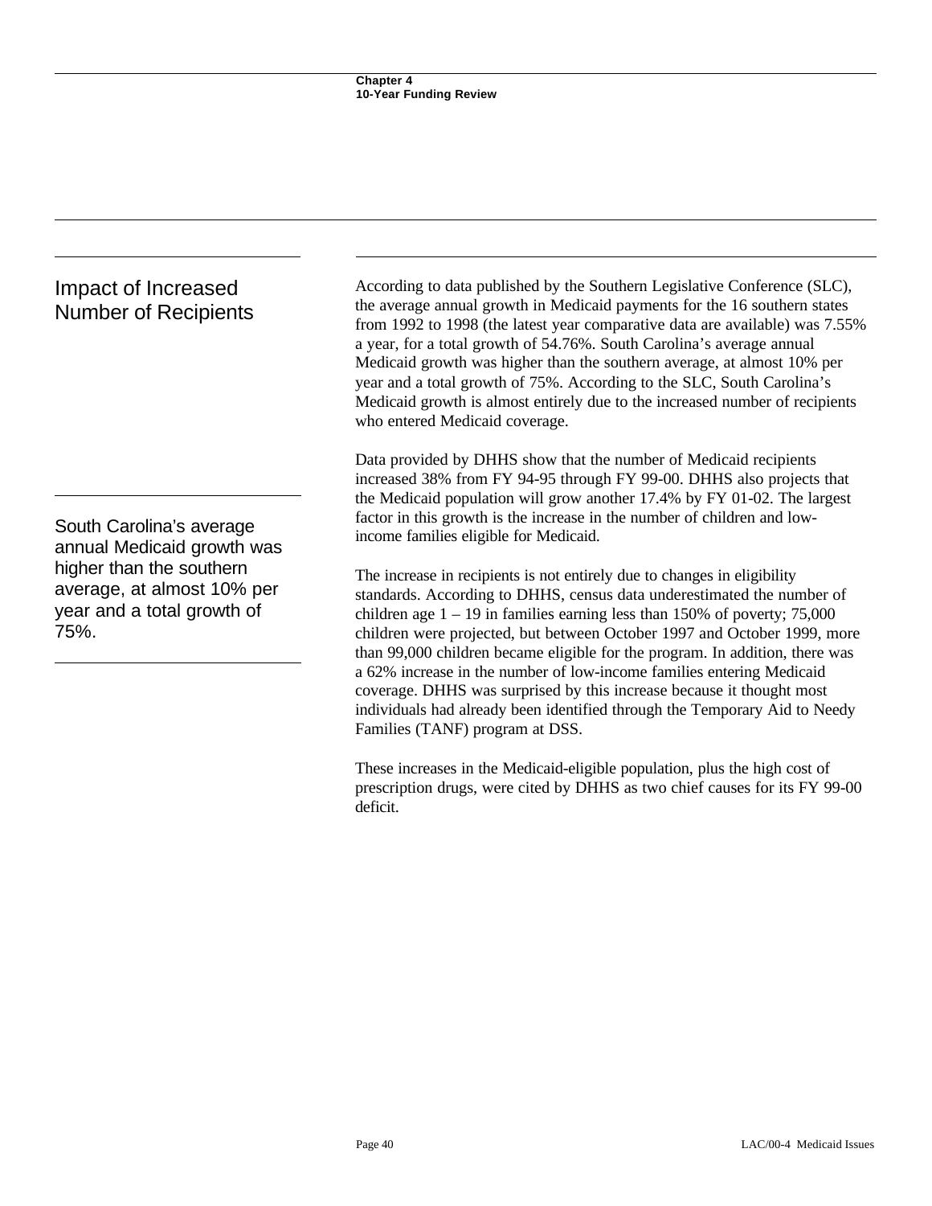## Impact of Increased Number of Recipients

According to data published by the Southern Legislative Conference (SLC), the average annual growth in Medicaid payments for the 16 southern states from 1992 to 1998 (the latest year comparative data are available) was 7.55% a year, for a total growth of 54.76%. South Carolina's average annual Medicaid growth was higher than the southern average, at almost 10% per year and a total growth of 75%. According to the SLC, South Carolina's Medicaid growth is almost entirely due to the increased number of recipients who entered Medicaid coverage.

Data provided by DHHS show that the number of Medicaid recipients increased 38% from FY 94-95 through FY 99-00. DHHS also projects that the Medicaid population will grow another 17.4% by FY 01-02. The largest factor in this growth is the increase in the number of children and low-income families eligible for Medicaid.

> South Carolina's average annual Medicaid growth was higher than the southern average, at almost 10% per year and a total growth of 75%.

The increase in recipients is not entirely due to changes in eligibility standards. According to DHHS, census data underestimated the number of children age 1 – 19 in families earning less than 150% of poverty; 75,000 children were projected, but between October 1997 and October 1999, more than 99,000 children became eligible for the program. In addition, there was a 62% increase in the number of low-income families entering Medicaid coverage. DHHS was surprised by this increase because it thought most individuals had already been identified through the Temporary Aid to Needy Families (TANF) program at DSS.

These increases in the Medicaid-eligible population, plus the high cost of prescription drugs, were cited by DHHS as two chief causes for its FY 99-00 deficit.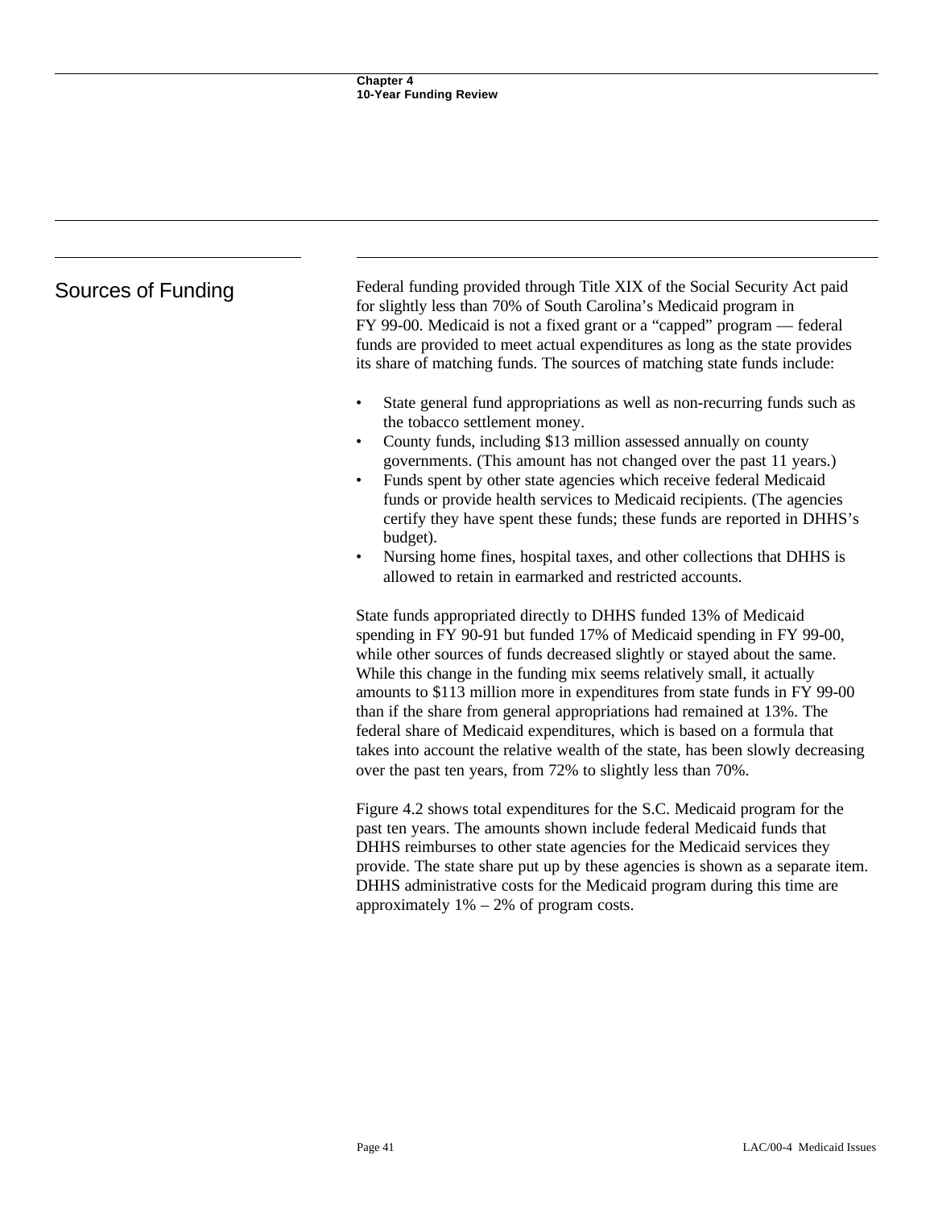## Sources of Funding

Federal funding provided through Title XIX of the Social Security Act paid for slightly less than 70% of South Carolina's Medicaid program in FY 99-00. Medicaid is not a fixed grant or a "capped" program — federal funds are provided to meet actual expenditures as long as the state provides its share of matching funds. The sources of matching state funds include:

- State general fund appropriations as well as non-recurring funds such as the tobacco settlement money.
- County funds, including $13 million assessed annually on county governments. (This amount has not changed over the past 11 years.)
- Funds spent by other state agencies which receive federal Medicaid funds or provide health services to Medicaid recipients. (The agencies certify they have spent these funds; these funds are reported in DHHS's budget).
- Nursing home fines, hospital taxes, and other collections that DHHS is allowed to retain in earmarked and restricted accounts.

State funds appropriated directly to DHHS funded 13% of Medicaid spending in FY 90-91 but funded 17% of Medicaid spending in FY 99-00, while other sources of funds decreased slightly or stayed about the same. While this change in the funding mix seems relatively small, it actually amounts to $113 million more in expenditures from state funds in FY 99-00 than if the share from general appropriations had remained at 13%. The federal share of Medicaid expenditures, which is based on a formula that takes into account the relative wealth of the state, has been slowly decreasing over the past ten years, from 72% to slightly less than 70%.

Figure 4.2 shows total expenditures for the S.C. Medicaid program for the past ten years. The amounts shown include federal Medicaid funds that DHHS reimburses to other state agencies for the Medicaid services they provide. The state share put up by these agencies is shown as a separate item. DHHS administrative costs for the Medicaid program during this time are approximately 1% – 2% of program costs.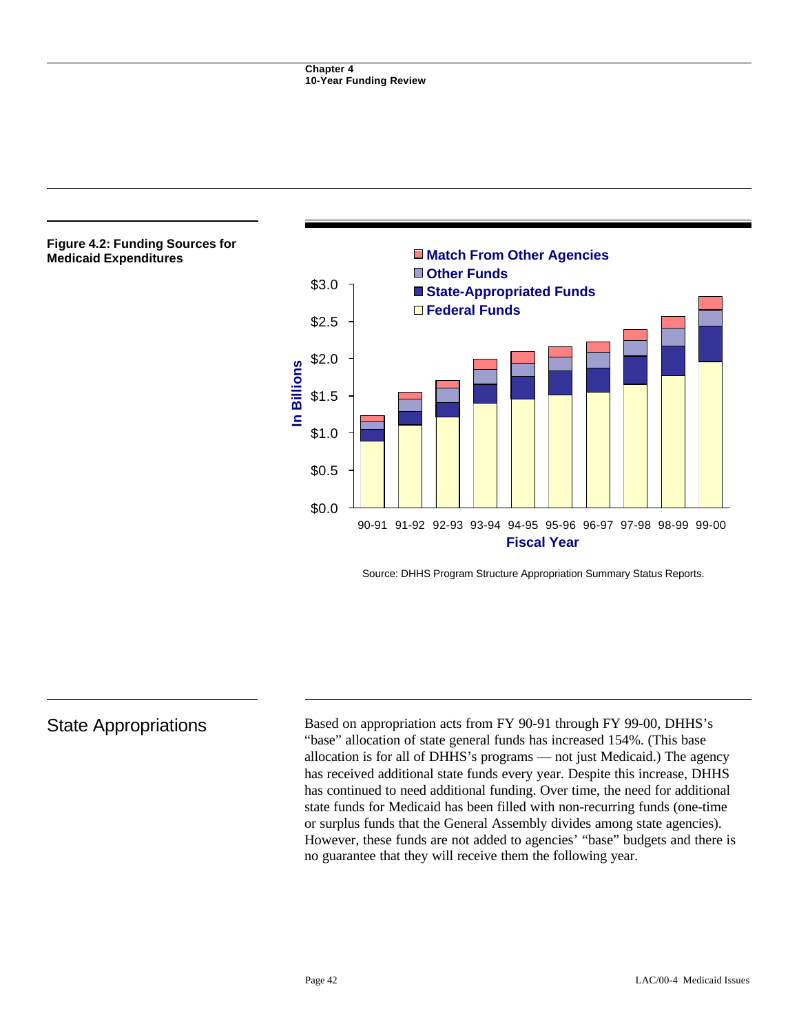**Figure 4.2: Funding Sources for Medicaid Expenditures**

Source: DHHS Program Structure Appropriation Summary Status Reports.

## State Appropriations

Based on appropriation acts from FY 90-91 through FY 99-00, DHHS's "base" allocation of state general funds has increased 154%. (This base allocation is for all of DHHS's programs — not just Medicaid.) The agency has received additional state funds every year. Despite this increase, DHHS has continued to need additional funding. Over time, the need for additional state funds for Medicaid has been filled with non-recurring funds (one-time or surplus funds that the General Assembly divides among state agencies). However, these funds are not added to agencies' "base" budgets and there is no guarantee that they will receive them the following year.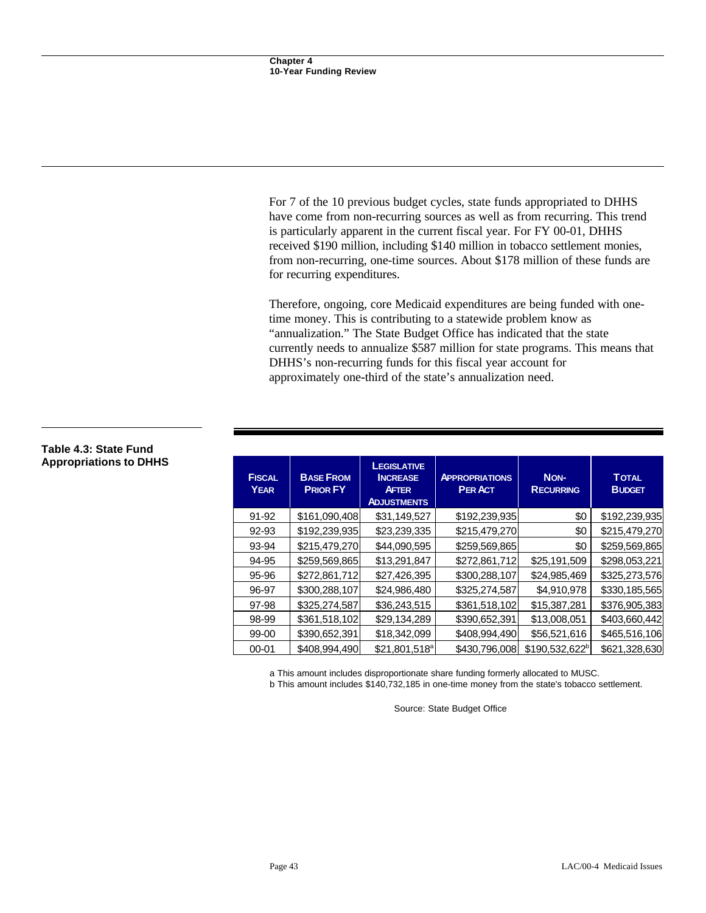For 7 of the 10 previous budget cycles, state funds appropriated to DHHS have come from non-recurring sources as well as from recurring. This trend is particularly apparent in the current fiscal year. For FY 00-01, DHHS received $190 million, including $140 million in tobacco settlement monies, from non-recurring, one-time sources. About $178 million of these funds are for recurring expenditures.

Therefore, ongoing, core Medicaid expenditures are being funded with one-time money. This is contributing to a statewide problem know as "annualization." The State Budget Office has indicated that the state currently needs to annualize $587 million for state programs. This means that DHHS's non-recurring funds for this fiscal year account for approximately one-third of the state's annualization need.

**Table 4.3: State Fund Appropriations to DHHS**

| Fiscal Year | Base From Prior FY | Legislative Increase After Adjustments | Appropriations Per Act | Non-Recurring | Total Budget |
|---|---|---|---|---|---|
| 91-92 | $161,090,408 | $31,149,527 | $192,239,935 | $0 | $192,239,935 |
| 92-93 | $192,239,935 | $23,239,335 | $215,479,270 | $0 | $215,479,270 |
| 93-94 | $215,479,270 | $44,090,595 | $259,569,865 | $0 | $259,569,865 |
| 94-95 | $259,569,865 | $13,291,847 | $272,861,712 | $25,191,509 | $298,053,221 |
| 95-96 | $272,861,712 | $27,426,395 | $300,288,107 | $24,985,469 | $325,273,576 |
| 96-97 | $300,288,107 | $24,986,480 | $325,274,587 | $4,910,978 | $330,185,565 |
| 97-98 | $325,274,587 | $36,243,515 | $361,518,102 | $15,387,281 | $376,905,383 |
| 98-99 | $361,518,102 | $29,134,289 | $390,652,391 | $13,008,051 | $403,660,442 |
| 99-00 | $390,652,391 | $18,342,099 | $408,994,490 | $56,521,616 | $465,516,106 |
| 00-01 | $408,994,490 | $21,801,518[a] | $430,796,008 | $190,532,622[b] | $621,328,630 |

a This amount includes disproportionate share funding formerly allocated to MUSC.

b This amount includes $140,732,185 in one-time money from the state's tobacco settlement.

Source: State Budget Office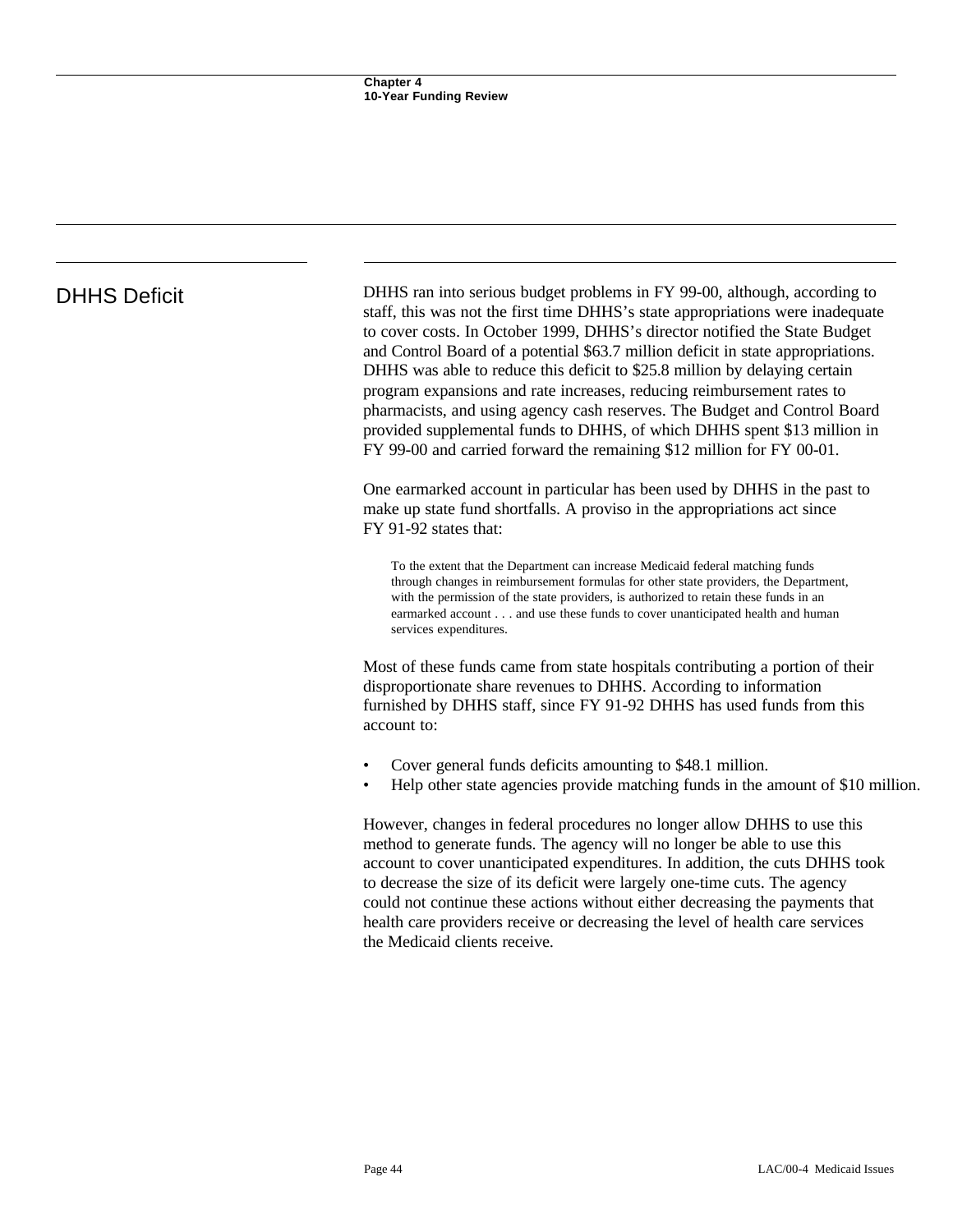## DHHS Deficit

DHHS ran into serious budget problems in FY 99-00, although, according to staff, this was not the first time DHHS's state appropriations were inadequate to cover costs. In October 1999, DHHS's director notified the State Budget and Control Board of a potential $63.7 million deficit in state appropriations. DHHS was able to reduce this deficit to $25.8 million by delaying certain program expansions and rate increases, reducing reimbursement rates to pharmacists, and using agency cash reserves. The Budget and Control Board provided supplemental funds to DHHS, of which DHHS spent $13 million in FY 99-00 and carried forward the remaining $12 million for FY 00-01.

One earmarked account in particular has been used by DHHS in the past to make up state fund shortfalls. A proviso in the appropriations act since FY 91-92 states that:

> To the extent that the Department can increase Medicaid federal matching funds through changes in reimbursement formulas for other state providers, the Department, with the permission of the state providers, is authorized to retain these funds in an earmarked account . . . and use these funds to cover unanticipated health and human services expenditures.

Most of these funds came from state hospitals contributing a portion of their disproportionate share revenues to DHHS. According to information furnished by DHHS staff, since FY 91-92 DHHS has used funds from this account to:

- Cover general funds deficits amounting to $48.1 million.
- Help other state agencies provide matching funds in the amount of $10 million.

However, changes in federal procedures no longer allow DHHS to use this method to generate funds. The agency will no longer be able to use this account to cover unanticipated expenditures. In addition, the cuts DHHS took to decrease the size of its deficit were largely one-time cuts. The agency could not continue these actions without either decreasing the payments that health care providers receive or decreasing the level of health care services the Medicaid clients receive.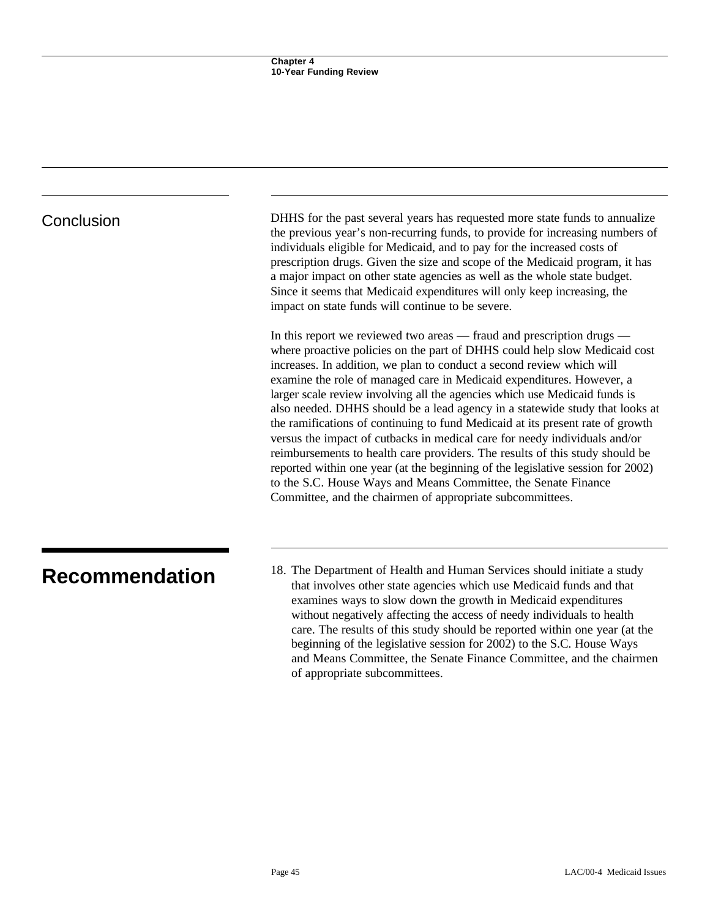## Conclusion

DHHS for the past several years has requested more state funds to annualize the previous year's non-recurring funds, to provide for increasing numbers of individuals eligible for Medicaid, and to pay for the increased costs of prescription drugs. Given the size and scope of the Medicaid program, it has a major impact on other state agencies as well as the whole state budget. Since it seems that Medicaid expenditures will only keep increasing, the impact on state funds will continue to be severe.

In this report we reviewed two areas — fraud and prescription drugs — where proactive policies on the part of DHHS could help slow Medicaid cost increases. In addition, we plan to conduct a second review which will examine the role of managed care in Medicaid expenditures. However, a larger scale review involving all the agencies which use Medicaid funds is also needed. DHHS should be a lead agency in a statewide study that looks at the ramifications of continuing to fund Medicaid at its present rate of growth versus the impact of cutbacks in medical care for needy individuals and/or reimbursements to health care providers. The results of this study should be reported within one year (at the beginning of the legislative session for 2002) to the S.C. House Ways and Means Committee, the Senate Finance Committee, and the chairmen of appropriate subcommittees.

# Recommendation

18. The Department of Health and Human Services should initiate a study that involves other state agencies which use Medicaid funds and that examines ways to slow down the growth in Medicaid expenditures without negatively affecting the access of needy individuals to health care. The results of this study should be reported within one year (at the beginning of the legislative session for 2002) to the S.C. House Ways and Means Committee, the Senate Finance Committee, and the chairmen of appropriate subcommittees.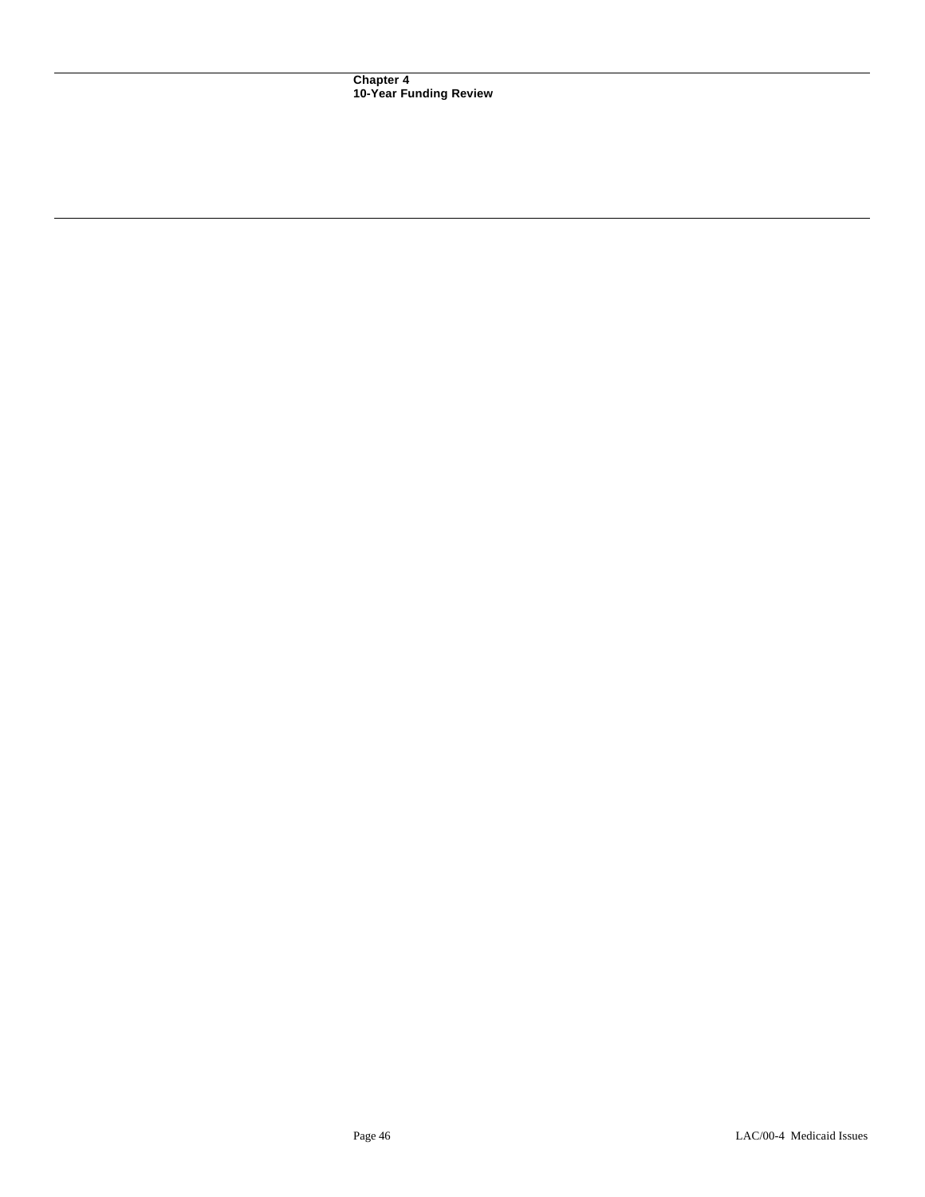# Chapter 4
## 10-Year Funding Review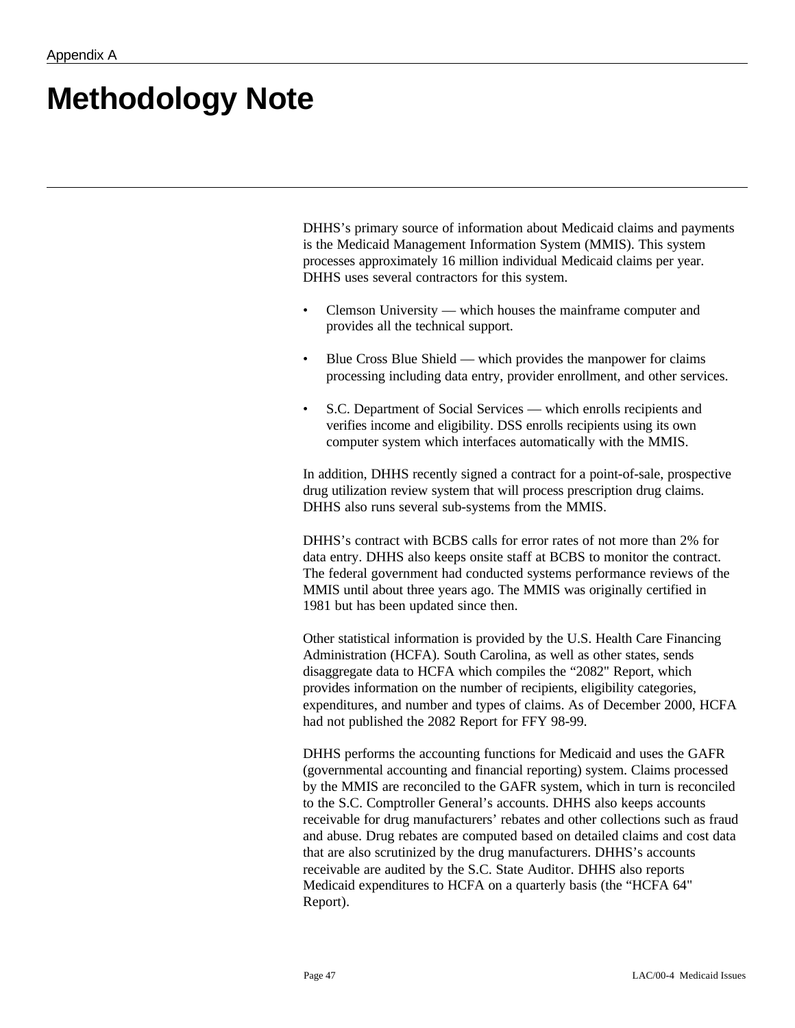Appendix A

# Methodology Note

DHHS's primary source of information about Medicaid claims and payments is the Medicaid Management Information System (MMIS). This system processes approximately 16 million individual Medicaid claims per year. DHHS uses several contractors for this system.

- Clemson University — which houses the mainframe computer and provides all the technical support.
- Blue Cross Blue Shield — which provides the manpower for claims processing including data entry, provider enrollment, and other services.
- S.C. Department of Social Services — which enrolls recipients and verifies income and eligibility. DSS enrolls recipients using its own computer system which interfaces automatically with the MMIS.

In addition, DHHS recently signed a contract for a point-of-sale, prospective drug utilization review system that will process prescription drug claims. DHHS also runs several sub-systems from the MMIS.

DHHS's contract with BCBS calls for error rates of not more than 2% for data entry. DHHS also keeps onsite staff at BCBS to monitor the contract. The federal government had conducted systems performance reviews of the MMIS until about three years ago. The MMIS was originally certified in 1981 but has been updated since then.

Other statistical information is provided by the U.S. Health Care Financing Administration (HCFA). South Carolina, as well as other states, sends disaggregate data to HCFA which compiles the "2082" Report, which provides information on the number of recipients, eligibility categories, expenditures, and number and types of claims. As of December 2000, HCFA had not published the 2082 Report for FFY 98-99.

DHHS performs the accounting functions for Medicaid and uses the GAFR (governmental accounting and financial reporting) system. Claims processed by the MMIS are reconciled to the GAFR system, which in turn is reconciled to the S.C. Comptroller General's accounts. DHHS also keeps accounts receivable for drug manufacturers' rebates and other collections such as fraud and abuse. Drug rebates are computed based on detailed claims and cost data that are also scrutinized by the drug manufacturers. DHHS's accounts receivable are audited by the S.C. State Auditor. DHHS also reports Medicaid expenditures to HCFA on a quarterly basis (the "HCFA 64" Report).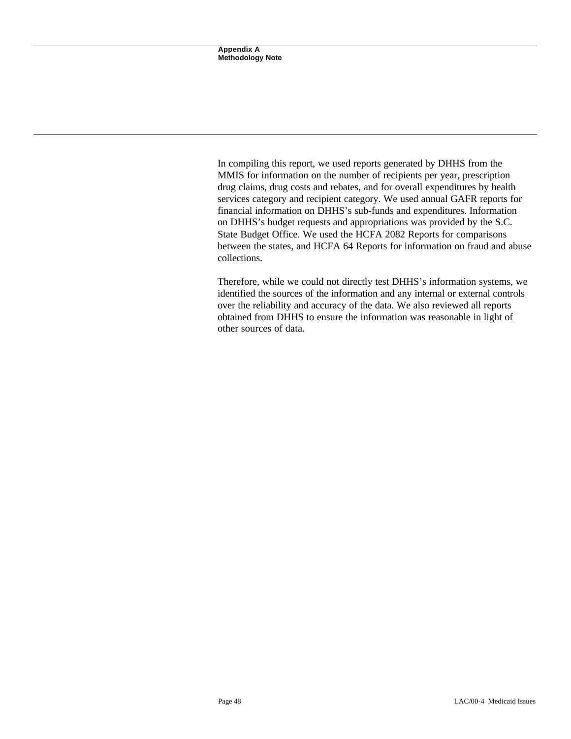## Appendix A
## Methodology Note

In compiling this report, we used reports generated by DHHS from the MMIS for information on the number of recipients per year, prescription drug claims, drug costs and rebates, and for overall expenditures by health services category and recipient category. We used annual GAFR reports for financial information on DHHS's sub-funds and expenditures. Information on DHHS's budget requests and appropriations was provided by the S.C. State Budget Office. We used the HCFA 2082 Reports for comparisons between the states, and HCFA 64 Reports for information on fraud and abuse collections.

Therefore, while we could not directly test DHHS's information systems, we identified the sources of the information and any internal or external controls over the reliability and accuracy of the data. We also reviewed all reports obtained from DHHS to ensure the information was reasonable in light of other sources of data.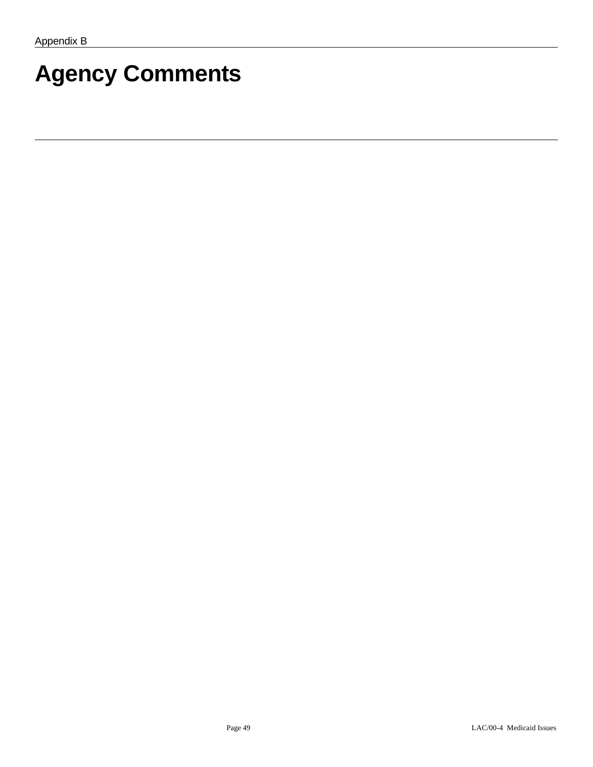Appendix B

# Agency Comments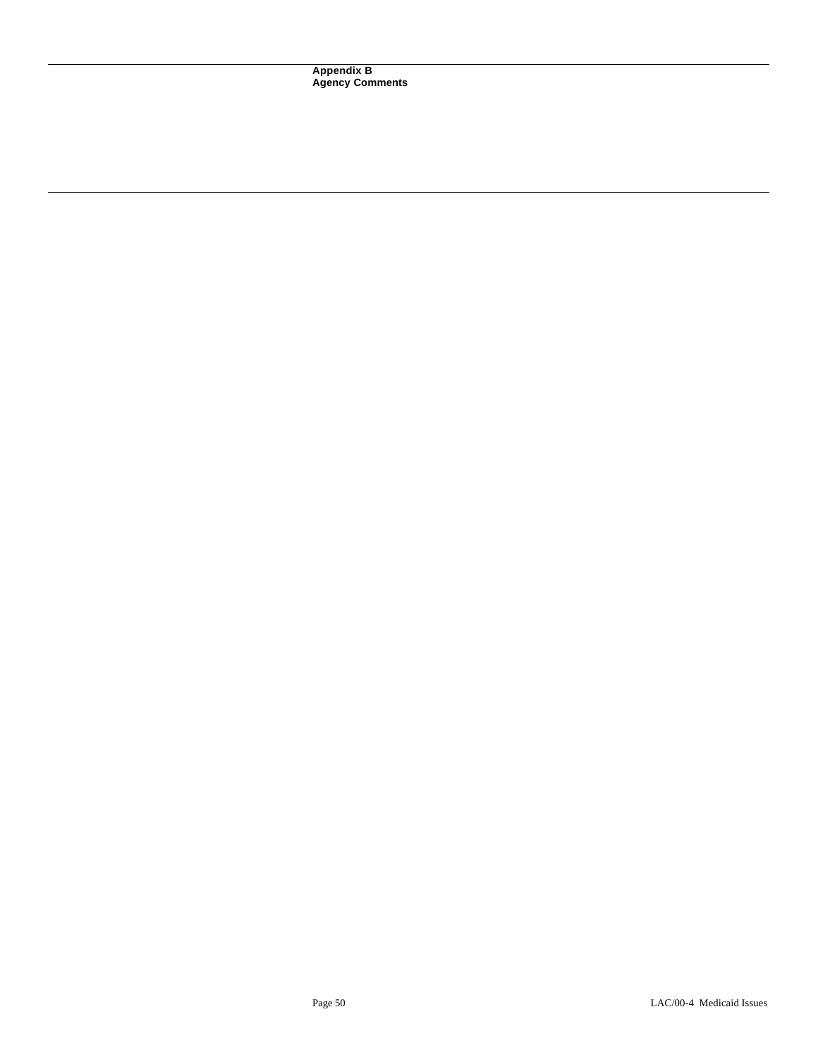**Appendix B**
**Agency Comments**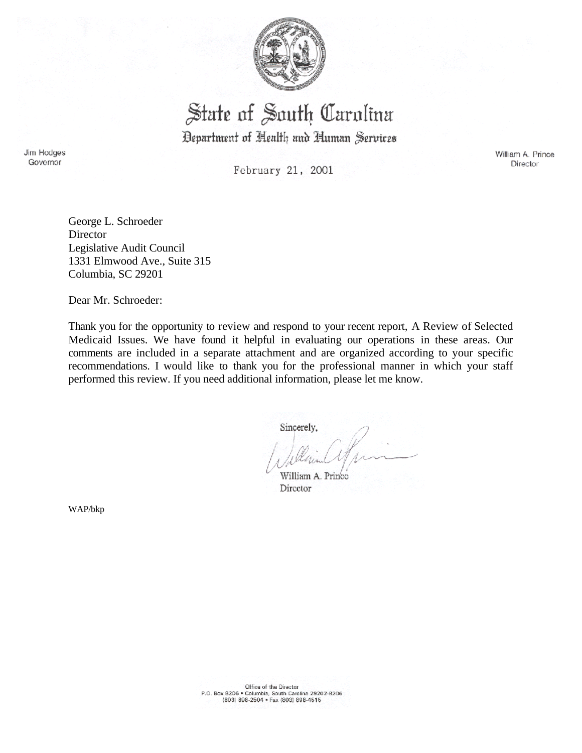# State of South Carolina

## Department of Health and Human Services

Jim Hodges
Governor

William A. Prince
Director

February 21, 2001

George L. Schroeder
Director
Legislative Audit Council
1331 Elmwood Ave., Suite 315
Columbia, SC 29201

Dear Mr. Schroeder:

Thank you for the opportunity to review and respond to your recent report, A Review of Selected Medicaid Issues. We have found it helpful in evaluating our operations in these areas. Our comments are included in a separate attachment and are organized according to your specific recommendations. I would like to thank you for the professional manner in which your staff performed this review. If you need additional information, please let me know.

Sincerely,

William A. Prince
Director

WAP/bkp

Office of the Director
P.O. Box 8206 • Columbia, South Carolina 29202-8206
(803) 898-2504 • Fax (803) 898-4515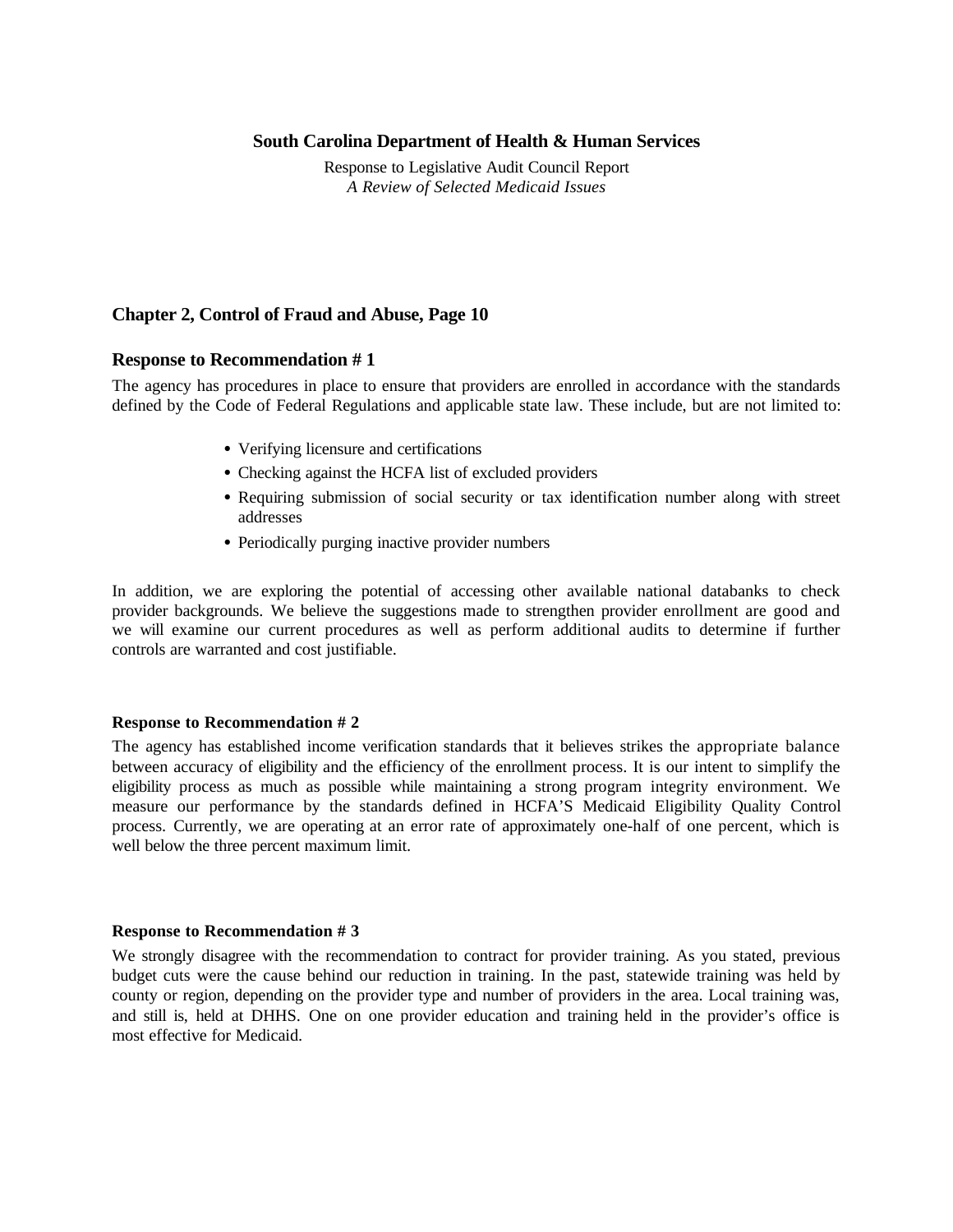**South Carolina Department of Health & Human Services**

Response to Legislative Audit Council Report
*A Review of Selected Medicaid Issues*

### Chapter 2, Control of Fraud and Abuse, Page 10

#### Response to Recommendation # 1

The agency has procedures in place to ensure that providers are enrolled in accordance with the standards defined by the Code of Federal Regulations and applicable state law. These include, but are not limited to:

- Verifying licensure and certifications
- Checking against the HCFA list of excluded providers
- Requiring submission of social security or tax identification number along with street addresses
- Periodically purging inactive provider numbers

In addition, we are exploring the potential of accessing other available national databanks to check provider backgrounds. We believe the suggestions made to strengthen provider enrollment are good and we will examine our current procedures as well as perform additional audits to determine if further controls are warranted and cost justifiable.

**Response to Recommendation # 2**

The agency has established income verification standards that it believes strikes the appropriate balance between accuracy of eligibility and the efficiency of the enrollment process. It is our intent to simplify the eligibility process as much as possible while maintaining a strong program integrity environment. We measure our performance by the standards defined in HCFA'S Medicaid Eligibility Quality Control process. Currently, we are operating at an error rate of approximately one-half of one percent, which is well below the three percent maximum limit.

**Response to Recommendation # 3**

We strongly disagree with the recommendation to contract for provider training. As you stated, previous budget cuts were the cause behind our reduction in training. In the past, statewide training was held by county or region, depending on the provider type and number of providers in the area. Local training was, and still is, held at DHHS. One on one provider education and training held in the provider's office is most effective for Medicaid.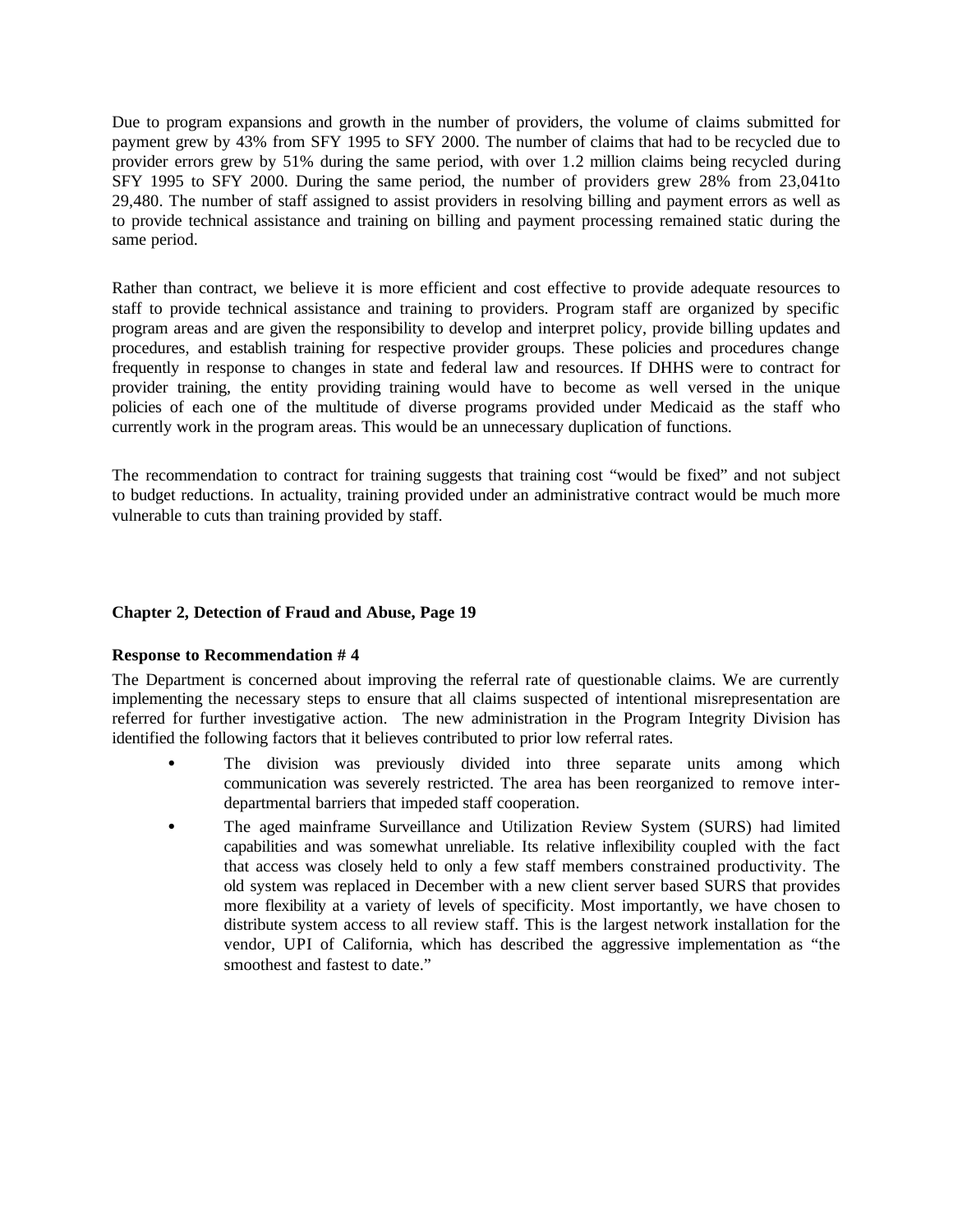Due to program expansions and growth in the number of providers, the volume of claims submitted for payment grew by 43% from SFY 1995 to SFY 2000. The number of claims that had to be recycled due to provider errors grew by 51% during the same period, with over 1.2 million claims being recycled during SFY 1995 to SFY 2000. During the same period, the number of providers grew 28% from 23,041to 29,480. The number of staff assigned to assist providers in resolving billing and payment errors as well as to provide technical assistance and training on billing and payment processing remained static during the same period.

Rather than contract, we believe it is more efficient and cost effective to provide adequate resources to staff to provide technical assistance and training to providers. Program staff are organized by specific program areas and are given the responsibility to develop and interpret policy, provide billing updates and procedures, and establish training for respective provider groups. These policies and procedures change frequently in response to changes in state and federal law and resources. If DHHS were to contract for provider training, the entity providing training would have to become as well versed in the unique policies of each one of the multitude of diverse programs provided under Medicaid as the staff who currently work in the program areas. This would be an unnecessary duplication of functions.

The recommendation to contract for training suggests that training cost "would be fixed" and not subject to budget reductions. In actuality, training provided under an administrative contract would be much more vulnerable to cuts than training provided by staff.

**Chapter 2, Detection of Fraud and Abuse, Page 19**

**Response to Recommendation # 4**

The Department is concerned about improving the referral rate of questionable claims. We are currently implementing the necessary steps to ensure that all claims suspected of intentional misrepresentation are referred for further investigative action. The new administration in the Program Integrity Division has identified the following factors that it believes contributed to prior low referral rates.

- The division was previously divided into three separate units among which communication was severely restricted. The area has been reorganized to remove inter-departmental barriers that impeded staff cooperation.
- The aged mainframe Surveillance and Utilization Review System (SURS) had limited capabilities and was somewhat unreliable. Its relative inflexibility coupled with the fact that access was closely held to only a few staff members constrained productivity. The old system was replaced in December with a new client server based SURS that provides more flexibility at a variety of levels of specificity. Most importantly, we have chosen to distribute system access to all review staff. This is the largest network installation for the vendor, UPI of California, which has described the aggressive implementation as "the smoothest and fastest to date."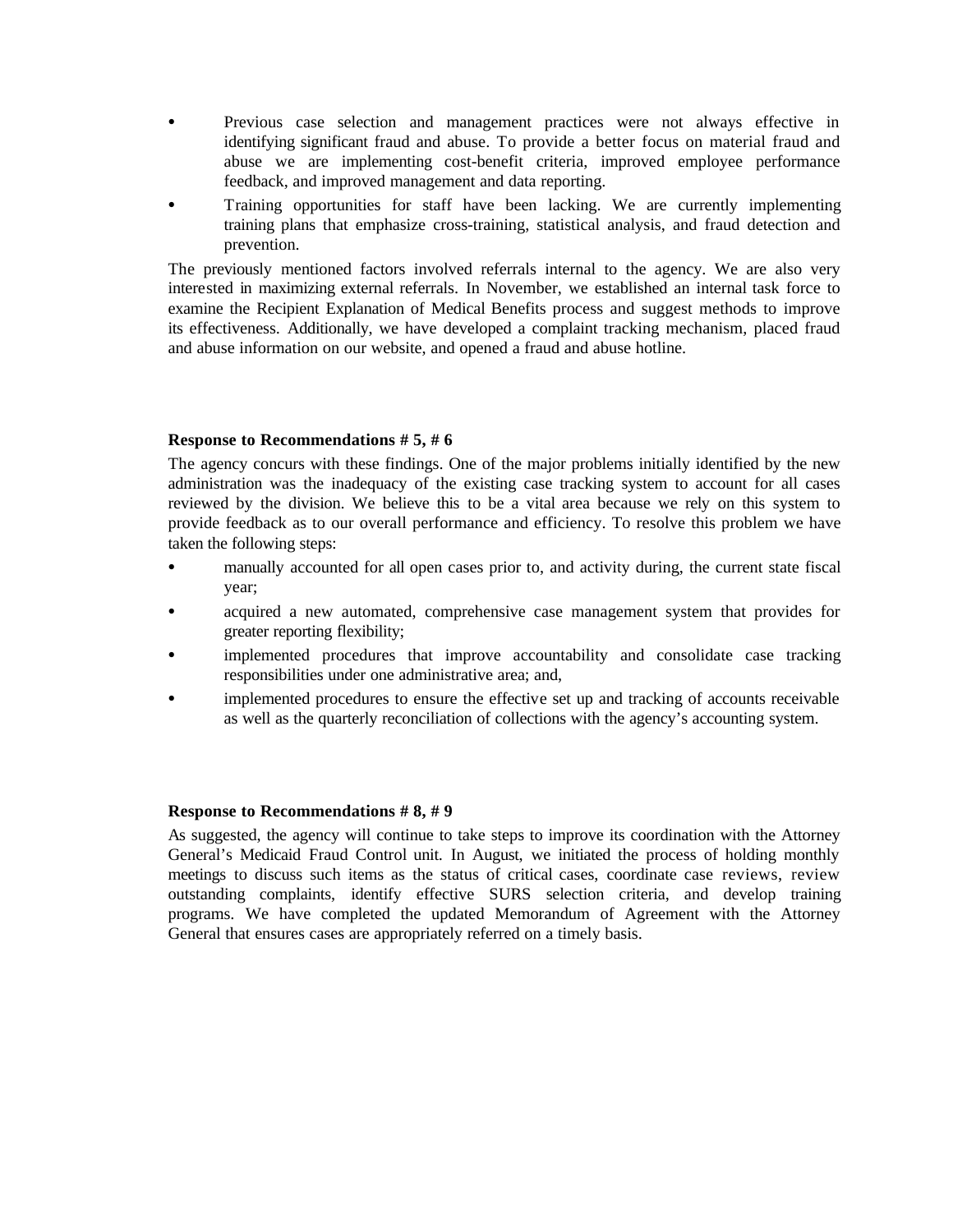- Previous case selection and management practices were not always effective in identifying significant fraud and abuse. To provide a better focus on material fraud and abuse we are implementing cost-benefit criteria, improved employee performance feedback, and improved management and data reporting.
- Training opportunities for staff have been lacking. We are currently implementing training plans that emphasize cross-training, statistical analysis, and fraud detection and prevention.

The previously mentioned factors involved referrals internal to the agency. We are also very interested in maximizing external referrals. In November, we established an internal task force to examine the Recipient Explanation of Medical Benefits process and suggest methods to improve its effectiveness. Additionally, we have developed a complaint tracking mechanism, placed fraud and abuse information on our website, and opened a fraud and abuse hotline.

**Response to Recommendations # 5, # 6**

The agency concurs with these findings. One of the major problems initially identified by the new administration was the inadequacy of the existing case tracking system to account for all cases reviewed by the division. We believe this to be a vital area because we rely on this system to provide feedback as to our overall performance and efficiency. To resolve this problem we have taken the following steps:

- manually accounted for all open cases prior to, and activity during, the current state fiscal year;
- acquired a new automated, comprehensive case management system that provides for greater reporting flexibility;
- implemented procedures that improve accountability and consolidate case tracking responsibilities under one administrative area; and,
- implemented procedures to ensure the effective set up and tracking of accounts receivable as well as the quarterly reconciliation of collections with the agency's accounting system.

**Response to Recommendations # 8, # 9**

As suggested, the agency will continue to take steps to improve its coordination with the Attorney General's Medicaid Fraud Control unit. In August, we initiated the process of holding monthly meetings to discuss such items as the status of critical cases, coordinate case reviews, review outstanding complaints, identify effective SURS selection criteria, and develop training programs. We have completed the updated Memorandum of Agreement with the Attorney General that ensures cases are appropriately referred on a timely basis.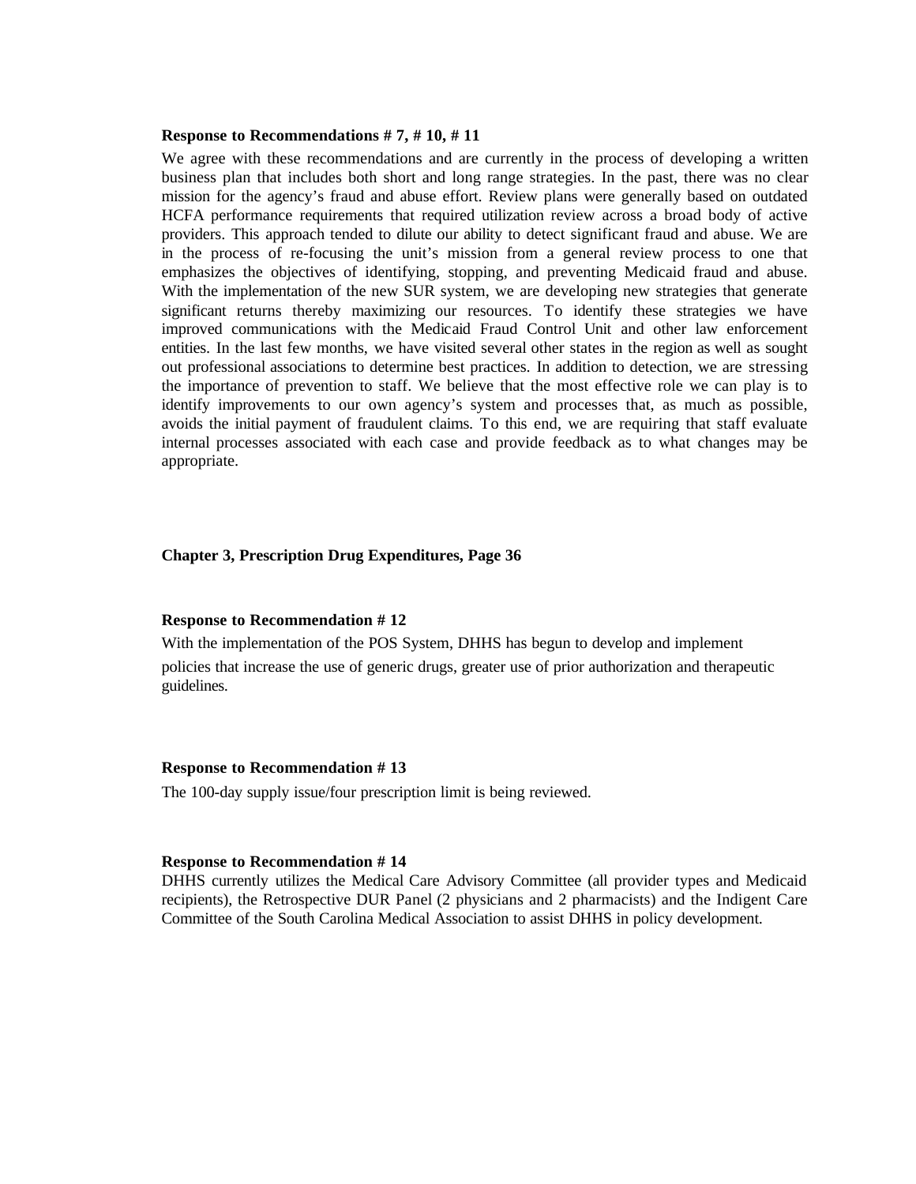**Response to Recommendations # 7, # 10, # 11**

We agree with these recommendations and are currently in the process of developing a written business plan that includes both short and long range strategies. In the past, there was no clear mission for the agency's fraud and abuse effort. Review plans were generally based on outdated HCFA performance requirements that required utilization review across a broad body of active providers. This approach tended to dilute our ability to detect significant fraud and abuse. We are in the process of re-focusing the unit's mission from a general review process to one that emphasizes the objectives of identifying, stopping, and preventing Medicaid fraud and abuse. With the implementation of the new SUR system, we are developing new strategies that generate significant returns thereby maximizing our resources. To identify these strategies we have improved communications with the Medicaid Fraud Control Unit and other law enforcement entities. In the last few months, we have visited several other states in the region as well as sought out professional associations to determine best practices. In addition to detection, we are stressing the importance of prevention to staff. We believe that the most effective role we can play is to identify improvements to our own agency's system and processes that, as much as possible, avoids the initial payment of fraudulent claims. To this end, we are requiring that staff evaluate internal processes associated with each case and provide feedback as to what changes may be appropriate.

**Chapter 3, Prescription Drug Expenditures, Page 36**

**Response to Recommendation # 12**

With the implementation of the POS System, DHHS has begun to develop and implement policies that increase the use of generic drugs, greater use of prior authorization and therapeutic guidelines.

**Response to Recommendation # 13**

The 100-day supply issue/four prescription limit is being reviewed.

**Response to Recommendation # 14**

DHHS currently utilizes the Medical Care Advisory Committee (all provider types and Medicaid recipients), the Retrospective DUR Panel (2 physicians and 2 pharmacists) and the Indigent Care Committee of the South Carolina Medical Association to assist DHHS in policy development.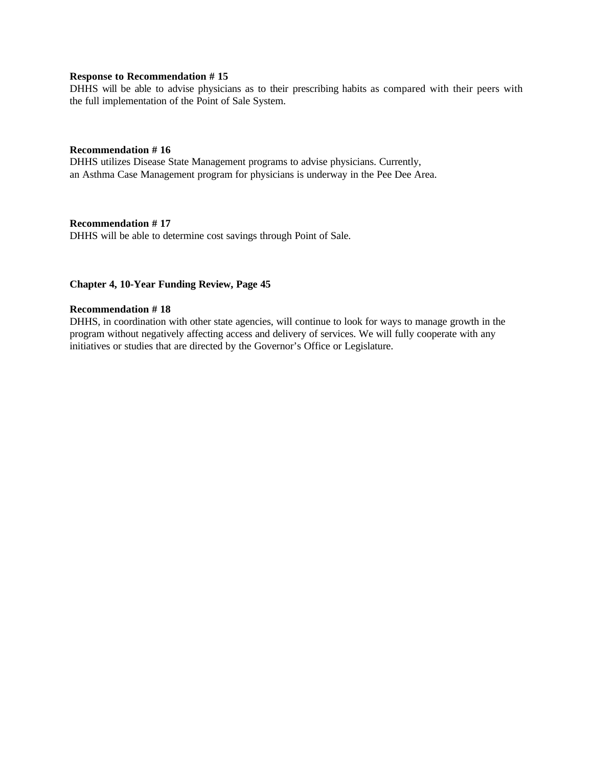**Response to Recommendation # 15**

DHHS will be able to advise physicians as to their prescribing habits as compared with their peers with the full implementation of the Point of Sale System.

**Recommendation # 16**

DHHS utilizes Disease State Management programs to advise physicians. Currently, an Asthma Case Management program for physicians is underway in the Pee Dee Area.

**Recommendation # 17**

DHHS will be able to determine cost savings through Point of Sale.

**Chapter 4, 10-Year Funding Review, Page 45**

**Recommendation # 18**

DHHS, in coordination with other state agencies, will continue to look for ways to manage growth in the program without negatively affecting access and delivery of services. We will fully cooperate with any initiatives or studies that are directed by the Governor's Office or Legislature.